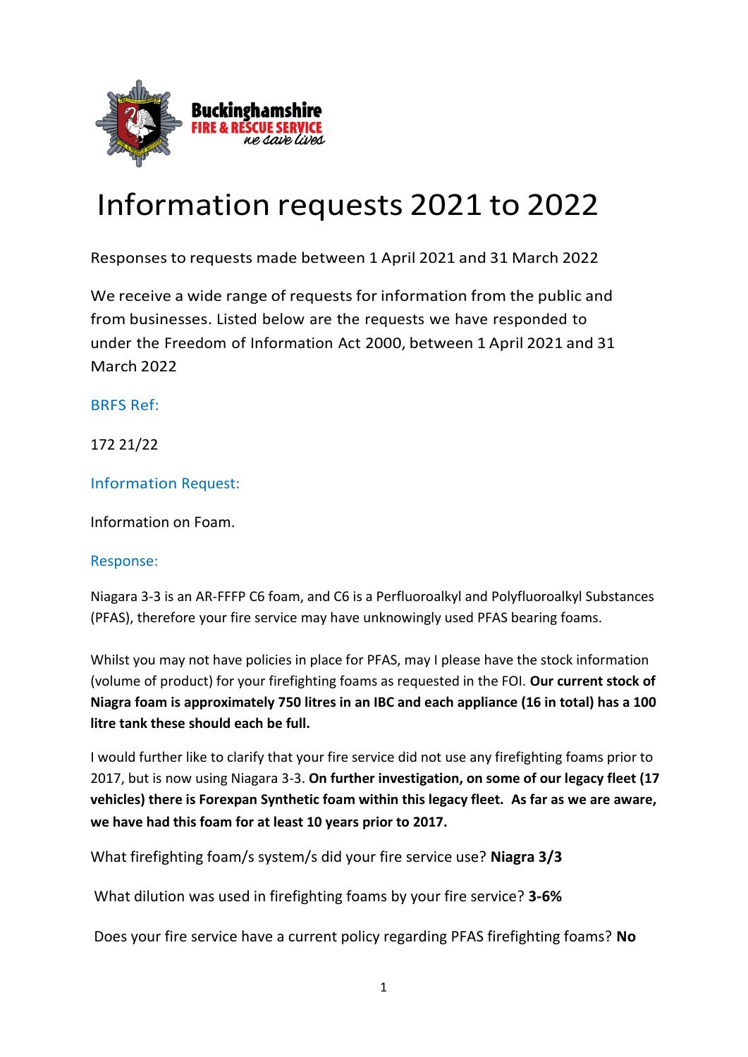# Information requests 2021 to 2022

Responses to requests made between 1 April 2021 and 31 March 2022

We receive a wide range of requests for information from the public and from businesses. Listed below are the requests we have responded to under the Freedom of Information Act 2000, between 1 April 2021 and 31 March 2022

BRFS Ref:

172 21/22

Information Request:

Information on Foam.

Response:

Niagara 3-3 is an AR-FFFP C6 foam, and C6 is a Perfluoroalkyl and Polyfluoroalkyl Substances (PFAS), therefore your fire service may have unknowingly used PFAS bearing foams.

Whilst you may not have policies in place for PFAS, may I please have the stock information (volume of product) for your firefighting foams as requested in the FOI. **Our current stock of Niagra foam is approximately 750 litres in an IBC and each appliance (16 in total) has a 100 litre tank these should each be full.**

I would further like to clarify that your fire service did not use any firefighting foams prior to 2017, but is now using Niagara 3-3. **On further investigation, on some of our legacy fleet (17 vehicles) there is Forexpan Synthetic foam within this legacy fleet. As far as we are aware, we have had this foam for at least 10 years prior to 2017.**

What firefighting foam/s system/s did your fire service use? **Niagra 3/3**

What dilution was used in firefighting foams by your fire service? **3-6%**

Does your fire service have a current policy regarding PFAS firefighting foams? **No**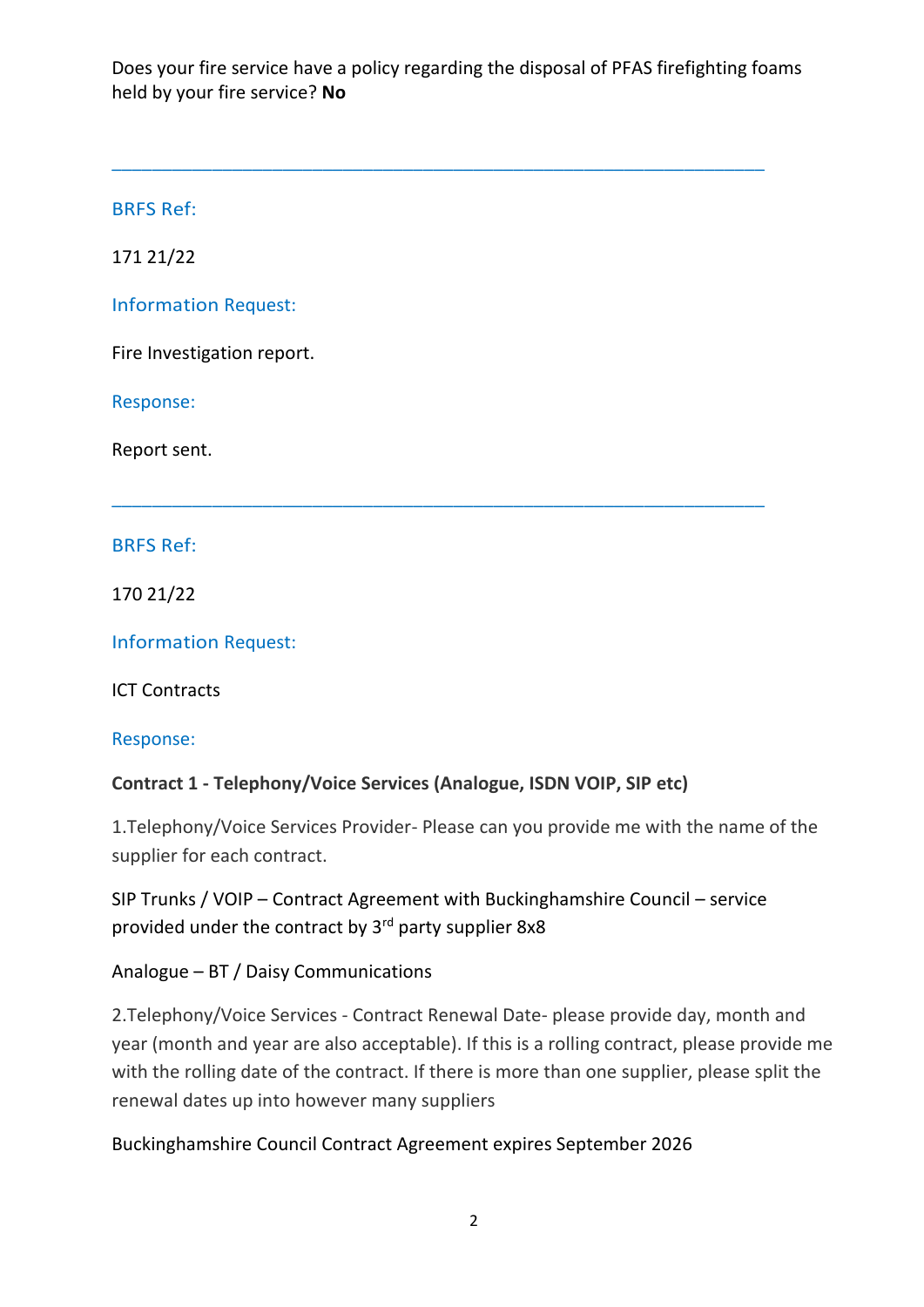Does your fire service have a policy regarding the disposal of PFAS firefighting foams held by your fire service? **No**

---

BRFS Ref:

171 21/22

Information Request:

Fire Investigation report.

Response:

Report sent.

---

BRFS Ref:

170 21/22

Information Request:

ICT Contracts

Response:

**Contract 1 - Telephony/Voice Services (Analogue, ISDN VOIP, SIP etc)**

1.Telephony/Voice Services Provider- Please can you provide me with the name of the supplier for each contract.

SIP Trunks / VOIP – Contract Agreement with Buckinghamshire Council – service provided under the contract by 3rd party supplier 8x8

Analogue – BT / Daisy Communications

2.Telephony/Voice Services - Contract Renewal Date- please provide day, month and year (month and year are also acceptable). If this is a rolling contract, please provide me with the rolling date of the contract. If there is more than one supplier, please split the renewal dates up into however many suppliers

Buckinghamshire Council Contract Agreement expires September 2026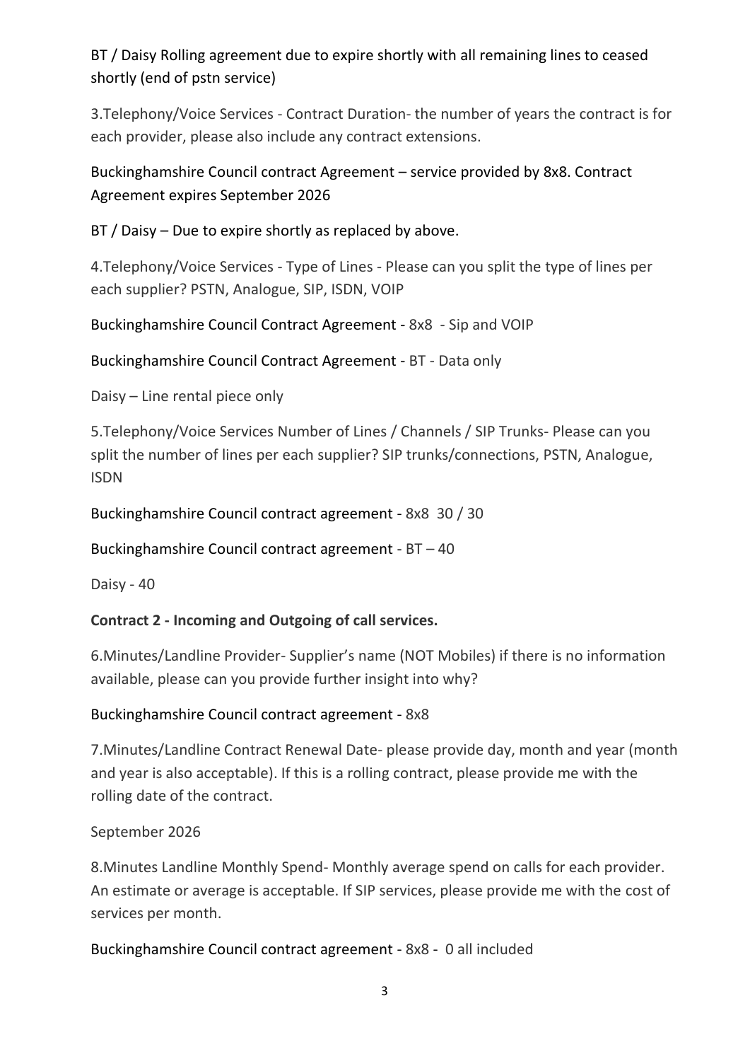BT / Daisy Rolling agreement due to expire shortly with all remaining lines to ceased shortly (end of pstn service)

3.Telephony/Voice Services - Contract Duration- the number of years the contract is for each provider, please also include any contract extensions.

Buckinghamshire Council contract Agreement – service provided by 8x8. Contract Agreement expires September 2026

BT / Daisy – Due to expire shortly as replaced by above.

4.Telephony/Voice Services - Type of Lines - Please can you split the type of lines per each supplier? PSTN, Analogue, SIP, ISDN, VOIP

Buckinghamshire Council Contract Agreement - 8x8 - Sip and VOIP

Buckinghamshire Council Contract Agreement - BT - Data only

Daisy – Line rental piece only

5.Telephony/Voice Services Number of Lines / Channels / SIP Trunks- Please can you split the number of lines per each supplier? SIP trunks/connections, PSTN, Analogue, ISDN

Buckinghamshire Council contract agreement - 8x8 30 / 30

Buckinghamshire Council contract agreement - BT – 40

Daisy - 40

**Contract 2 - Incoming and Outgoing of call services.**

6.Minutes/Landline Provider- Supplier's name (NOT Mobiles) if there is no information available, please can you provide further insight into why?

Buckinghamshire Council contract agreement - 8x8

7.Minutes/Landline Contract Renewal Date- please provide day, month and year (month and year is also acceptable). If this is a rolling contract, please provide me with the rolling date of the contract.

September 2026

8.Minutes Landline Monthly Spend- Monthly average spend on calls for each provider. An estimate or average is acceptable. If SIP services, please provide me with the cost of services per month.

Buckinghamshire Council contract agreement - 8x8 - 0 all included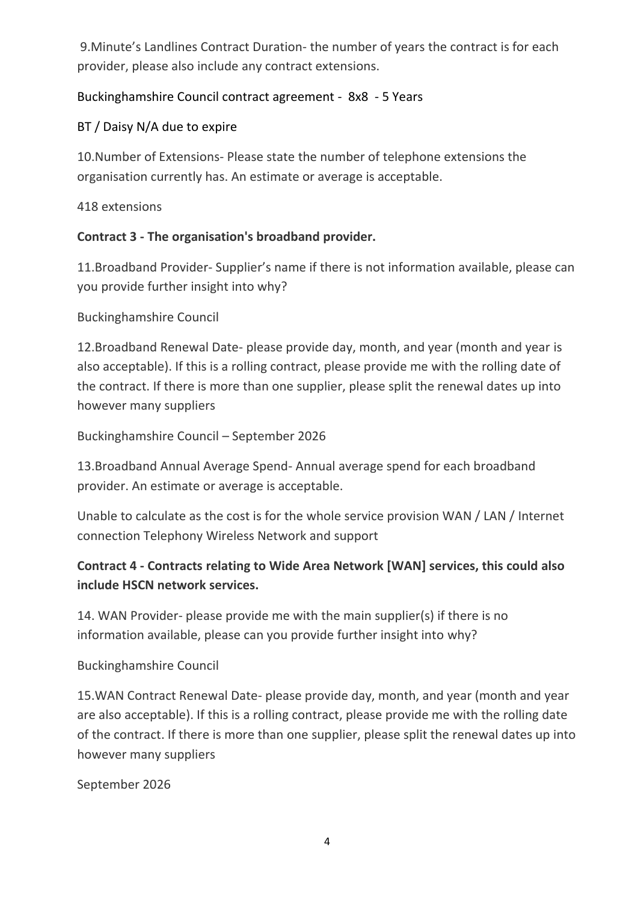9.Minute's Landlines Contract Duration- the number of years the contract is for each provider, please also include any contract extensions.

Buckinghamshire Council contract agreement - 8x8 - 5 Years

BT / Daisy N/A due to expire

10.Number of Extensions- Please state the number of telephone extensions the organisation currently has. An estimate or average is acceptable.

418 extensions

**Contract 3 - The organisation's broadband provider.**

11.Broadband Provider- Supplier's name if there is not information available, please can you provide further insight into why?

Buckinghamshire Council

12.Broadband Renewal Date- please provide day, month, and year (month and year is also acceptable). If this is a rolling contract, please provide me with the rolling date of the contract. If there is more than one supplier, please split the renewal dates up into however many suppliers

Buckinghamshire Council – September 2026

13.Broadband Annual Average Spend- Annual average spend for each broadband provider. An estimate or average is acceptable.

Unable to calculate as the cost is for the whole service provision WAN / LAN / Internet connection Telephony Wireless Network and support

**Contract 4 - Contracts relating to Wide Area Network [WAN] services, this could also include HSCN network services.**

14. WAN Provider- please provide me with the main supplier(s) if there is no information available, please can you provide further insight into why?

Buckinghamshire Council

15.WAN Contract Renewal Date- please provide day, month, and year (month and year are also acceptable). If this is a rolling contract, please provide me with the rolling date of the contract. If there is more than one supplier, please split the renewal dates up into however many suppliers

September 2026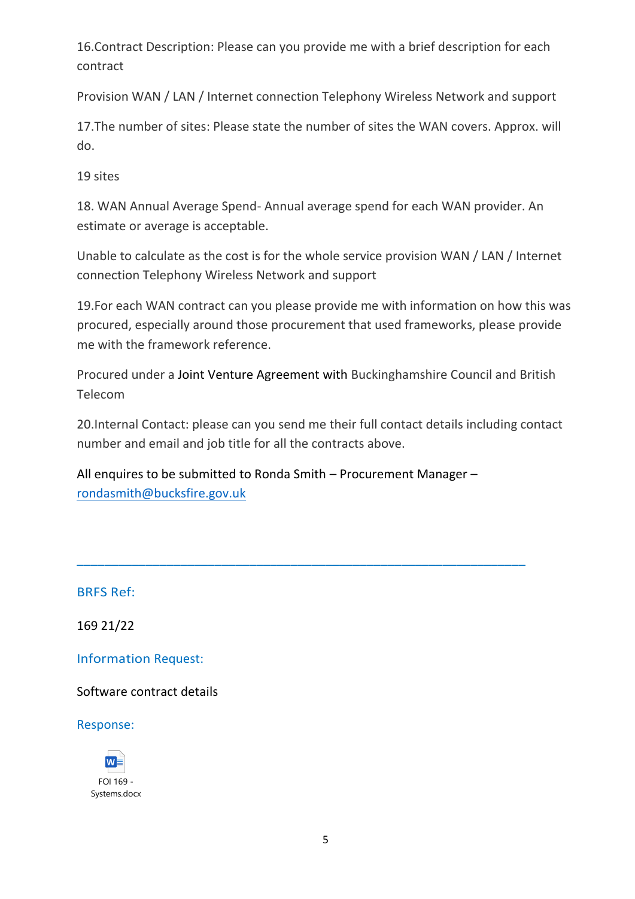16.Contract Description: Please can you provide me with a brief description for each contract

Provision WAN / LAN / Internet connection Telephony Wireless Network and support

17.The number of sites: Please state the number of sites the WAN covers. Approx. will do.

19 sites

18. WAN Annual Average Spend- Annual average spend for each WAN provider. An estimate or average is acceptable.

Unable to calculate as the cost is for the whole service provision WAN / LAN / Internet connection Telephony Wireless Network and support

19.For each WAN contract can you please provide me with information on how this was procured, especially around those procurement that used frameworks, please provide me with the framework reference.

Procured under a Joint Venture Agreement with Buckinghamshire Council and British Telecom

20.Internal Contact: please can you send me their full contact details including contact number and email and job title for all the contracts above.

All enquires to be submitted to Ronda Smith – Procurement Manager – rondasmith@bucksfire.gov.uk

---

## BRFS Ref:

169 21/22

## Information Request:

Software contract details

## Response:

FOI 169 - Systems.docx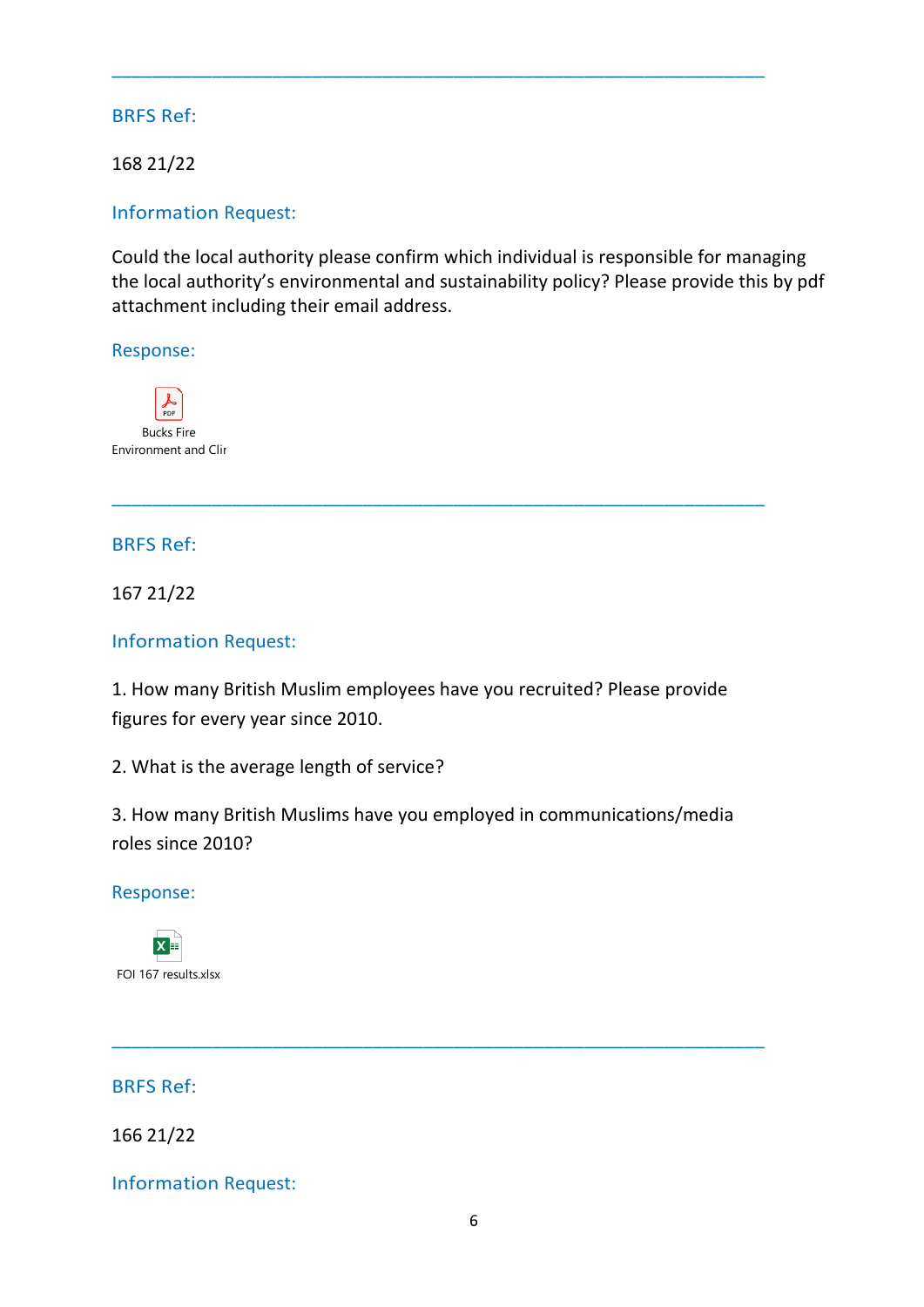---

BRFS Ref:

168 21/22

Information Request:

Could the local authority please confirm which individual is responsible for managing the local authority's environmental and sustainability policy? Please provide this by pdf attachment including their email address.

Response:

Bucks Fire Environment and Clir

---

BRFS Ref:

167 21/22

Information Request:

1. How many British Muslim employees have you recruited? Please provide figures for every year since 2010.

2. What is the average length of service?

3. How many British Muslims have you employed in communications/media roles since 2010?

Response:

FOI 167 results.xlsx

---

BRFS Ref:

166 21/22

Information Request: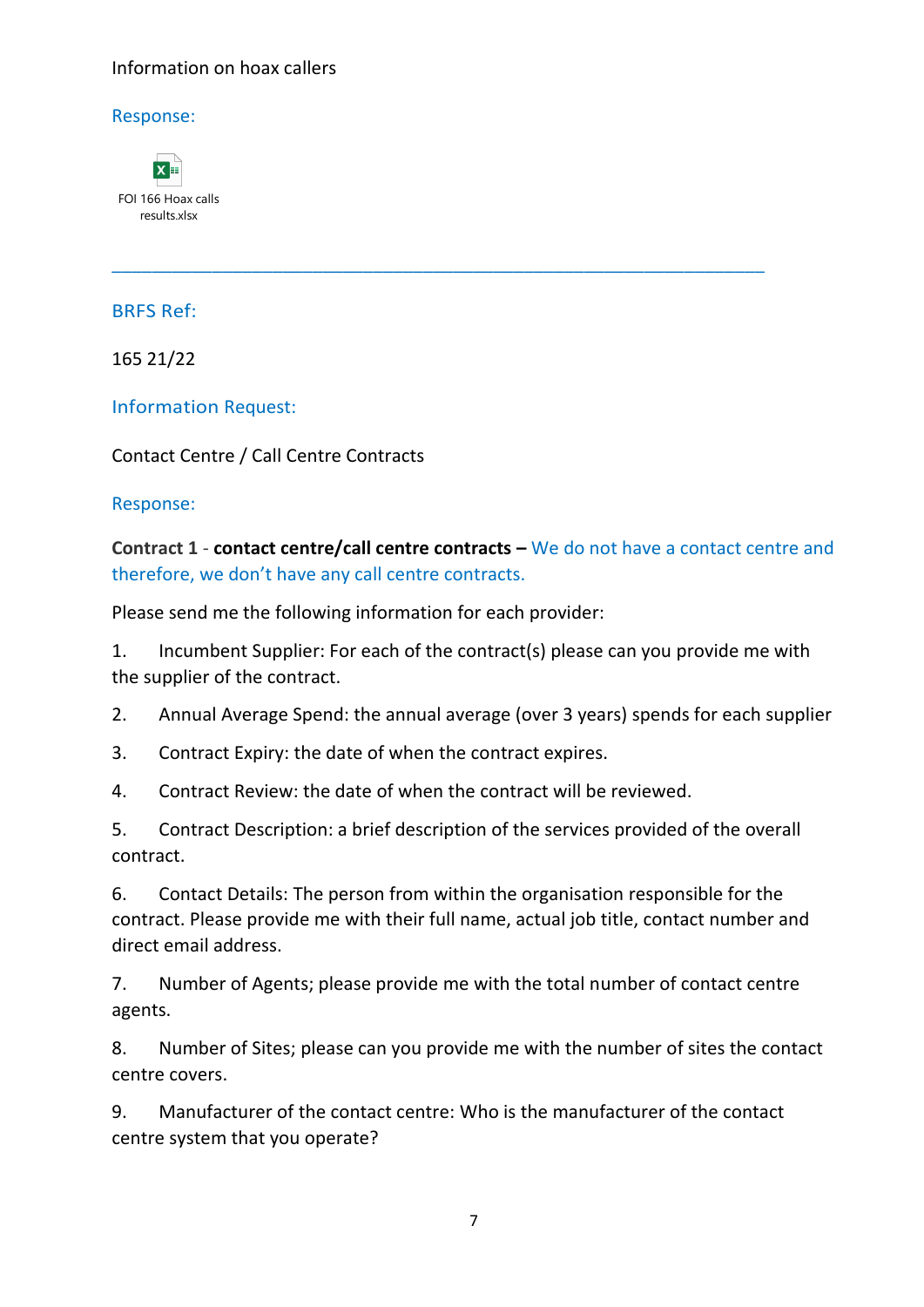Information on hoax callers

Response:

FOI 166 Hoax calls results.xlsx

---

BRFS Ref:

165 21/22

Information Request:

Contact Centre / Call Centre Contracts

Response:

**Contract 1** - **contact centre/call centre contracts –** We do not have a contact centre and therefore, we don't have any call centre contracts.

Please send me the following information for each provider:

1. Incumbent Supplier: For each of the contract(s) please can you provide me with the supplier of the contract.

2. Annual Average Spend: the annual average (over 3 years) spends for each supplier

3. Contract Expiry: the date of when the contract expires.

4. Contract Review: the date of when the contract will be reviewed.

5. Contract Description: a brief description of the services provided of the overall contract.

6. Contact Details: The person from within the organisation responsible for the contract. Please provide me with their full name, actual job title, contact number and direct email address.

7. Number of Agents; please provide me with the total number of contact centre agents.

8. Number of Sites; please can you provide me with the number of sites the contact centre covers.

9. Manufacturer of the contact centre: Who is the manufacturer of the contact centre system that you operate?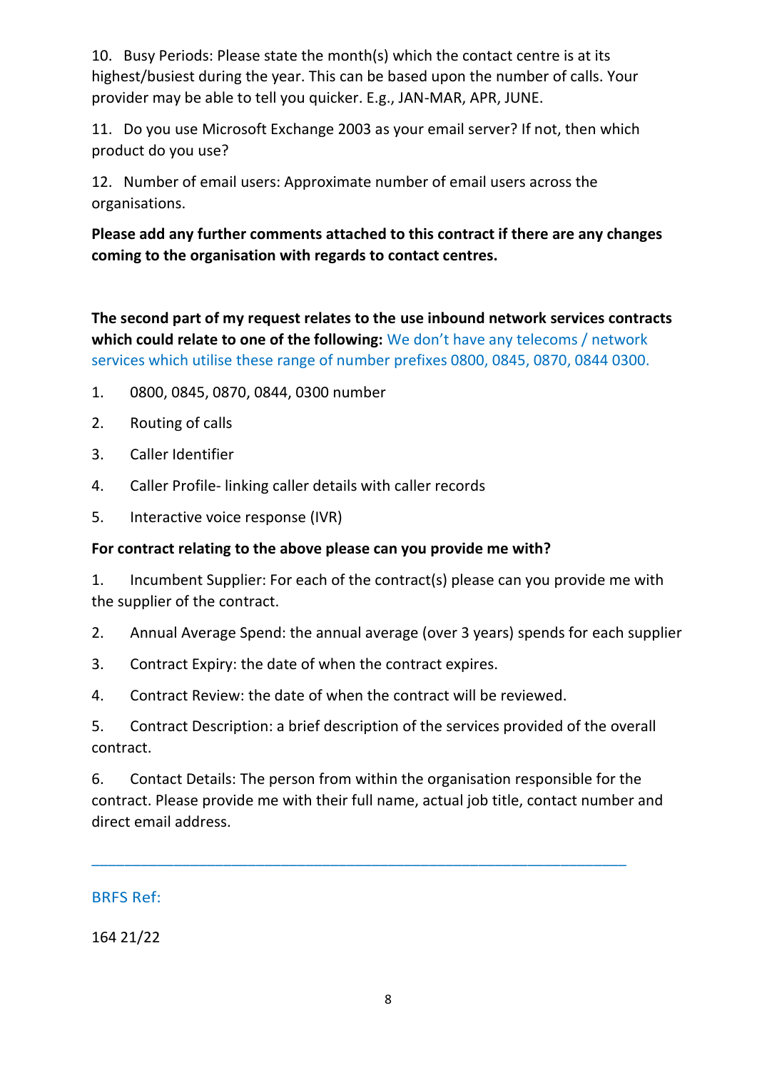10. Busy Periods: Please state the month(s) which the contact centre is at its highest/busiest during the year. This can be based upon the number of calls. Your provider may be able to tell you quicker. E.g., JAN-MAR, APR, JUNE.

11. Do you use Microsoft Exchange 2003 as your email server? If not, then which product do you use?

12. Number of email users: Approximate number of email users across the organisations.

**Please add any further comments attached to this contract if there are any changes coming to the organisation with regards to contact centres.**

**The second part of my request relates to the use inbound network services contracts which could relate to one of the following:** We don't have any telecoms / network services which utilise these range of number prefixes 0800, 0845, 0870, 0844 0300.

1. 0800, 0845, 0870, 0844, 0300 number
2. Routing of calls
3. Caller Identifier
4. Caller Profile- linking caller details with caller records
5. Interactive voice response (IVR)

**For contract relating to the above please can you provide me with?**

1. Incumbent Supplier: For each of the contract(s) please can you provide me with the supplier of the contract.
2. Annual Average Spend: the annual average (over 3 years) spends for each supplier
3. Contract Expiry: the date of when the contract expires.
4. Contract Review: the date of when the contract will be reviewed.
5. Contract Description: a brief description of the services provided of the overall contract.
6. Contact Details: The person from within the organisation responsible for the contract. Please provide me with their full name, actual job title, contact number and direct email address.

---

BRFS Ref:

164 21/22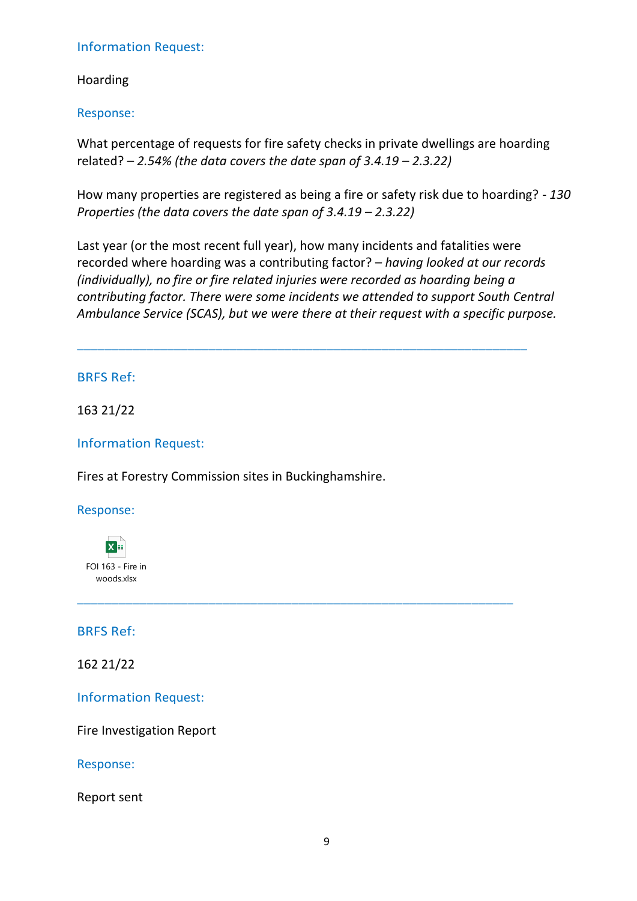Information Request:

Hoarding

Response:

What percentage of requests for fire safety checks in private dwellings are hoarding related? – *2.54% (the data covers the date span of 3.4.19 – 2.3.22)*

How many properties are registered as being a fire or safety risk due to hoarding? - *130 Properties (the data covers the date span of 3.4.19 – 2.3.22)*

Last year (or the most recent full year), how many incidents and fatalities were recorded where hoarding was a contributing factor? – *having looked at our records (individually), no fire or fire related injuries were recorded as hoarding being a contributing factor. There were some incidents we attended to support South Central Ambulance Service (SCAS), but we were there at their request with a specific purpose.*

---

BRFS Ref:

163 21/22

Information Request:

Fires at Forestry Commission sites in Buckinghamshire.

Response:

FOI 163 - Fire in woods.xlsx

---

BRFS Ref:

162 21/22

Information Request:

Fire Investigation Report

Response:

Report sent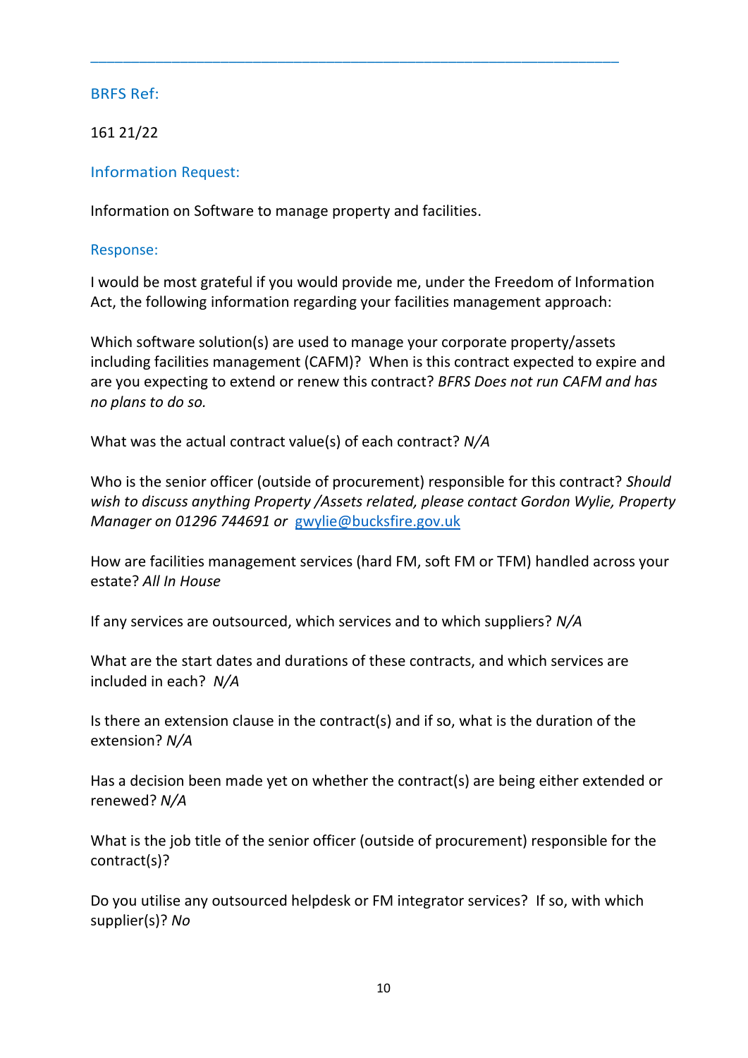---

### BRFS Ref:

161 21/22

### Information Request:

Information on Software to manage property and facilities.

### Response:

I would be most grateful if you would provide me, under the Freedom of Information Act, the following information regarding your facilities management approach:

Which software solution(s) are used to manage your corporate property/assets including facilities management (CAFM)? When is this contract expected to expire and are you expecting to extend or renew this contract? *BFRS Does not run CAFM and has no plans to do so.*

What was the actual contract value(s) of each contract? *N/A*

Who is the senior officer (outside of procurement) responsible for this contract? *Should wish to discuss anything Property /Assets related, please contact Gordon Wylie, Property Manager on 01296 744691 or* gwylie@bucksfire.gov.uk

How are facilities management services (hard FM, soft FM or TFM) handled across your estate? *All In House*

If any services are outsourced, which services and to which suppliers? *N/A*

What are the start dates and durations of these contracts, and which services are included in each? *N/A*

Is there an extension clause in the contract(s) and if so, what is the duration of the extension? *N/A*

Has a decision been made yet on whether the contract(s) are being either extended or renewed? *N/A*

What is the job title of the senior officer (outside of procurement) responsible for the contract(s)?

Do you utilise any outsourced helpdesk or FM integrator services? If so, with which supplier(s)? *No*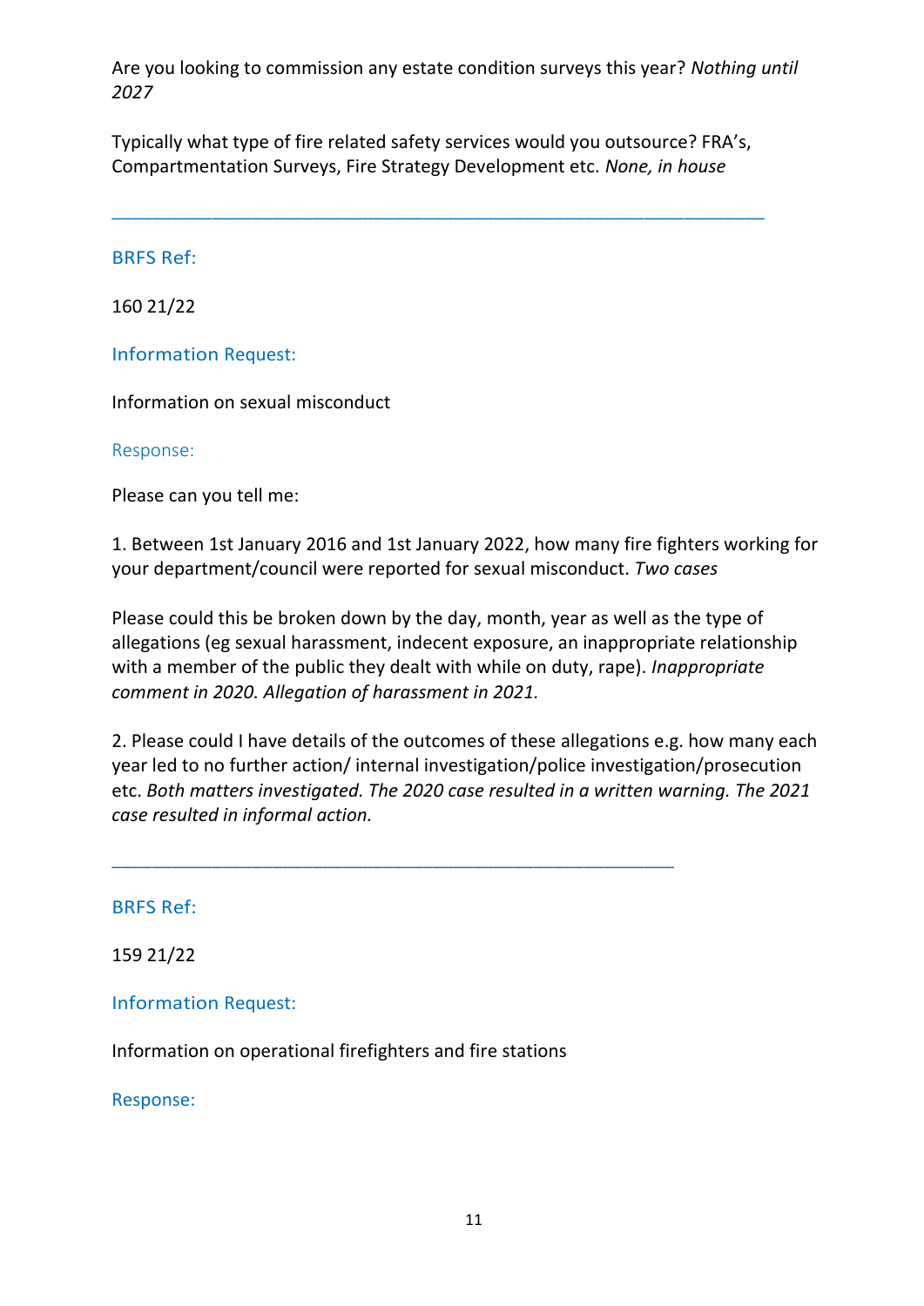Are you looking to commission any estate condition surveys this year? *Nothing until 2027*

Typically what type of fire related safety services would you outsource? FRA's, Compartmentation Surveys, Fire Strategy Development etc. *None, in house*

---

BRFS Ref:

160 21/22

Information Request:

Information on sexual misconduct

Response:

Please can you tell me:

1. Between 1st January 2016 and 1st January 2022, how many fire fighters working for your department/council were reported for sexual misconduct. *Two cases*

Please could this be broken down by the day, month, year as well as the type of allegations (eg sexual harassment, indecent exposure, an inappropriate relationship with a member of the public they dealt with while on duty, rape). *Inappropriate comment in 2020. Allegation of harassment in 2021.*

2. Please could I have details of the outcomes of these allegations e.g. how many each year led to no further action/ internal investigation/police investigation/prosecution etc. *Both matters investigated. The 2020 case resulted in a written warning. The 2021 case resulted in informal action.*

---

BRFS Ref:

159 21/22

Information Request:

Information on operational firefighters and fire stations

Response: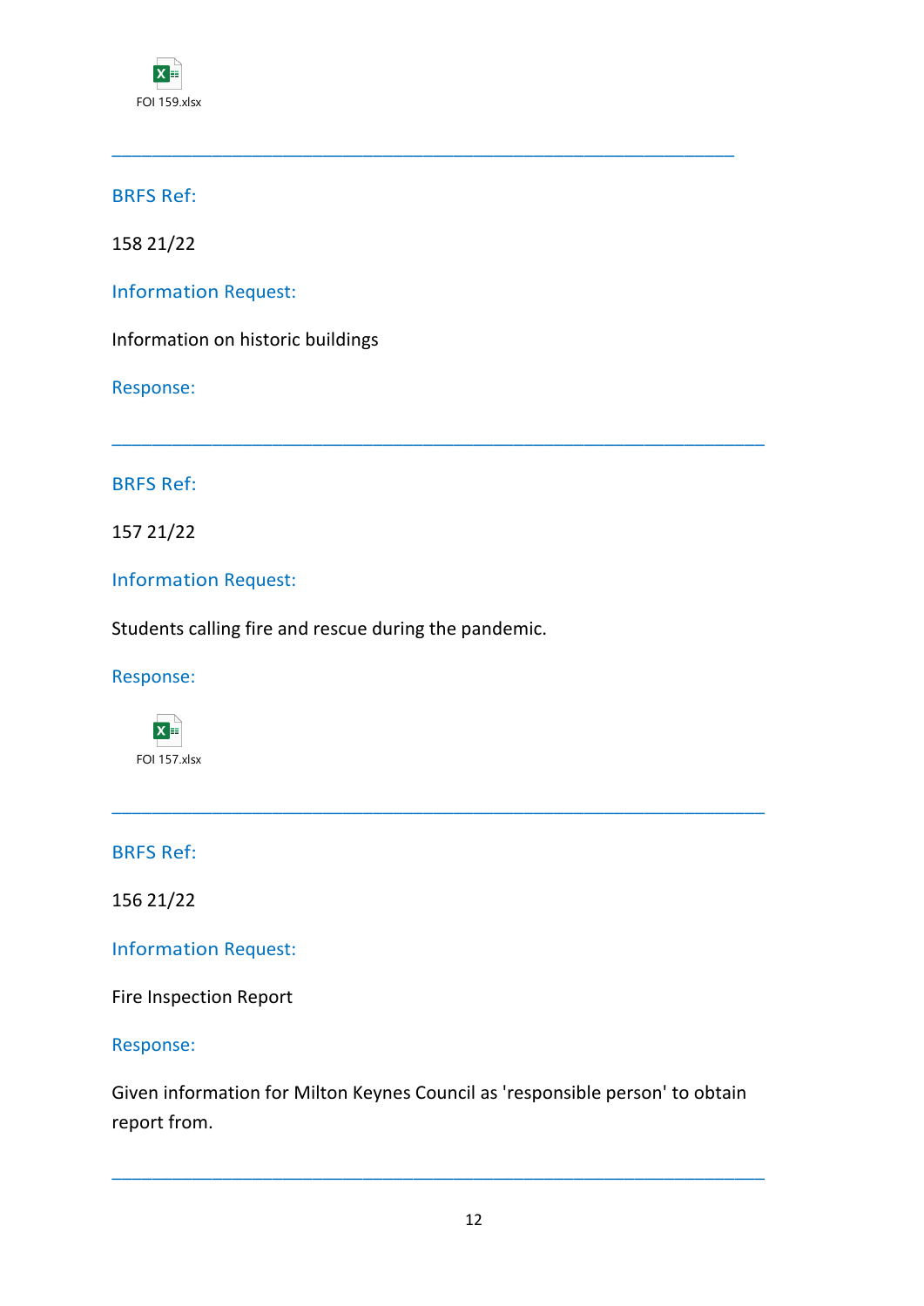FOI 159.xlsx

---

BRFS Ref:

158 21/22

Information Request:

Information on historic buildings

Response:

---

BRFS Ref:

157 21/22

Information Request:

Students calling fire and rescue during the pandemic.

Response:

FOI 157.xlsx

---

BRFS Ref:

156 21/22

Information Request:

Fire Inspection Report

Response:

Given information for Milton Keynes Council as 'responsible person' to obtain report from.

---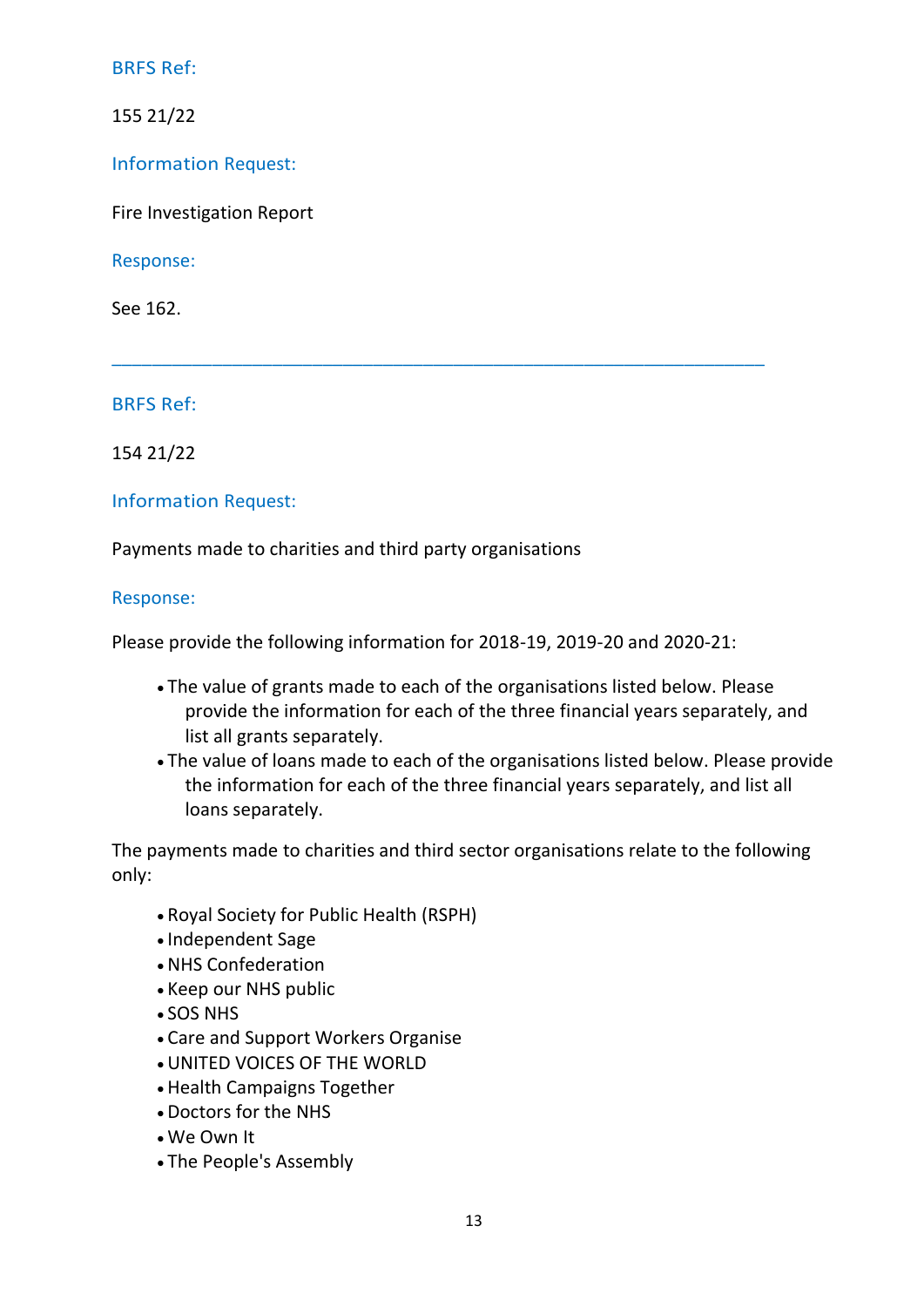BRFS Ref:

155 21/22

Information Request:

Fire Investigation Report

Response:

See 162.

---

BRFS Ref:

154 21/22

Information Request:

Payments made to charities and third party organisations

Response:

Please provide the following information for 2018-19, 2019-20 and 2020-21:

- The value of grants made to each of the organisations listed below. Please provide the information for each of the three financial years separately, and list all grants separately.
- The value of loans made to each of the organisations listed below. Please provide the information for each of the three financial years separately, and list all loans separately.

The payments made to charities and third sector organisations relate to the following only:

- Royal Society for Public Health (RSPH)
- Independent Sage
- NHS Confederation
- Keep our NHS public
- SOS NHS
- Care and Support Workers Organise
- UNITED VOICES OF THE WORLD
- Health Campaigns Together
- Doctors for the NHS
- We Own It
- The People's Assembly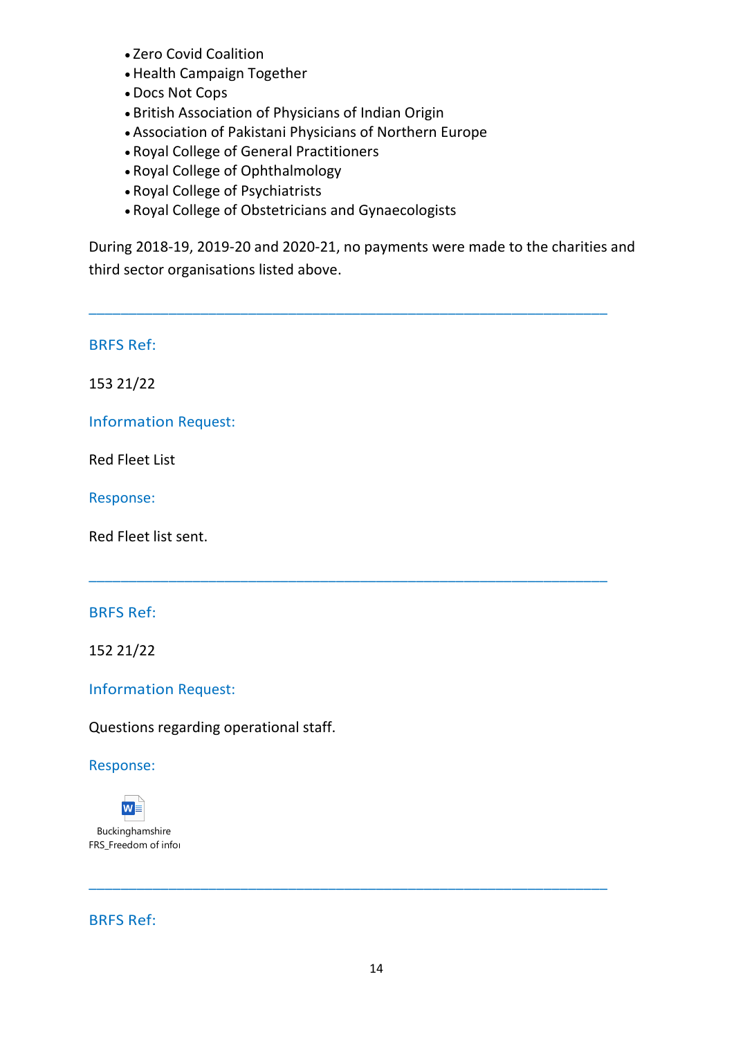- Zero Covid Coalition
- Health Campaign Together
- Docs Not Cops
- British Association of Physicians of Indian Origin
- Association of Pakistani Physicians of Northern Europe
- Royal College of General Practitioners
- Royal College of Ophthalmology
- Royal College of Psychiatrists
- Royal College of Obstetricians and Gynaecologists

During 2018-19, 2019-20 and 2020-21, no payments were made to the charities and third sector organisations listed above.

---

BRFS Ref:

153 21/22

Information Request:

Red Fleet List

Response:

Red Fleet list sent.

---

BRFS Ref:

152 21/22

Information Request:

Questions regarding operational staff.

Response:

Buckinghamshire FRS_Freedom of infoı

---

BRFS Ref: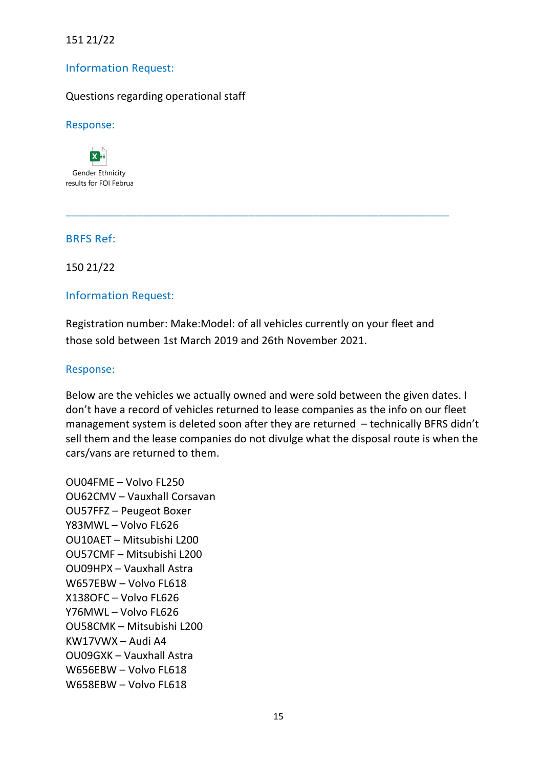151 21/22

## Information Request:

Questions regarding operational staff

## Response:

Gender Ethnicity results for FOI Februa

---

## BRFS Ref:

150 21/22

## Information Request:

Registration number: Make:Model: of all vehicles currently on your fleet and those sold between 1st March 2019 and 26th November 2021.

## Response:

Below are the vehicles we actually owned and were sold between the given dates. I don't have a record of vehicles returned to lease companies as the info on our fleet management system is deleted soon after they are returned – technically BFRS didn't sell them and the lease companies do not divulge what the disposal route is when the cars/vans are returned to them.

OU04FME – Volvo FL250
OU62CMV – Vauxhall Corsavan
OU57FFZ – Peugeot Boxer
Y83MWL – Volvo FL626
OU10AET – Mitsubishi L200
OU57CMF – Mitsubishi L200
OU09HPX – Vauxhall Astra
W657EBW – Volvo FL618
X138OFC – Volvo FL626
Y76MWL – Volvo FL626
OU58CMK – Mitsubishi L200
KW17VWX – Audi A4
OU09GXK – Vauxhall Astra
W656EBW – Volvo FL618
W658EBW – Volvo FL618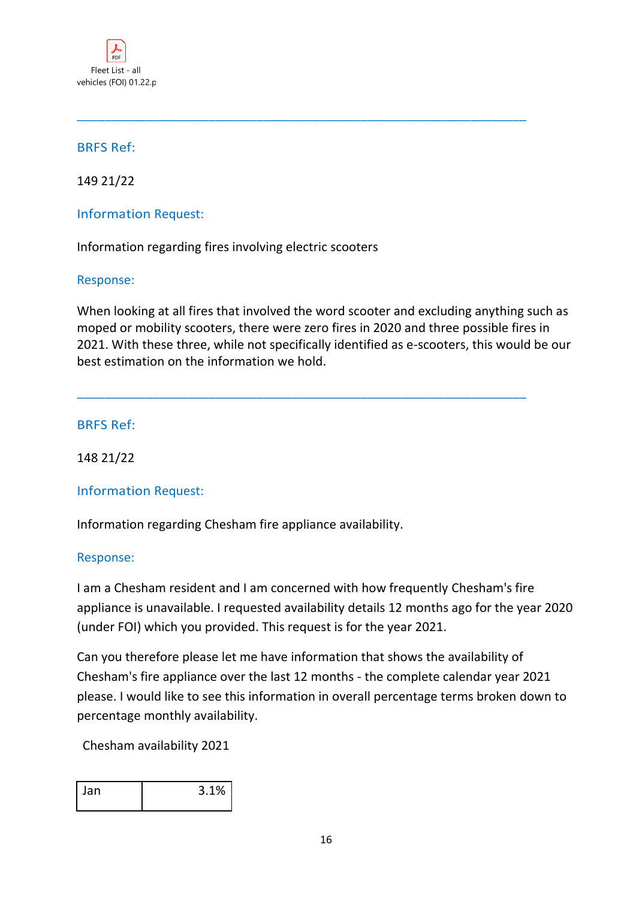Fleet List - all vehicles (FOI) 01.22.p

---

BRFS Ref:

149 21/22

Information Request:

Information regarding fires involving electric scooters

Response:

When looking at all fires that involved the word scooter and excluding anything such as moped or mobility scooters, there were zero fires in 2020 and three possible fires in 2021. With these three, while not specifically identified as e-scooters, this would be our best estimation on the information we hold.

---

BRFS Ref:

148 21/22

Information Request:

Information regarding Chesham fire appliance availability.

Response:

I am a Chesham resident and I am concerned with how frequently Chesham's fire appliance is unavailable. I requested availability details 12 months ago for the year 2020 (under FOI) which you provided. This request is for the year 2021.

Can you therefore please let me have information that shows the availability of Chesham's fire appliance over the last 12 months - the complete calendar year 2021 please. I would like to see this information in overall percentage terms broken down to percentage monthly availability.

Chesham availability 2021

| | |
|---|---|
| Jan | 3.1% |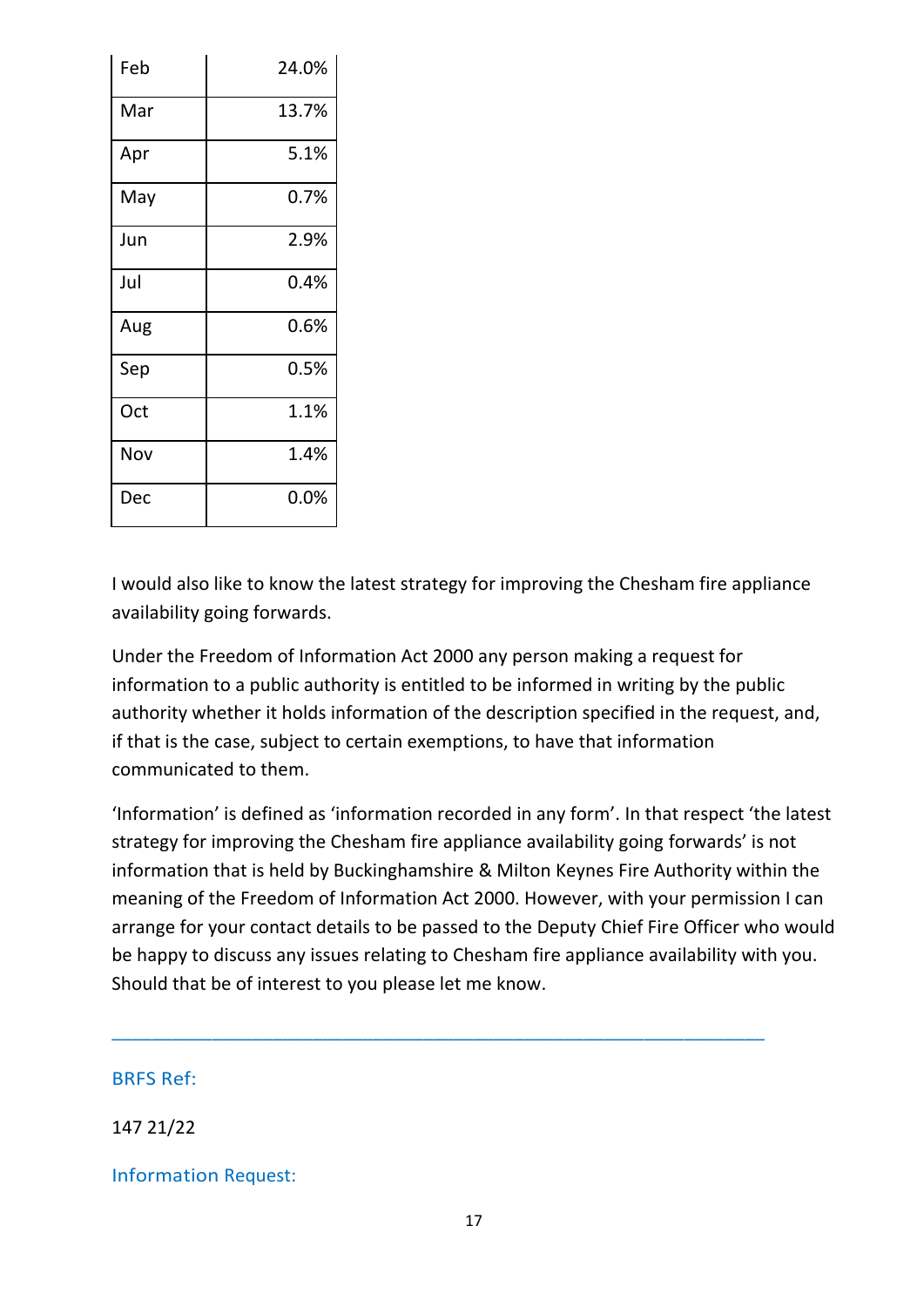| | |
|---|---|
| Feb | 24.0% |
| Mar | 13.7% |
| Apr | 5.1% |
| May | 0.7% |
| Jun | 2.9% |
| Jul | 0.4% |
| Aug | 0.6% |
| Sep | 0.5% |
| Oct | 1.1% |
| Nov | 1.4% |
| Dec | 0.0% |

I would also like to know the latest strategy for improving the Chesham fire appliance availability going forwards.

Under the Freedom of Information Act 2000 any person making a request for information to a public authority is entitled to be informed in writing by the public authority whether it holds information of the description specified in the request, and, if that is the case, subject to certain exemptions, to have that information communicated to them.

'Information' is defined as 'information recorded in any form'. In that respect 'the latest strategy for improving the Chesham fire appliance availability going forwards' is not information that is held by Buckinghamshire & Milton Keynes Fire Authority within the meaning of the Freedom of Information Act 2000. However, with your permission I can arrange for your contact details to be passed to the Deputy Chief Fire Officer who would be happy to discuss any issues relating to Chesham fire appliance availability with you. Should that be of interest to you please let me know.

---

## BRFS Ref:

147 21/22

## Information Request: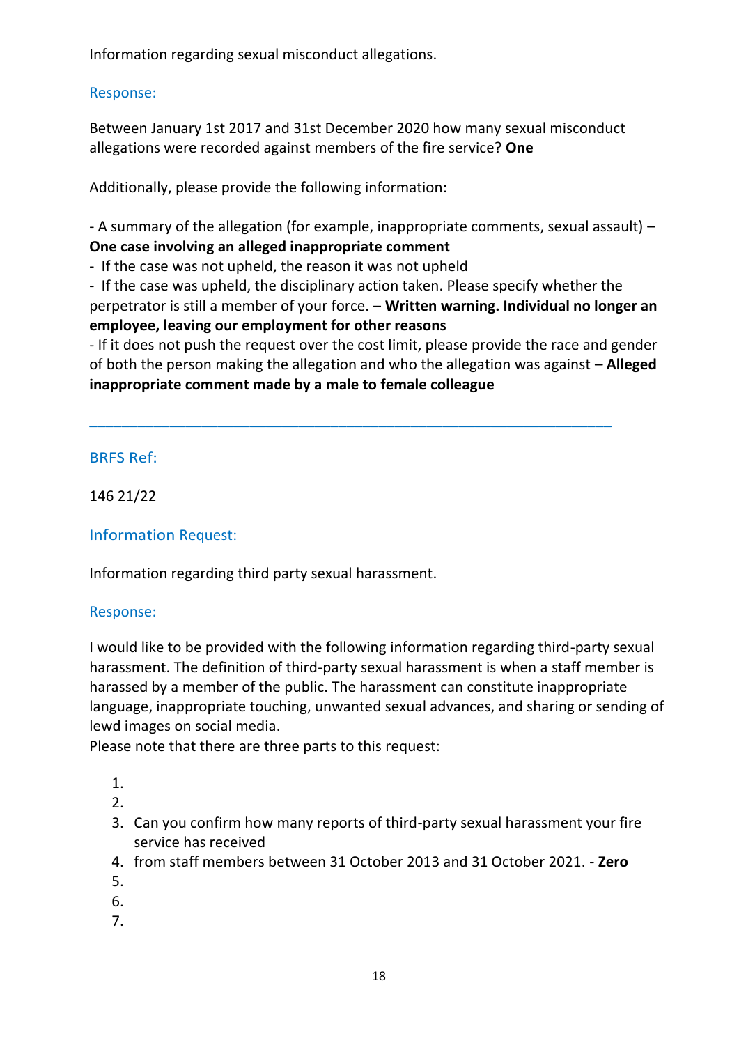Information regarding sexual misconduct allegations.

Response:

Between January 1st 2017 and 31st December 2020 how many sexual misconduct allegations were recorded against members of the fire service? **One**

Additionally, please provide the following information:

- A summary of the allegation (for example, inappropriate comments, sexual assault) – **One case involving an alleged inappropriate comment**
- If the case was not upheld, the reason it was not upheld
- If the case was upheld, the disciplinary action taken. Please specify whether the perpetrator is still a member of your force. – **Written warning. Individual no longer an employee, leaving our employment for other reasons**
- If it does not push the request over the cost limit, please provide the race and gender of both the person making the allegation and who the allegation was against – **Alleged inappropriate comment made by a male to female colleague**

---

BRFS Ref:

146 21/22

Information Request:

Information regarding third party sexual harassment.

Response:

I would like to be provided with the following information regarding third-party sexual harassment. The definition of third-party sexual harassment is when a staff member is harassed by a member of the public. The harassment can constitute inappropriate language, inappropriate touching, unwanted sexual advances, and sharing or sending of lewd images on social media.
Please note that there are three parts to this request:

1. 
2. 
3. Can you confirm how many reports of third-party sexual harassment your fire service has received
4. from staff members between 31 October 2013 and 31 October 2021. - **Zero**
5. 
6. 
7.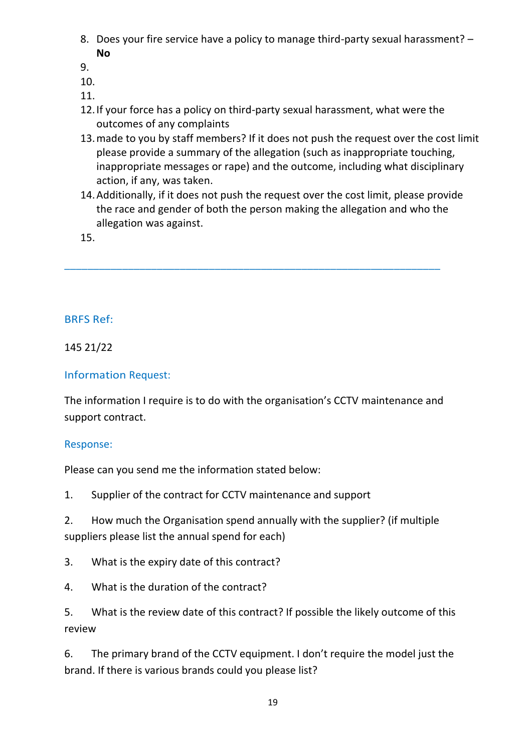8. Does your fire service have a policy to manage third-party sexual harassment? – **No**
9. 
10. 
11. 
12. If your force has a policy on third-party sexual harassment, what were the outcomes of any complaints
13. made to you by staff members? If it does not push the request over the cost limit please provide a summary of the allegation (such as inappropriate touching, inappropriate messages or rape) and the outcome, including what disciplinary action, if any, was taken.
14. Additionally, if it does not push the request over the cost limit, please provide the race and gender of both the person making the allegation and who the allegation was against.
15. 

---

### BRFS Ref:

145 21/22

### Information Request:

The information I require is to do with the organisation's CCTV maintenance and support contract.

### Response:

Please can you send me the information stated below:

1. Supplier of the contract for CCTV maintenance and support

2. How much the Organisation spend annually with the supplier? (if multiple suppliers please list the annual spend for each)

3. What is the expiry date of this contract?

4. What is the duration of the contract?

5. What is the review date of this contract? If possible the likely outcome of this review

6. The primary brand of the CCTV equipment. I don't require the model just the brand. If there is various brands could you please list?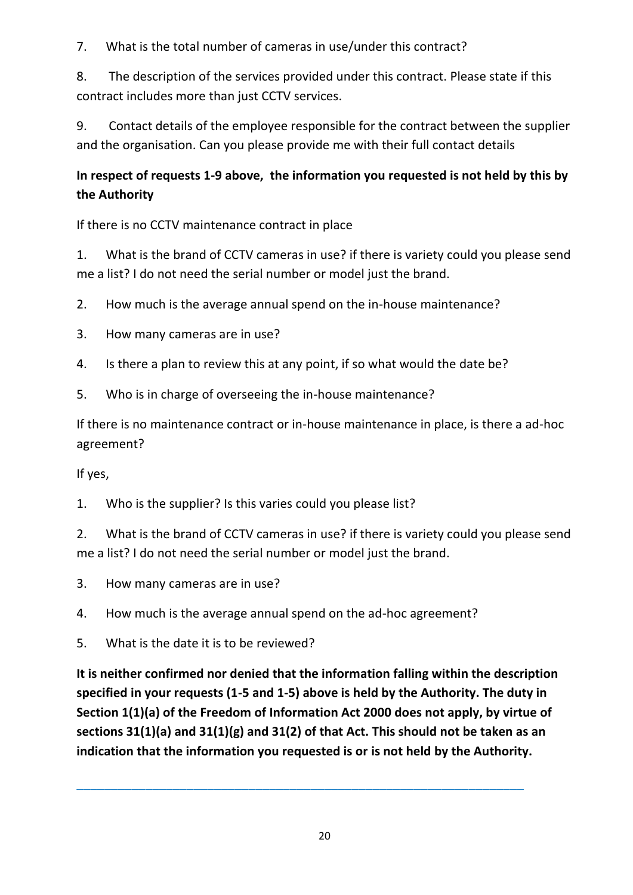7. What is the total number of cameras in use/under this contract?

8. The description of the services provided under this contract. Please state if this contract includes more than just CCTV services.

9. Contact details of the employee responsible for the contract between the supplier and the organisation. Can you please provide me with their full contact details

**In respect of requests 1-9 above, the information you requested is not held by this by the Authority**

If there is no CCTV maintenance contract in place

1. What is the brand of CCTV cameras in use? if there is variety could you please send me a list? I do not need the serial number or model just the brand.

2. How much is the average annual spend on the in-house maintenance?

3. How many cameras are in use?

4. Is there a plan to review this at any point, if so what would the date be?

5. Who is in charge of overseeing the in-house maintenance?

If there is no maintenance contract or in-house maintenance in place, is there a ad-hoc agreement?

If yes,

1. Who is the supplier? Is this varies could you please list?

2. What is the brand of CCTV cameras in use? if there is variety could you please send me a list? I do not need the serial number or model just the brand.

3. How many cameras are in use?

4. How much is the average annual spend on the ad-hoc agreement?

5. What is the date it is to be reviewed?

**It is neither confirmed nor denied that the information falling within the description specified in your requests (1-5 and 1-5) above is held by the Authority. The duty in Section 1(1)(a) of the Freedom of Information Act 2000 does not apply, by virtue of sections 31(1)(a) and 31(1)(g) and 31(2) of that Act. This should not be taken as an indication that the information you requested is or is not held by the Authority.**

---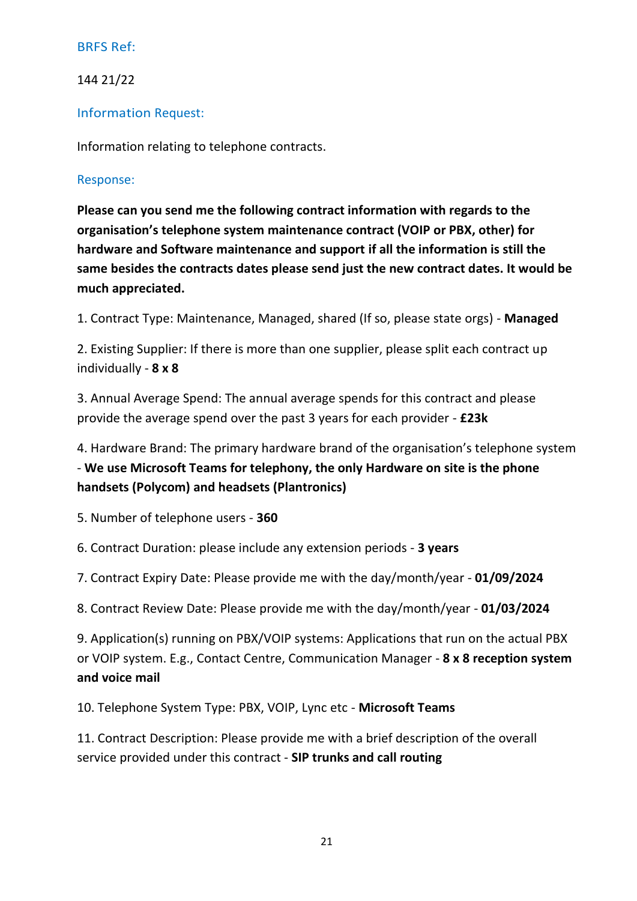## BRFS Ref:

144 21/22

## Information Request:

Information relating to telephone contracts.

## Response:

**Please can you send me the following contract information with regards to the organisation's telephone system maintenance contract (VOIP or PBX, other) for hardware and Software maintenance and support if all the information is still the same besides the contracts dates please send just the new contract dates. It would be much appreciated.**

1. Contract Type: Maintenance, Managed, shared (If so, please state orgs) - **Managed**

2. Existing Supplier: If there is more than one supplier, please split each contract up individually - **8 x 8**

3. Annual Average Spend: The annual average spends for this contract and please provide the average spend over the past 3 years for each provider - **£23k**

4. Hardware Brand: The primary hardware brand of the organisation's telephone system - **We use Microsoft Teams for telephony, the only Hardware on site is the phone handsets (Polycom) and headsets (Plantronics)**

5. Number of telephone users - **360**

6. Contract Duration: please include any extension periods - **3 years**

7. Contract Expiry Date: Please provide me with the day/month/year - **01/09/2024**

8. Contract Review Date: Please provide me with the day/month/year - **01/03/2024**

9. Application(s) running on PBX/VOIP systems: Applications that run on the actual PBX or VOIP system. E.g., Contact Centre, Communication Manager - **8 x 8 reception system and voice mail**

10. Telephone System Type: PBX, VOIP, Lync etc - **Microsoft Teams**

11. Contract Description: Please provide me with a brief description of the overall service provided under this contract - **SIP trunks and call routing**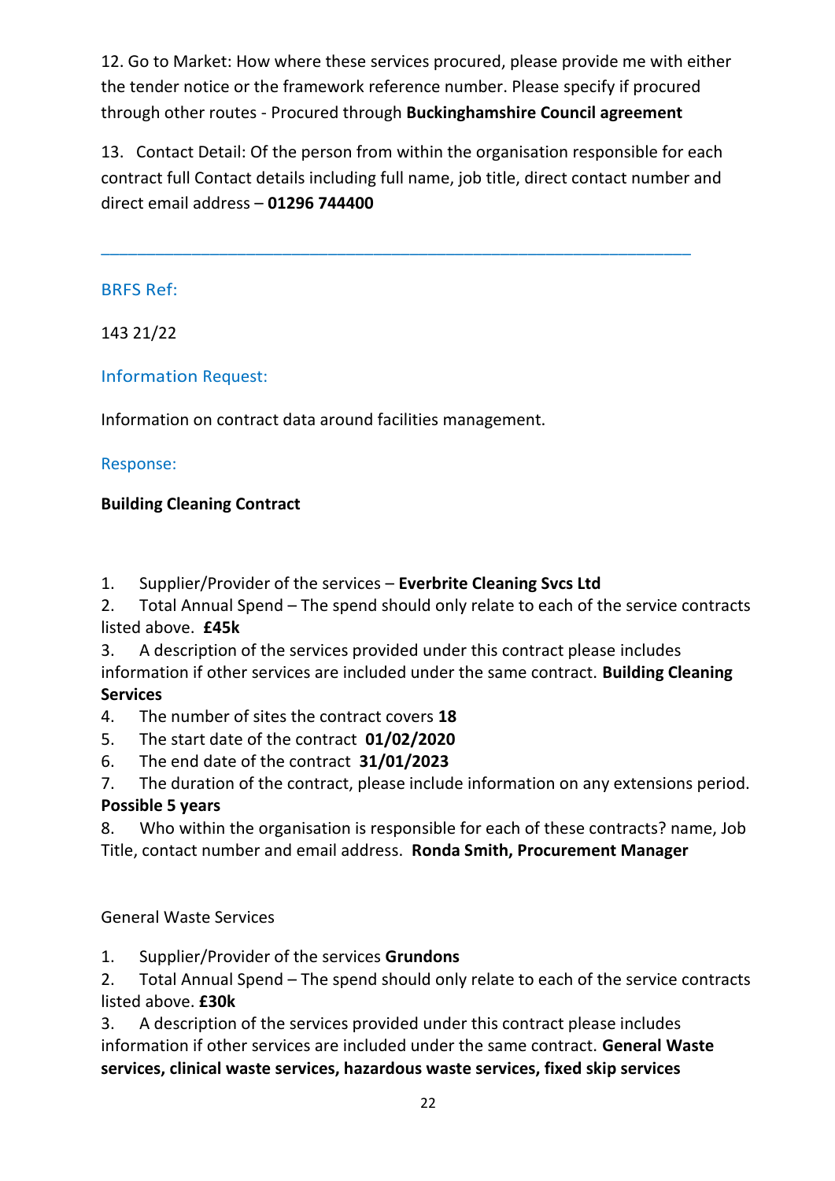12. Go to Market: How where these services procured, please provide me with either the tender notice or the framework reference number. Please specify if procured through other routes - Procured through **Buckinghamshire Council agreement**

13. Contact Detail: Of the person from within the organisation responsible for each contract full Contact details including full name, job title, direct contact number and direct email address – **01296 744400**

---

BRFS Ref:

143 21/22

Information Request:

Information on contract data around facilities management.

Response:

**Building Cleaning Contract**

1. Supplier/Provider of the services – **Everbrite Cleaning Svcs Ltd**
2. Total Annual Spend – The spend should only relate to each of the service contracts listed above. **£45k**
3. A description of the services provided under this contract please includes information if other services are included under the same contract. **Building Cleaning Services**
4. The number of sites the contract covers **18**
5. The start date of the contract **01/02/2020**
6. The end date of the contract **31/01/2023**
7. The duration of the contract, please include information on any extensions period. **Possible 5 years**
8. Who within the organisation is responsible for each of these contracts? name, Job Title, contact number and email address. **Ronda Smith, Procurement Manager**

General Waste Services

1. Supplier/Provider of the services **Grundons**
2. Total Annual Spend – The spend should only relate to each of the service contracts listed above. **£30k**
3. A description of the services provided under this contract please includes information if other services are included under the same contract. **General Waste services, clinical waste services, hazardous waste services, fixed skip services**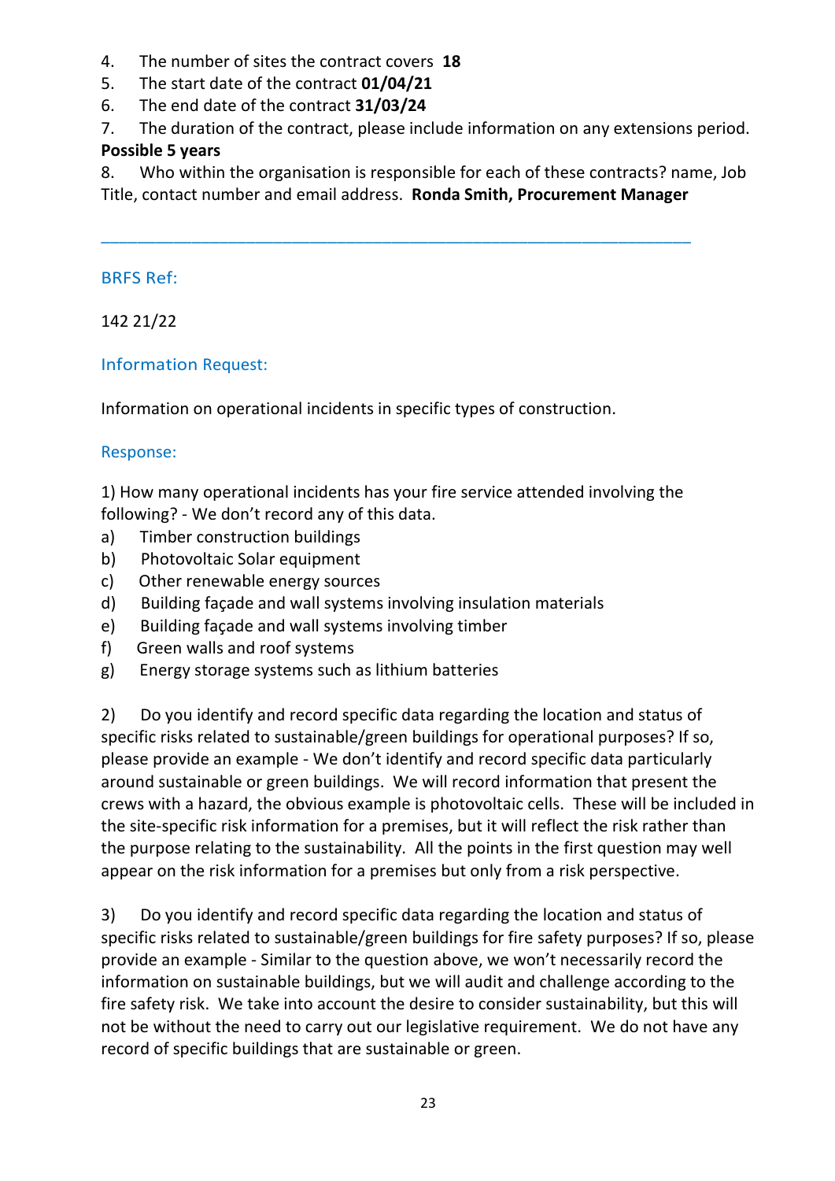4. The number of sites the contract covers **18**
5. The start date of the contract **01/04/21**
6. The end date of the contract **31/03/24**
7. The duration of the contract, please include information on any extensions period. **Possible 5 years**
8. Who within the organisation is responsible for each of these contracts? name, Job Title, contact number and email address. **Ronda Smith, Procurement Manager**

---

BRFS Ref:

142 21/22

Information Request:

Information on operational incidents in specific types of construction.

Response:

1) How many operational incidents has your fire service attended involving the following? - We don't record any of this data.

a) Timber construction buildings
b) Photovoltaic Solar equipment
c) Other renewable energy sources
d) Building façade and wall systems involving insulation materials
e) Building façade and wall systems involving timber
f) Green walls and roof systems
g) Energy storage systems such as lithium batteries

2) Do you identify and record specific data regarding the location and status of specific risks related to sustainable/green buildings for operational purposes? If so, please provide an example - We don't identify and record specific data particularly around sustainable or green buildings. We will record information that present the crews with a hazard, the obvious example is photovoltaic cells. These will be included in the site-specific risk information for a premises, but it will reflect the risk rather than the purpose relating to the sustainability. All the points in the first question may well appear on the risk information for a premises but only from a risk perspective.

3) Do you identify and record specific data regarding the location and status of specific risks related to sustainable/green buildings for fire safety purposes? If so, please provide an example - Similar to the question above, we won't necessarily record the information on sustainable buildings, but we will audit and challenge according to the fire safety risk. We take into account the desire to consider sustainability, but this will not be without the need to carry out our legislative requirement. We do not have any record of specific buildings that are sustainable or green.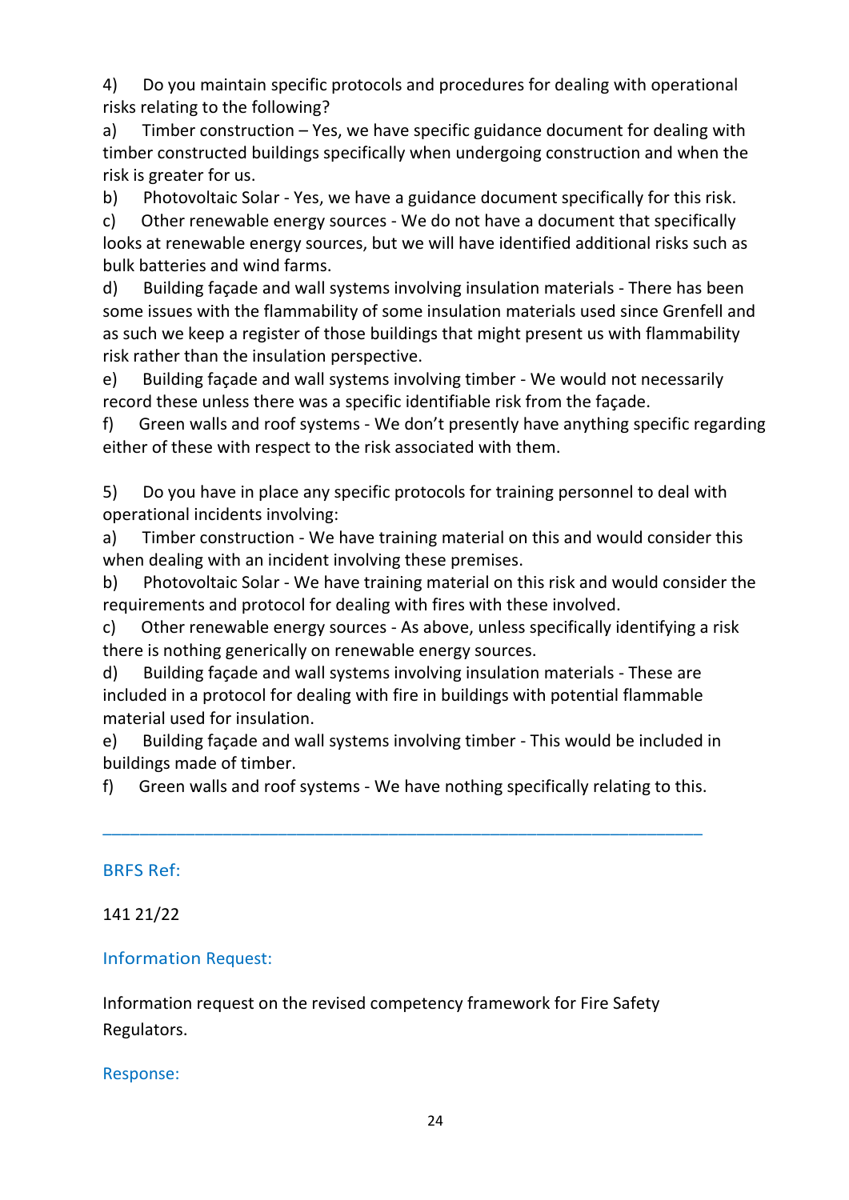4) Do you maintain specific protocols and procedures for dealing with operational risks relating to the following?

a) Timber construction – Yes, we have specific guidance document for dealing with timber constructed buildings specifically when undergoing construction and when the risk is greater for us.

b) Photovoltaic Solar - Yes, we have a guidance document specifically for this risk.

c) Other renewable energy sources - We do not have a document that specifically looks at renewable energy sources, but we will have identified additional risks such as bulk batteries and wind farms.

d) Building façade and wall systems involving insulation materials - There has been some issues with the flammability of some insulation materials used since Grenfell and as such we keep a register of those buildings that might present us with flammability risk rather than the insulation perspective.

e) Building façade and wall systems involving timber - We would not necessarily record these unless there was a specific identifiable risk from the façade.

f) Green walls and roof systems - We don't presently have anything specific regarding either of these with respect to the risk associated with them.

5) Do you have in place any specific protocols for training personnel to deal with operational incidents involving:

a) Timber construction - We have training material on this and would consider this when dealing with an incident involving these premises.

b) Photovoltaic Solar - We have training material on this risk and would consider the requirements and protocol for dealing with fires with these involved.

c) Other renewable energy sources - As above, unless specifically identifying a risk there is nothing generically on renewable energy sources.

d) Building façade and wall systems involving insulation materials - These are included in a protocol for dealing with fire in buildings with potential flammable material used for insulation.

e) Building façade and wall systems involving timber - This would be included in buildings made of timber.

f) Green walls and roof systems - We have nothing specifically relating to this.

---

BRFS Ref:

141 21/22

Information Request:

Information request on the revised competency framework for Fire Safety Regulators.

Response: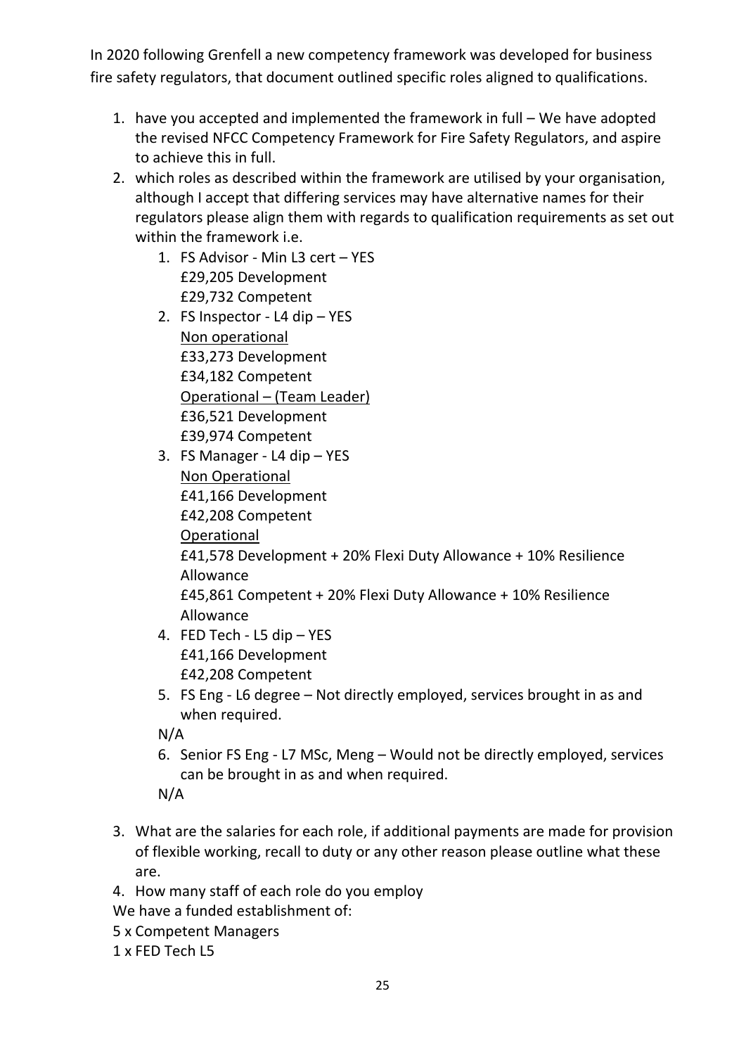In 2020 following Grenfell a new competency framework was developed for business fire safety regulators, that document outlined specific roles aligned to qualifications.

1. have you accepted and implemented the framework in full – We have adopted the revised NFCC Competency Framework for Fire Safety Regulators, and aspire to achieve this in full.
2. which roles as described within the framework are utilised by your organisation, although I accept that differing services may have alternative names for their regulators please align them with regards to qualification requirements as set out within the framework i.e.
    1. FS Advisor - Min L3 cert – YES
       £29,205 Development
       £29,732 Competent
    2. FS Inspector - L4 dip – YES
       <u>Non operational</u>
       £33,273 Development
       £34,182 Competent
       <u>Operational – (Team Leader)</u>
       £36,521 Development
       £39,974 Competent
    3. FS Manager - L4 dip – YES
       <u>Non Operational</u>
       £41,166 Development
       £42,208 Competent
       <u>Operational</u>
       £41,578 Development + 20% Flexi Duty Allowance + 10% Resilience Allowance
       £45,861 Competent + 20% Flexi Duty Allowance + 10% Resilience Allowance
    4. FED Tech - L5 dip – YES
       £41,166 Development
       £42,208 Competent
    5. FS Eng - L6 degree – Not directly employed, services brought in as and when required.

       N/A
    6. Senior FS Eng - L7 MSc, Meng – Would not be directly employed, services can be brought in as and when required.

       N/A
3. What are the salaries for each role, if additional payments are made for provision of flexible working, recall to duty or any other reason please outline what these are.
4. How many staff of each role do you employ

We have a funded establishment of:

5 x Competent Managers

1 x FED Tech L5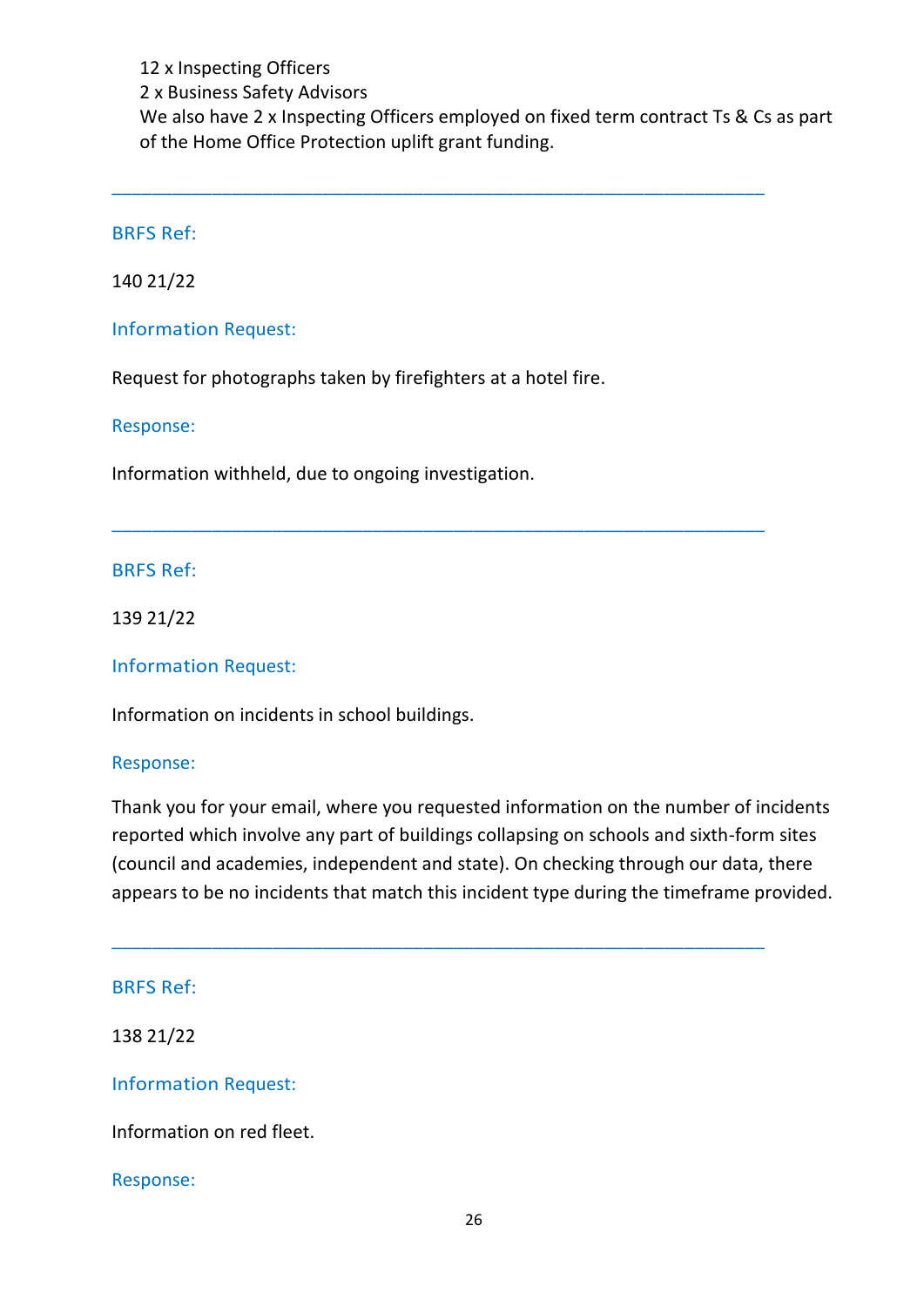12 x Inspecting Officers
2 x Business Safety Advisors
We also have 2 x Inspecting Officers employed on fixed term contract Ts & Cs as part of the Home Office Protection uplift grant funding.

___

BRFS Ref:

140 21/22

Information Request:

Request for photographs taken by firefighters at a hotel fire.

Response:

Information withheld, due to ongoing investigation.

___

BRFS Ref:

139 21/22

Information Request:

Information on incidents in school buildings.

Response:

Thank you for your email, where you requested information on the number of incidents reported which involve any part of buildings collapsing on schools and sixth-form sites (council and academies, independent and state). On checking through our data, there appears to be no incidents that match this incident type during the timeframe provided.

___

BRFS Ref:

138 21/22

Information Request:

Information on red fleet.

Response: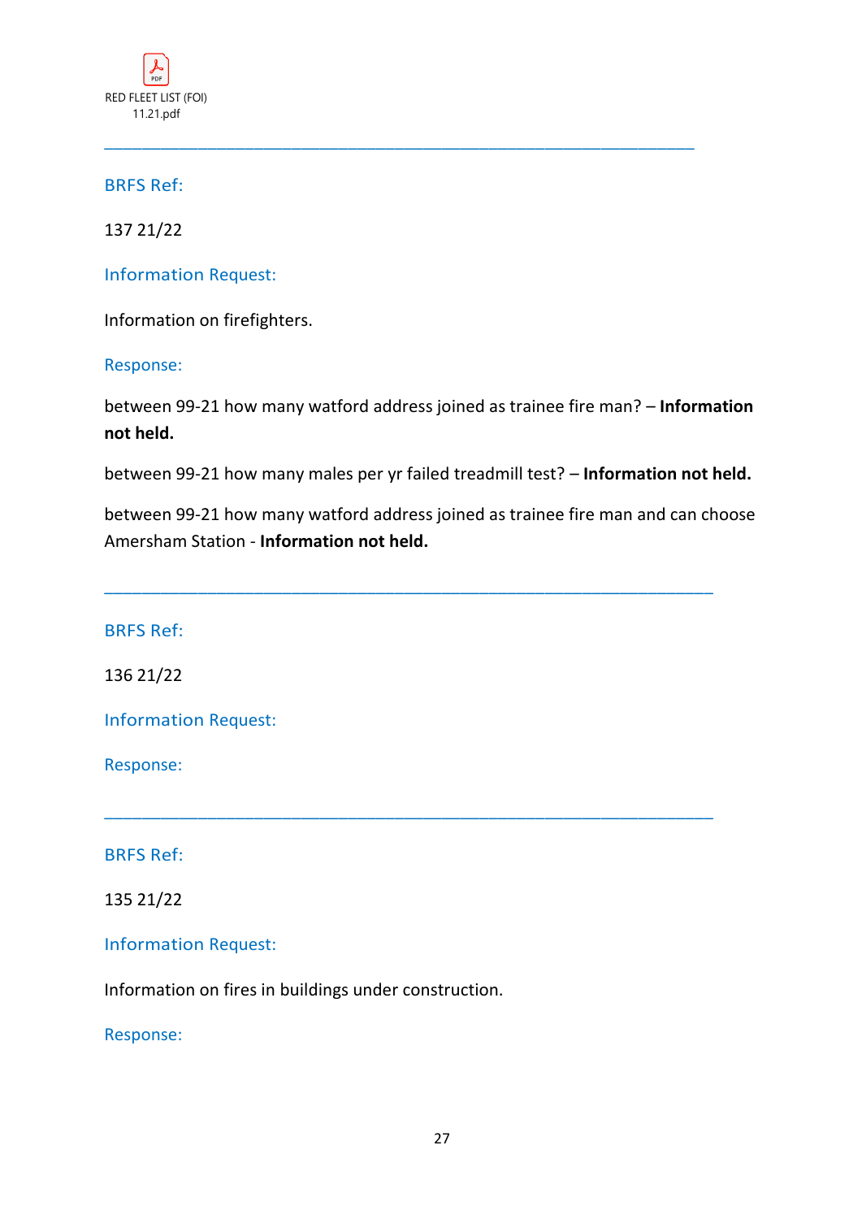RED FLEET LIST (FOI) 11.21.pdf

---

BRFS Ref:

137 21/22

Information Request:

Information on firefighters.

Response:

between 99-21 how many watford address joined as trainee fire man? – **Information not held.**

between 99-21 how many males per yr failed treadmill test? – **Information not held.**

between 99-21 how many watford address joined as trainee fire man and can choose Amersham Station - **Information not held.**

---

BRFS Ref:

136 21/22

Information Request:

Response:

---

BRFS Ref:

135 21/22

Information Request:

Information on fires in buildings under construction.

Response: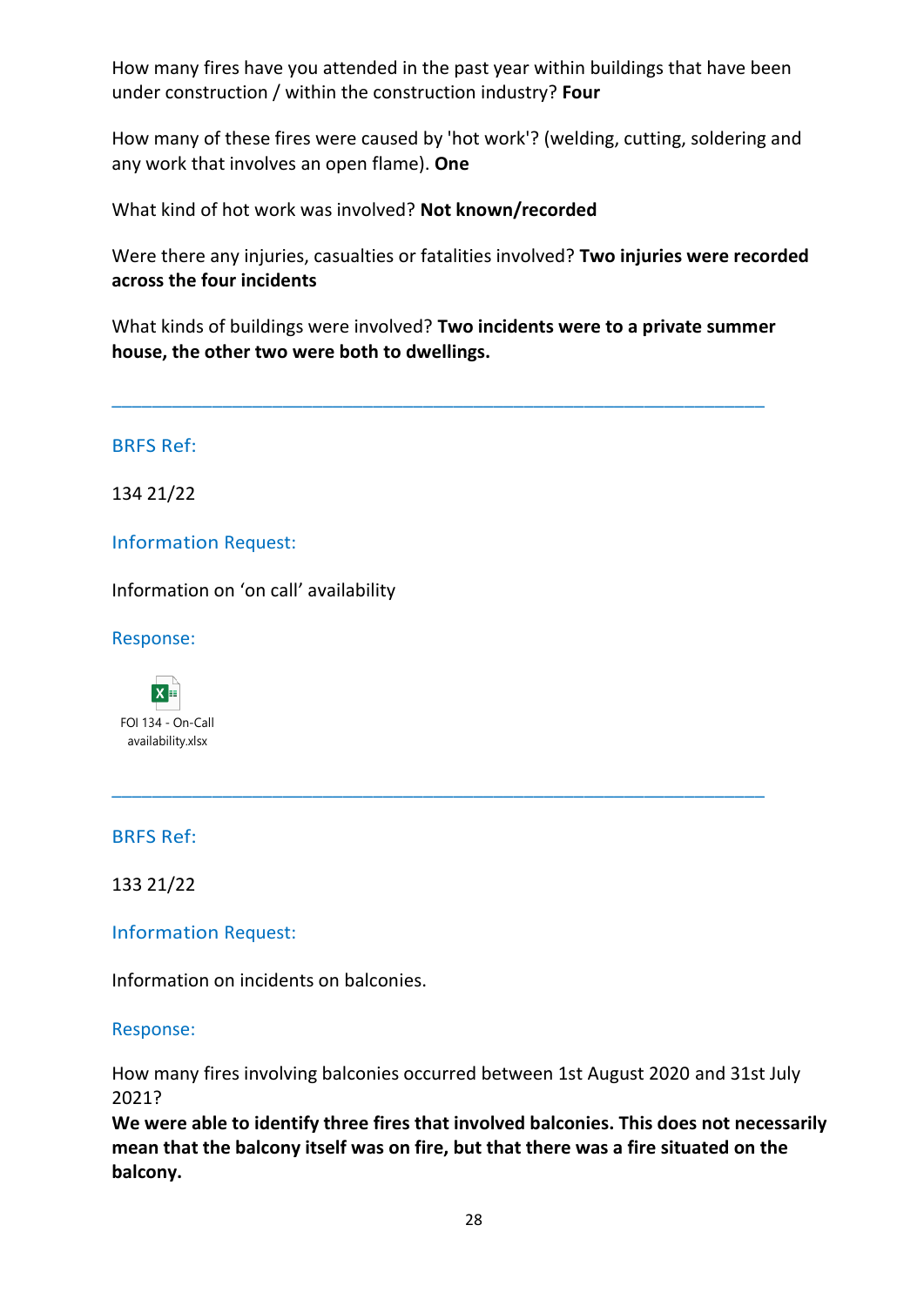How many fires have you attended in the past year within buildings that have been under construction / within the construction industry? **Four**

How many of these fires were caused by 'hot work'? (welding, cutting, soldering and any work that involves an open flame). **One**

What kind of hot work was involved? **Not known/recorded**

Were there any injuries, casualties or fatalities involved? **Two injuries were recorded across the four incidents**

What kinds of buildings were involved? **Two incidents were to a private summer house, the other two were both to dwellings.**

---

### BRFS Ref:

134 21/22

### Information Request:

Information on 'on call' availability

### Response:

FOI 134 - On-Call availability.xlsx

---

### BRFS Ref:

133 21/22

### Information Request:

Information on incidents on balconies.

### Response:

How many fires involving balconies occurred between 1st August 2020 and 31st July 2021?
**We were able to identify three fires that involved balconies. This does not necessarily mean that the balcony itself was on fire, but that there was a fire situated on the balcony.**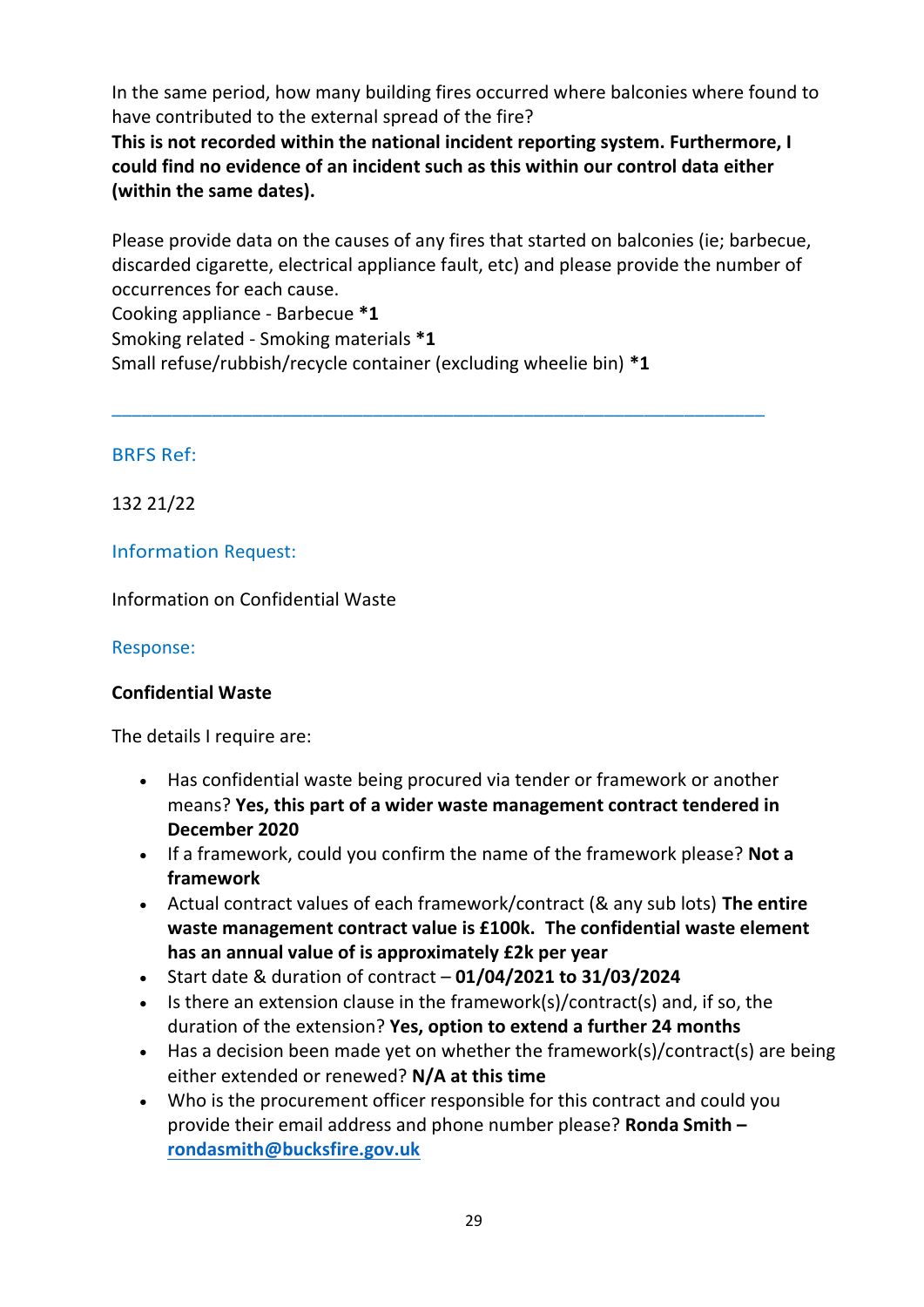In the same period, how many building fires occurred where balconies where found to have contributed to the external spread of the fire?

**This is not recorded within the national incident reporting system. Furthermore, I could find no evidence of an incident such as this within our control data either (within the same dates).**

Please provide data on the causes of any fires that started on balconies (ie; barbecue, discarded cigarette, electrical appliance fault, etc) and please provide the number of occurrences for each cause.

Cooking appliance - Barbecue **\*1**
Smoking related - Smoking materials **\*1**
Small refuse/rubbish/recycle container (excluding wheelie bin) **\*1**

---

BRFS Ref:

132 21/22

Information Request:

Information on Confidential Waste

Response:

**Confidential Waste**

The details I require are:

- Has confidential waste being procured via tender or framework or another means? **Yes, this part of a wider waste management contract tendered in December 2020**
- If a framework, could you confirm the name of the framework please? **Not a framework**
- Actual contract values of each framework/contract (& any sub lots) **The entire waste management contract value is £100k. The confidential waste element has an annual value of is approximately £2k per year**
- Start date & duration of contract – **01/04/2021 to 31/03/2024**
- Is there an extension clause in the framework(s)/contract(s) and, if so, the duration of the extension? **Yes, option to extend a further 24 months**
- Has a decision been made yet on whether the framework(s)/contract(s) are being either extended or renewed? **N/A at this time**
- Who is the procurement officer responsible for this contract and could you provide their email address and phone number please? **Ronda Smith – rondasmith@bucksfire.gov.uk**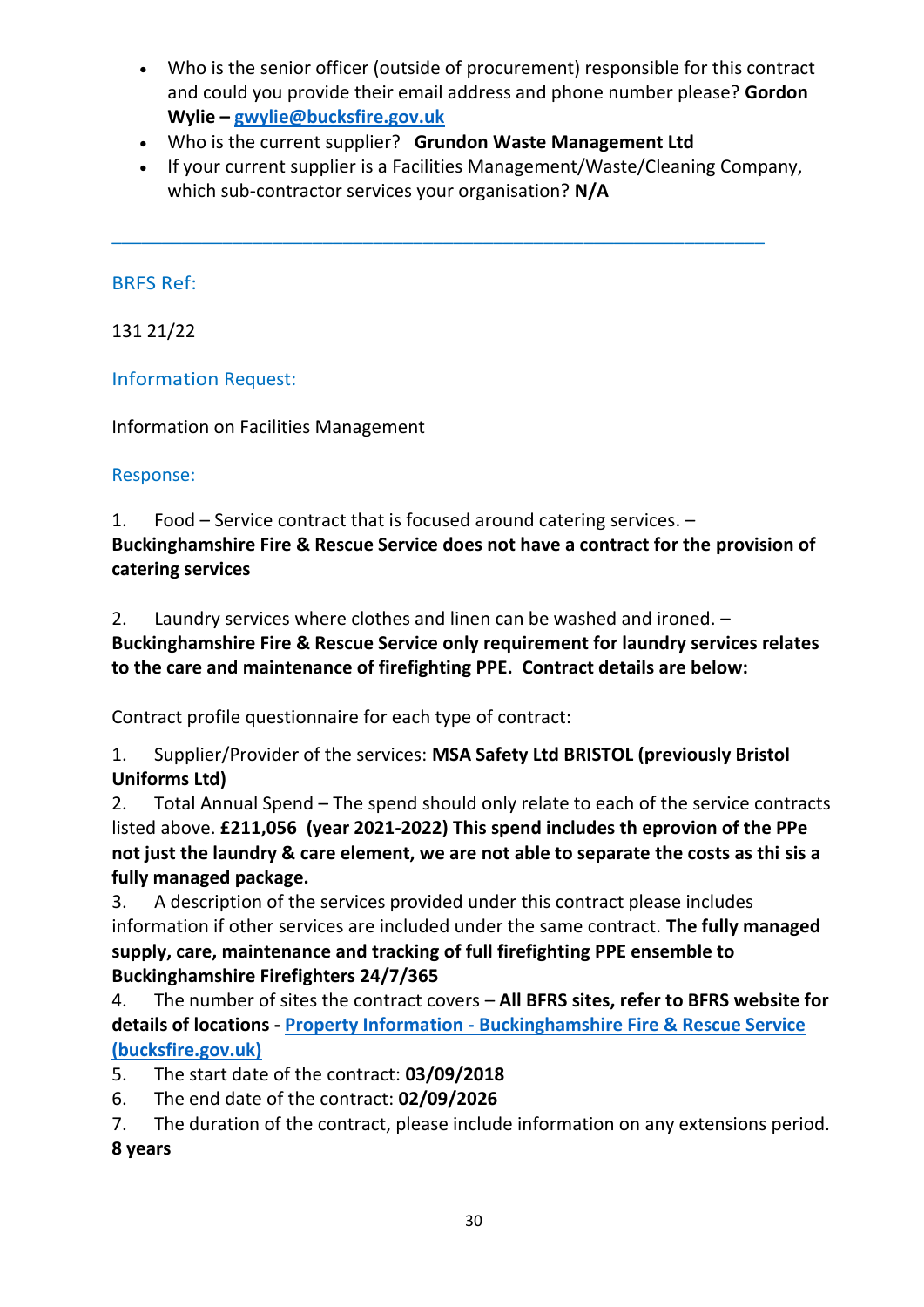- Who is the senior officer (outside of procurement) responsible for this contract and could you provide their email address and phone number please? **Gordon Wylie – [gwylie@bucksfire.gov.uk](mailto:gwylie@bucksfire.gov.uk)**
- Who is the current supplier? **Grundon Waste Management Ltd**
- If your current supplier is a Facilities Management/Waste/Cleaning Company, which sub-contractor services your organisation? **N/A**

---

## BRFS Ref:

131 21/22

## Information Request:

Information on Facilities Management

## Response:

1. Food – Service contract that is focused around catering services. – **Buckinghamshire Fire & Rescue Service does not have a contract for the provision of catering services**

2. Laundry services where clothes and linen can be washed and ironed. – **Buckinghamshire Fire & Rescue Service only requirement for laundry services relates to the care and maintenance of firefighting PPE. Contract details are below:**

Contract profile questionnaire for each type of contract:

1. Supplier/Provider of the services: **MSA Safety Ltd BRISTOL (previously Bristol Uniforms Ltd)**
2. Total Annual Spend – The spend should only relate to each of the service contracts listed above. **£211,056 (year 2021-2022) This spend includes th eprovion of the PPe not just the laundry & care element, we are not able to separate the costs as thi sis a fully managed package.**
3. A description of the services provided under this contract please includes information if other services are included under the same contract. **The fully managed supply, care, maintenance and tracking of full firefighting PPE ensemble to Buckinghamshire Firefighters 24/7/365**
4. The number of sites the contract covers – **All BFRS sites, refer to BFRS website for details of locations - [Property Information - Buckinghamshire Fire & Rescue Service (bucksfire.gov.uk)]**
5. The start date of the contract: **03/09/2018**
6. The end date of the contract: **02/09/2026**
7. The duration of the contract, please include information on any extensions period. **8 years**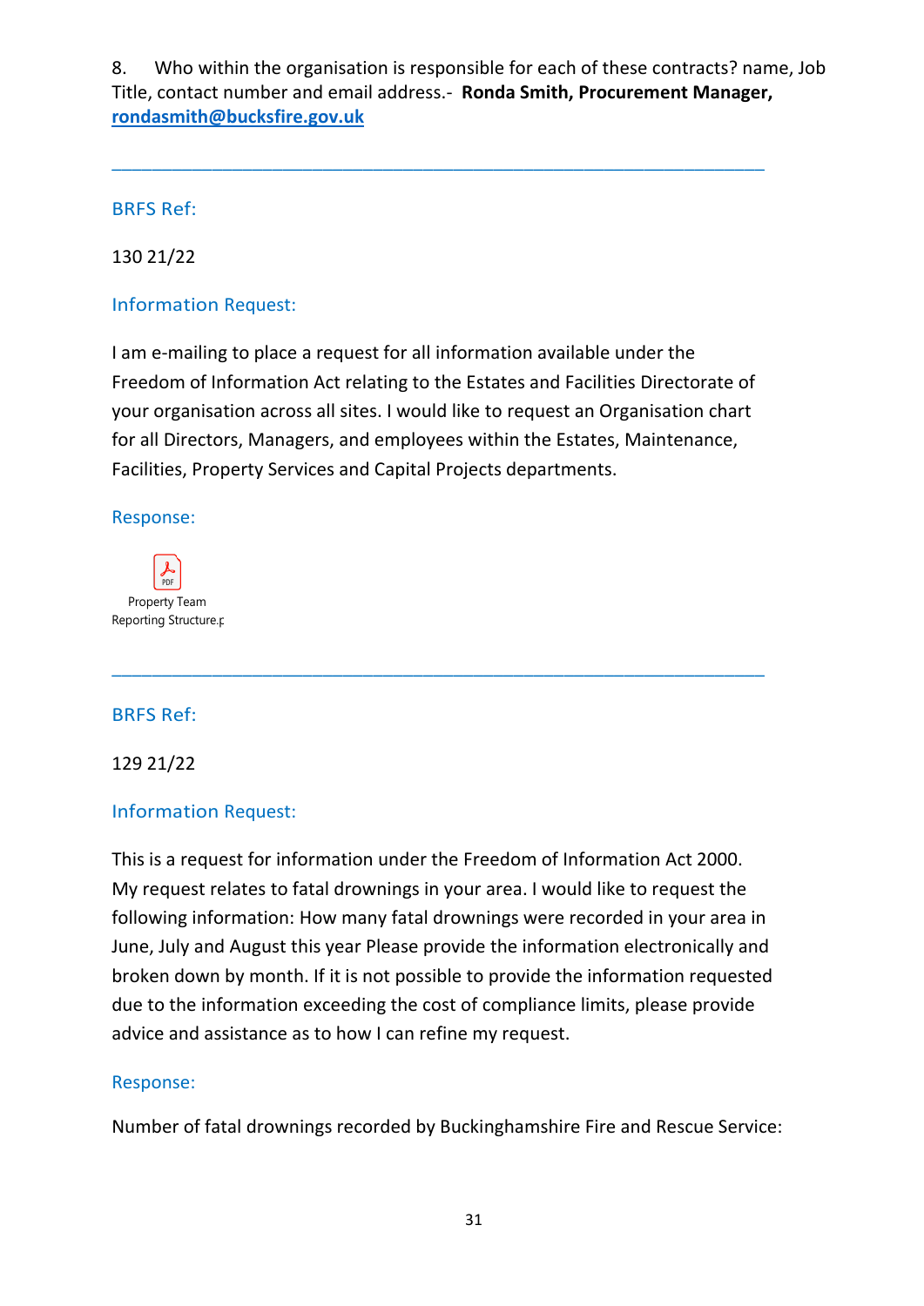8. Who within the organisation is responsible for each of these contracts? name, Job Title, contact number and email address.- **Ronda Smith, Procurement Manager, rondasmith@bucksfire.gov.uk**

---

BRFS Ref:

130 21/22

Information Request:

I am e-mailing to place a request for all information available under the Freedom of Information Act relating to the Estates and Facilities Directorate of your organisation across all sites. I would like to request an Organisation chart for all Directors, Managers, and employees within the Estates, Maintenance, Facilities, Property Services and Capital Projects departments.

Response:

Property Team Reporting Structure.p

---

BRFS Ref:

129 21/22

Information Request:

This is a request for information under the Freedom of Information Act 2000. My request relates to fatal drownings in your area. I would like to request the following information: How many fatal drownings were recorded in your area in June, July and August this year Please provide the information electronically and broken down by month. If it is not possible to provide the information requested due to the information exceeding the cost of compliance limits, please provide advice and assistance as to how I can refine my request.

Response:

Number of fatal drownings recorded by Buckinghamshire Fire and Rescue Service: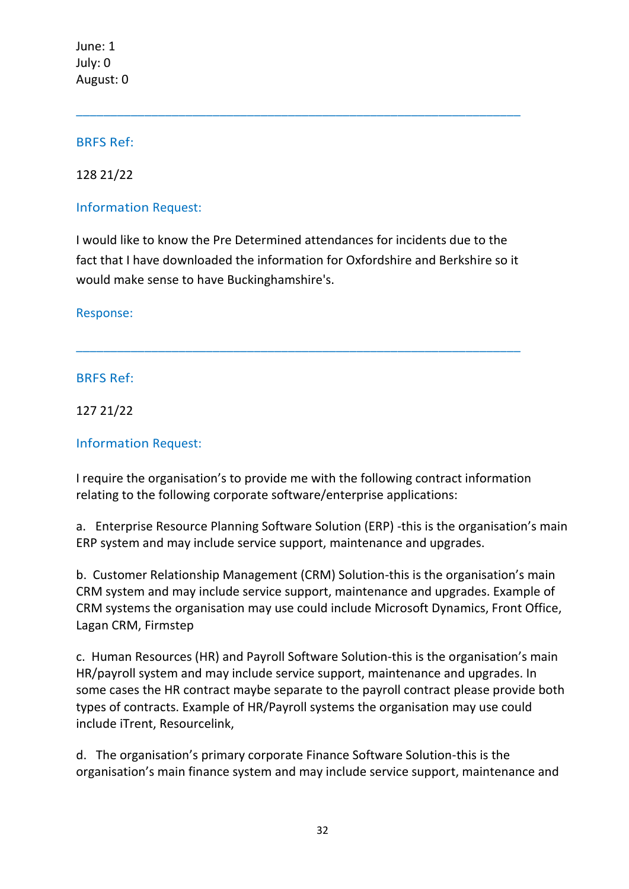June: 1
July: 0
August: 0

---

BRFS Ref:

128 21/22

Information Request:

I would like to know the Pre Determined attendances for incidents due to the fact that I have downloaded the information for Oxfordshire and Berkshire so it would make sense to have Buckinghamshire's.

Response:

---

BRFS Ref:

127 21/22

Information Request:

I require the organisation's to provide me with the following contract information relating to the following corporate software/enterprise applications:

a. Enterprise Resource Planning Software Solution (ERP) -this is the organisation's main ERP system and may include service support, maintenance and upgrades.

b. Customer Relationship Management (CRM) Solution-this is the organisation's main CRM system and may include service support, maintenance and upgrades. Example of CRM systems the organisation may use could include Microsoft Dynamics, Front Office, Lagan CRM, Firmstep

c. Human Resources (HR) and Payroll Software Solution-this is the organisation's main HR/payroll system and may include service support, maintenance and upgrades. In some cases the HR contract maybe separate to the payroll contract please provide both types of contracts. Example of HR/Payroll systems the organisation may use could include iTrent, Resourcelink,

d. The organisation's primary corporate Finance Software Solution-this is the organisation's main finance system and may include service support, maintenance and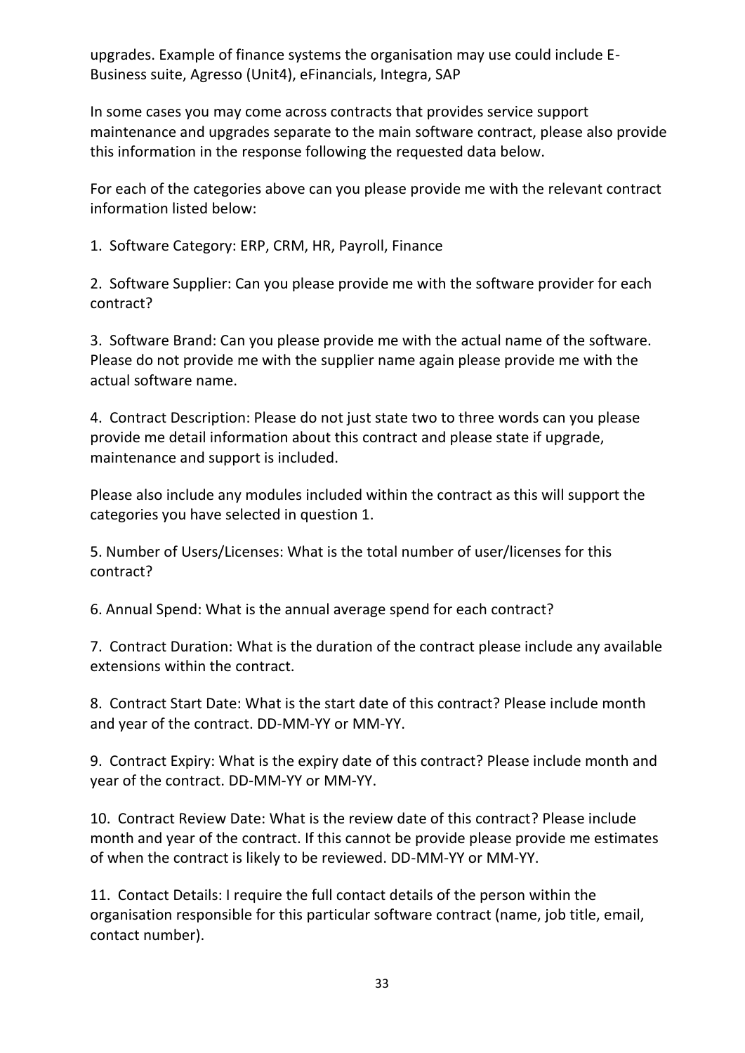upgrades. Example of finance systems the organisation may use could include E-Business suite, Agresso (Unit4), eFinancials, Integra, SAP

In some cases you may come across contracts that provides service support maintenance and upgrades separate to the main software contract, please also provide this information in the response following the requested data below.

For each of the categories above can you please provide me with the relevant contract information listed below:

1. Software Category: ERP, CRM, HR, Payroll, Finance

2. Software Supplier: Can you please provide me with the software provider for each contract?

3. Software Brand: Can you please provide me with the actual name of the software. Please do not provide me with the supplier name again please provide me with the actual software name.

4. Contract Description: Please do not just state two to three words can you please provide me detail information about this contract and please state if upgrade, maintenance and support is included.

Please also include any modules included within the contract as this will support the categories you have selected in question 1.

5. Number of Users/Licenses: What is the total number of user/licenses for this contract?

6. Annual Spend: What is the annual average spend for each contract?

7. Contract Duration: What is the duration of the contract please include any available extensions within the contract.

8. Contract Start Date: What is the start date of this contract? Please include month and year of the contract. DD-MM-YY or MM-YY.

9. Contract Expiry: What is the expiry date of this contract? Please include month and year of the contract. DD-MM-YY or MM-YY.

10. Contract Review Date: What is the review date of this contract? Please include month and year of the contract. If this cannot be provide please provide me estimates of when the contract is likely to be reviewed. DD-MM-YY or MM-YY.

11. Contact Details: I require the full contact details of the person within the organisation responsible for this particular software contract (name, job title, email, contact number).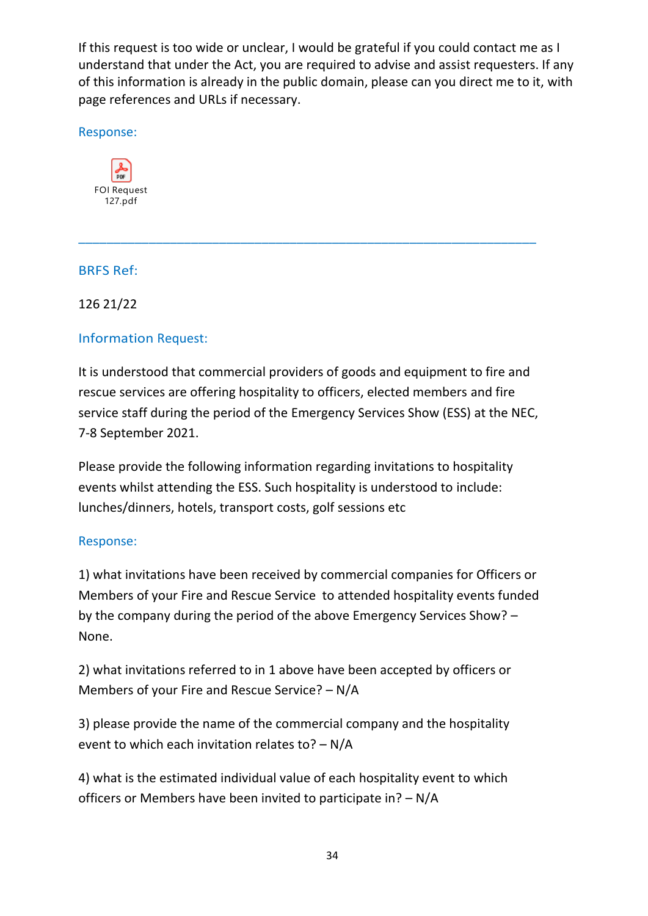If this request is too wide or unclear, I would be grateful if you could contact me as I understand that under the Act, you are required to advise and assist requesters. If any of this information is already in the public domain, please can you direct me to it, with page references and URLs if necessary.

### Response:

FOI Request 127.pdf

---

### BRFS Ref:

126 21/22

### Information Request:

It is understood that commercial providers of goods and equipment to fire and rescue services are offering hospitality to officers, elected members and fire service staff during the period of the Emergency Services Show (ESS) at the NEC, 7-8 September 2021.

Please provide the following information regarding invitations to hospitality events whilst attending the ESS. Such hospitality is understood to include: lunches/dinners, hotels, transport costs, golf sessions etc

### Response:

1) what invitations have been received by commercial companies for Officers or Members of your Fire and Rescue Service to attended hospitality events funded by the company during the period of the above Emergency Services Show? – None.

2) what invitations referred to in 1 above have been accepted by officers or Members of your Fire and Rescue Service? – N/A

3) please provide the name of the commercial company and the hospitality event to which each invitation relates to? – N/A

4) what is the estimated individual value of each hospitality event to which officers or Members have been invited to participate in? – N/A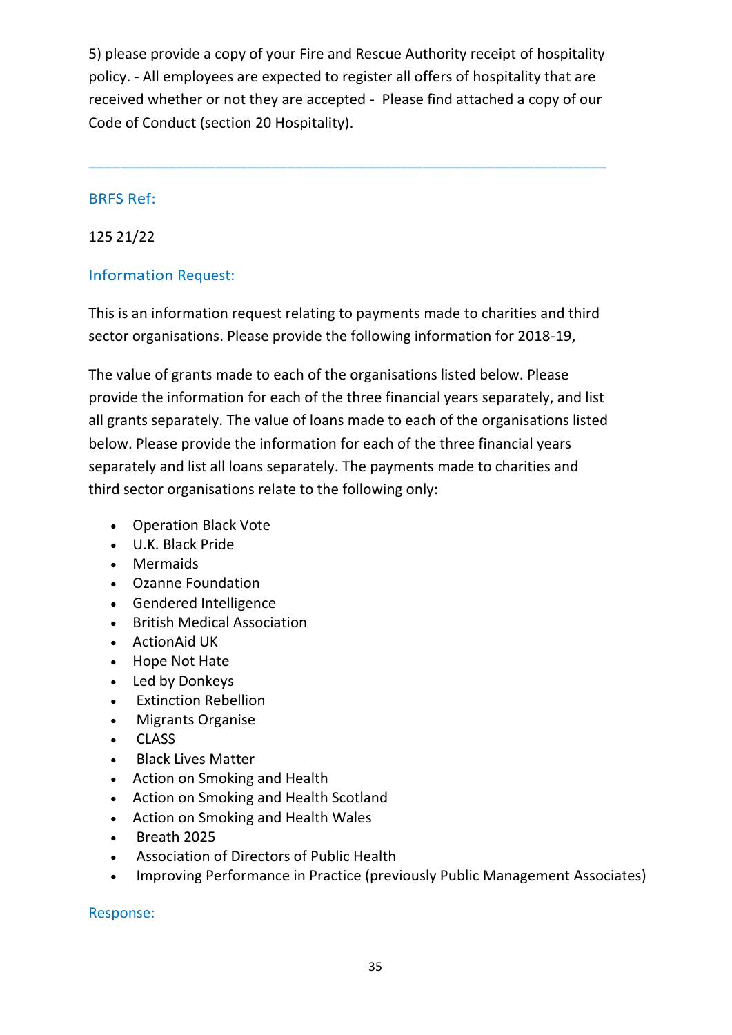5) please provide a copy of your Fire and Rescue Authority receipt of hospitality policy. - All employees are expected to register all offers of hospitality that are received whether or not they are accepted - Please find attached a copy of our Code of Conduct (section 20 Hospitality).

---

### BRFS Ref:

125 21/22

### Information Request:

This is an information request relating to payments made to charities and third sector organisations. Please provide the following information for 2018-19,

The value of grants made to each of the organisations listed below. Please provide the information for each of the three financial years separately, and list all grants separately. The value of loans made to each of the organisations listed below. Please provide the information for each of the three financial years separately and list all loans separately. The payments made to charities and third sector organisations relate to the following only:

- Operation Black Vote
- U.K. Black Pride
- Mermaids
- Ozanne Foundation
- Gendered Intelligence
- British Medical Association
- ActionAid UK
- Hope Not Hate
- Led by Donkeys
- Extinction Rebellion
- Migrants Organise
- CLASS
- Black Lives Matter
- Action on Smoking and Health
- Action on Smoking and Health Scotland
- Action on Smoking and Health Wales
- Breath 2025
- Association of Directors of Public Health
- Improving Performance in Practice (previously Public Management Associates)

### Response: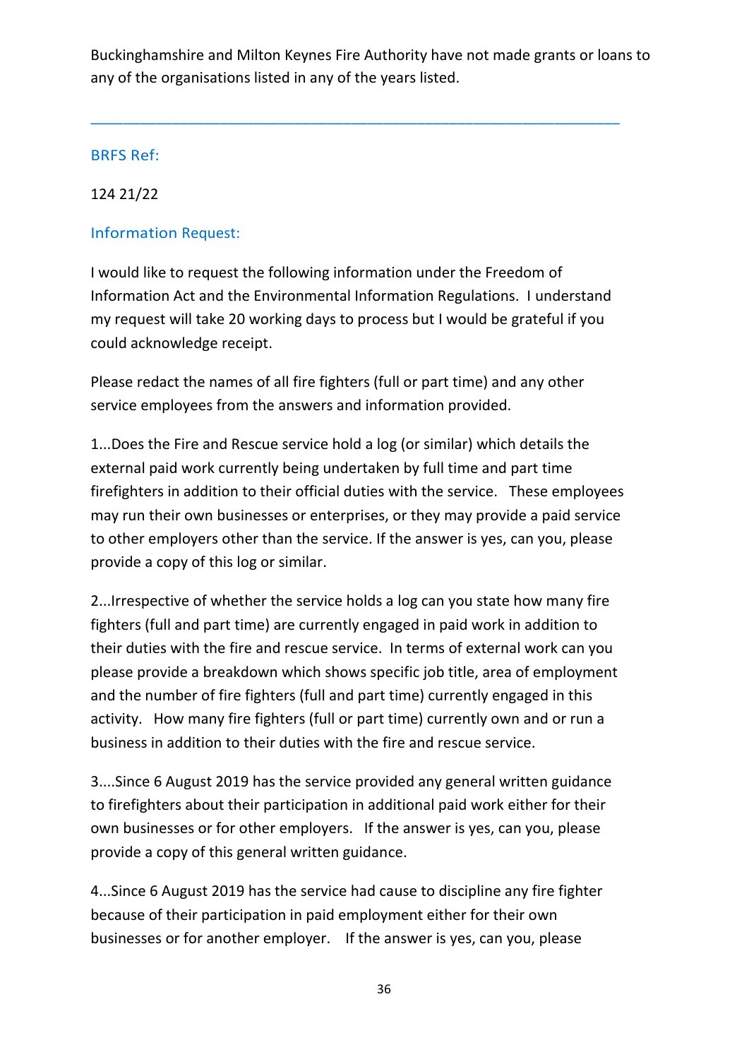Buckinghamshire and Milton Keynes Fire Authority have not made grants or loans to any of the organisations listed in any of the years listed.

---

### BRFS Ref:

124 21/22

### Information Request:

I would like to request the following information under the Freedom of Information Act and the Environmental Information Regulations. I understand my request will take 20 working days to process but I would be grateful if you could acknowledge receipt.

Please redact the names of all fire fighters (full or part time) and any other service employees from the answers and information provided.

1...Does the Fire and Rescue service hold a log (or similar) which details the external paid work currently being undertaken by full time and part time firefighters in addition to their official duties with the service. These employees may run their own businesses or enterprises, or they may provide a paid service to other employers other than the service. If the answer is yes, can you, please provide a copy of this log or similar.

2...Irrespective of whether the service holds a log can you state how many fire fighters (full and part time) are currently engaged in paid work in addition to their duties with the fire and rescue service. In terms of external work can you please provide a breakdown which shows specific job title, area of employment and the number of fire fighters (full and part time) currently engaged in this activity. How many fire fighters (full or part time) currently own and or run a business in addition to their duties with the fire and rescue service.

3....Since 6 August 2019 has the service provided any general written guidance to firefighters about their participation in additional paid work either for their own businesses or for other employers. If the answer is yes, can you, please provide a copy of this general written guidance.

4...Since 6 August 2019 has the service had cause to discipline any fire fighter because of their participation in paid employment either for their own businesses or for another employer. If the answer is yes, can you, please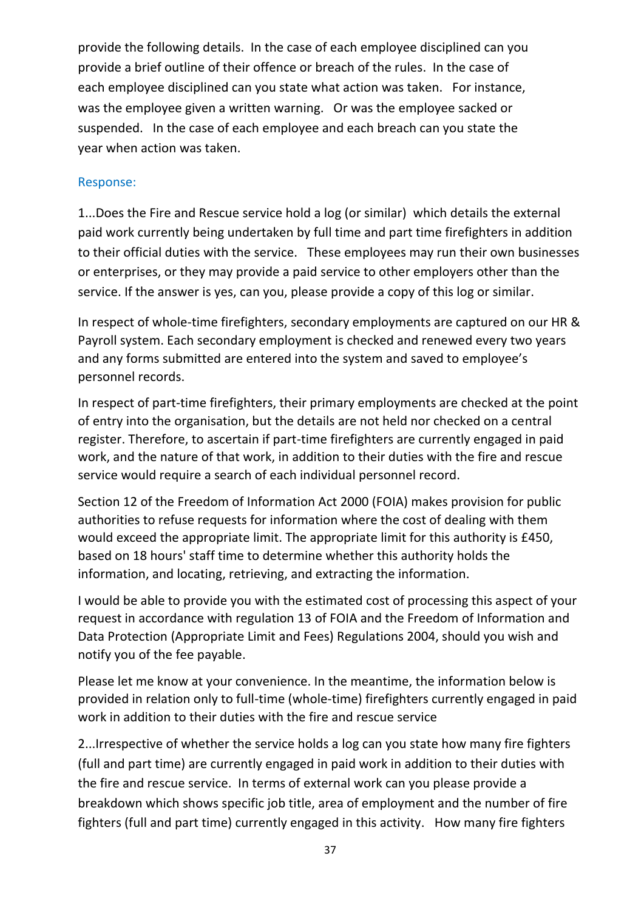provide the following details. In the case of each employee disciplined can you provide a brief outline of their offence or breach of the rules. In the case of each employee disciplined can you state what action was taken. For instance, was the employee given a written warning. Or was the employee sacked or suspended. In the case of each employee and each breach can you state the year when action was taken.

Response:

1...Does the Fire and Rescue service hold a log (or similar) which details the external paid work currently being undertaken by full time and part time firefighters in addition to their official duties with the service. These employees may run their own businesses or enterprises, or they may provide a paid service to other employers other than the service. If the answer is yes, can you, please provide a copy of this log or similar.

In respect of whole-time firefighters, secondary employments are captured on our HR & Payroll system. Each secondary employment is checked and renewed every two years and any forms submitted are entered into the system and saved to employee's personnel records.

In respect of part-time firefighters, their primary employments are checked at the point of entry into the organisation, but the details are not held nor checked on a central register. Therefore, to ascertain if part-time firefighters are currently engaged in paid work, and the nature of that work, in addition to their duties with the fire and rescue service would require a search of each individual personnel record.

Section 12 of the Freedom of Information Act 2000 (FOIA) makes provision for public authorities to refuse requests for information where the cost of dealing with them would exceed the appropriate limit. The appropriate limit for this authority is £450, based on 18 hours' staff time to determine whether this authority holds the information, and locating, retrieving, and extracting the information.

I would be able to provide you with the estimated cost of processing this aspect of your request in accordance with regulation 13 of FOIA and the Freedom of Information and Data Protection (Appropriate Limit and Fees) Regulations 2004, should you wish and notify you of the fee payable.

Please let me know at your convenience. In the meantime, the information below is provided in relation only to full-time (whole-time) firefighters currently engaged in paid work in addition to their duties with the fire and rescue service

2...Irrespective of whether the service holds a log can you state how many fire fighters (full and part time) are currently engaged in paid work in addition to their duties with the fire and rescue service. In terms of external work can you please provide a breakdown which shows specific job title, area of employment and the number of fire fighters (full and part time) currently engaged in this activity. How many fire fighters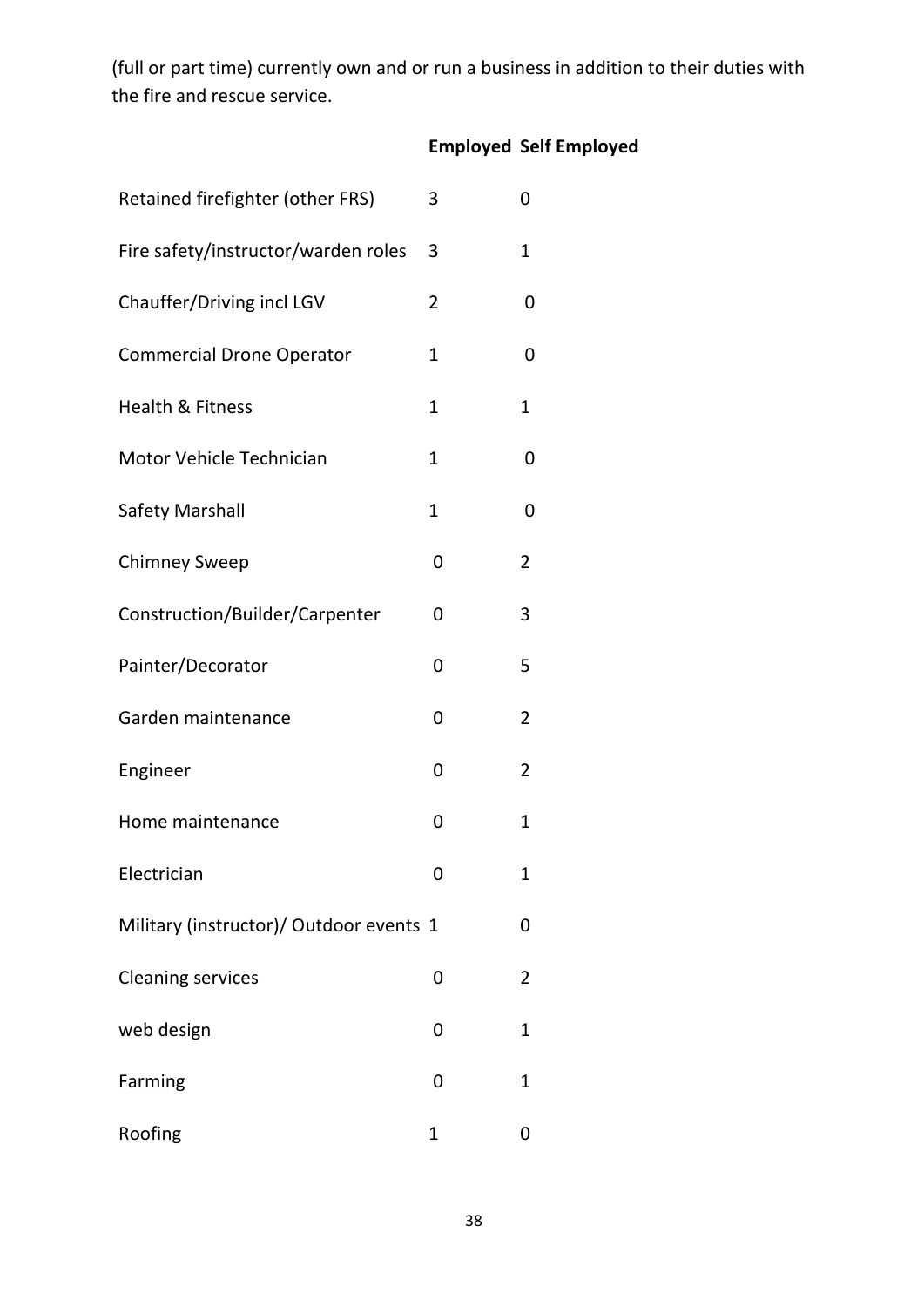(full or part time) currently own and or run a business in addition to their duties with the fire and rescue service.

| | Employed | Self Employed |
|---|---|---|
| Retained firefighter (other FRS) | 3 | 0 |
| Fire safety/instructor/warden roles | 3 | 1 |
| Chauffer/Driving incl LGV | 2 | 0 |
| Commercial Drone Operator | 1 | 0 |
| Health & Fitness | 1 | 1 |
| Motor Vehicle Technician | 1 | 0 |
| Safety Marshall | 1 | 0 |
| Chimney Sweep | 0 | 2 |
| Construction/Builder/Carpenter | 0 | 3 |
| Painter/Decorator | 0 | 5 |
| Garden maintenance | 0 | 2 |
| Engineer | 0 | 2 |
| Home maintenance | 0 | 1 |
| Electrician | 0 | 1 |
| Military (instructor)/ Outdoor events | 1 | 0 |
| Cleaning services | 0 | 2 |
| web design | 0 | 1 |
| Farming | 0 | 1 |
| Roofing | 1 | 0 |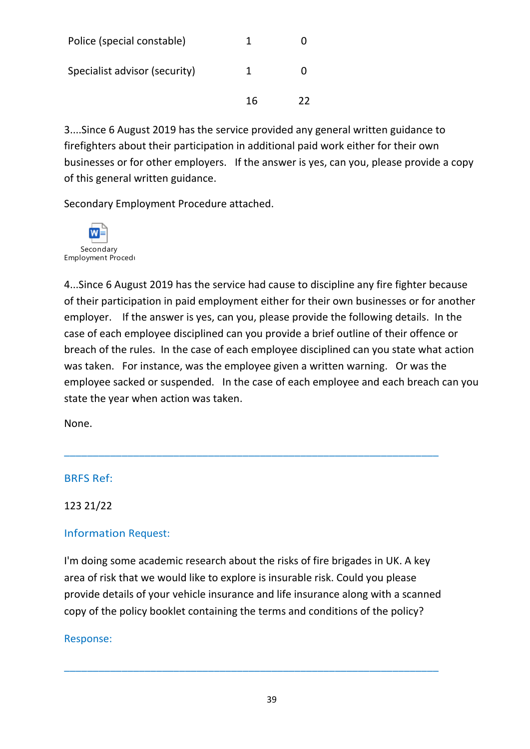| | | |
|---|---|---|
| Police (special constable) | 1 | 0 |
| Specialist advisor (security) | 1 | 0 |
| | 16 | 22 |

3....Since 6 August 2019 has the service provided any general written guidance to firefighters about their participation in additional paid work either for their own businesses or for other employers. If the answer is yes, can you, please provide a copy of this general written guidance.

Secondary Employment Procedure attached.

Secondary Employment Procedı

4...Since 6 August 2019 has the service had cause to discipline any fire fighter because of their participation in paid employment either for their own businesses or for another employer. If the answer is yes, can you, please provide the following details. In the case of each employee disciplined can you provide a brief outline of their offence or breach of the rules. In the case of each employee disciplined can you state what action was taken. For instance, was the employee given a written warning. Or was the employee sacked or suspended. In the case of each employee and each breach can you state the year when action was taken.

None.

---

BRFS Ref:

123 21/22

Information Request:

I'm doing some academic research about the risks of fire brigades in UK. A key area of risk that we would like to explore is insurable risk. Could you please provide details of your vehicle insurance and life insurance along with a scanned copy of the policy booklet containing the terms and conditions of the policy?

Response:

---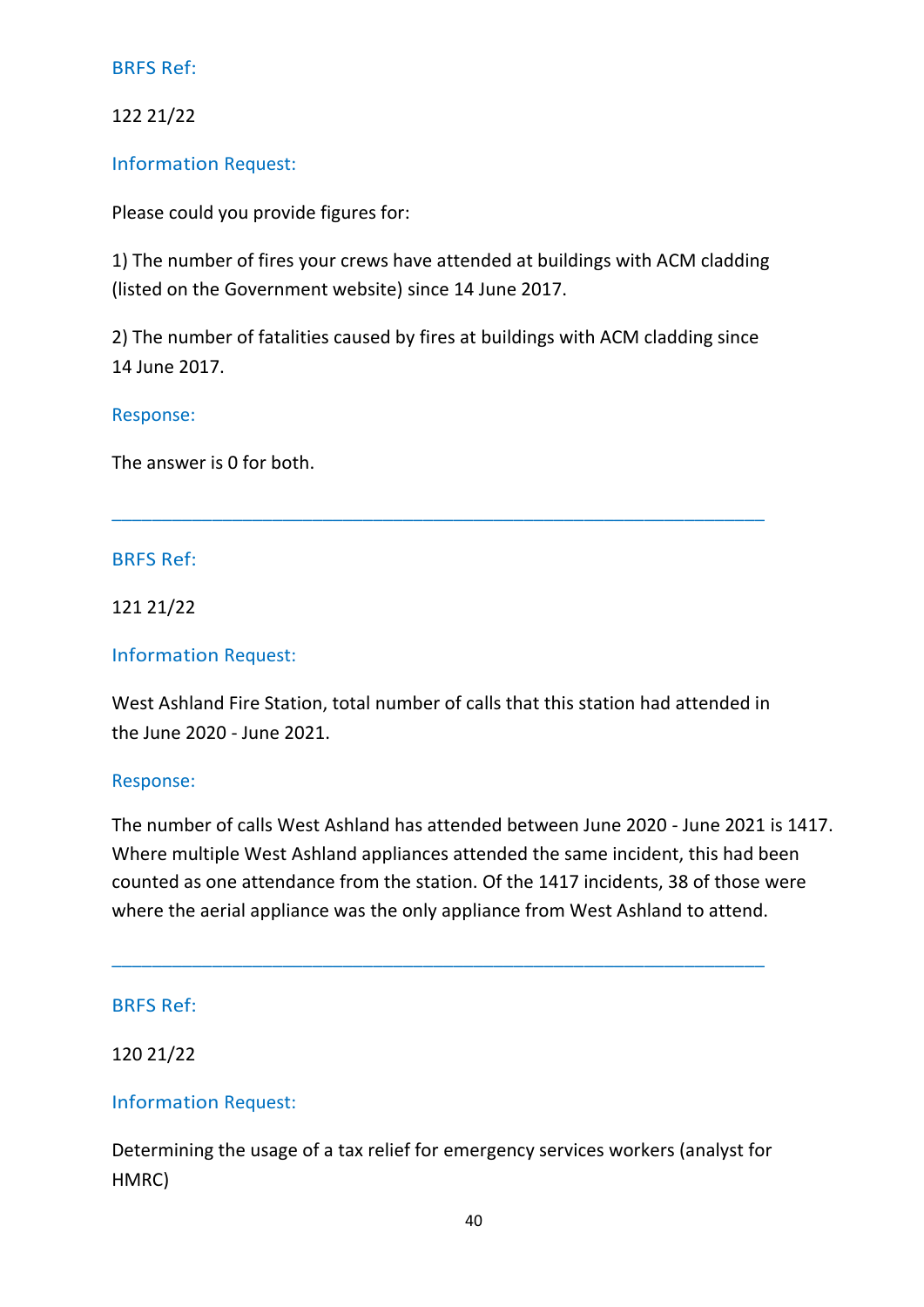BRFS Ref:

122 21/22

Information Request:

Please could you provide figures for:

1) The number of fires your crews have attended at buildings with ACM cladding (listed on the Government website) since 14 June 2017.

2) The number of fatalities caused by fires at buildings with ACM cladding since 14 June 2017.

Response:

The answer is 0 for both.

---

BRFS Ref:

121 21/22

Information Request:

West Ashland Fire Station, total number of calls that this station had attended in the June 2020 - June 2021.

Response:

The number of calls West Ashland has attended between June 2020 - June 2021 is 1417. Where multiple West Ashland appliances attended the same incident, this had been counted as one attendance from the station. Of the 1417 incidents, 38 of those were where the aerial appliance was the only appliance from West Ashland to attend.

---

BRFS Ref:

120 21/22

Information Request:

Determining the usage of a tax relief for emergency services workers (analyst for HMRC)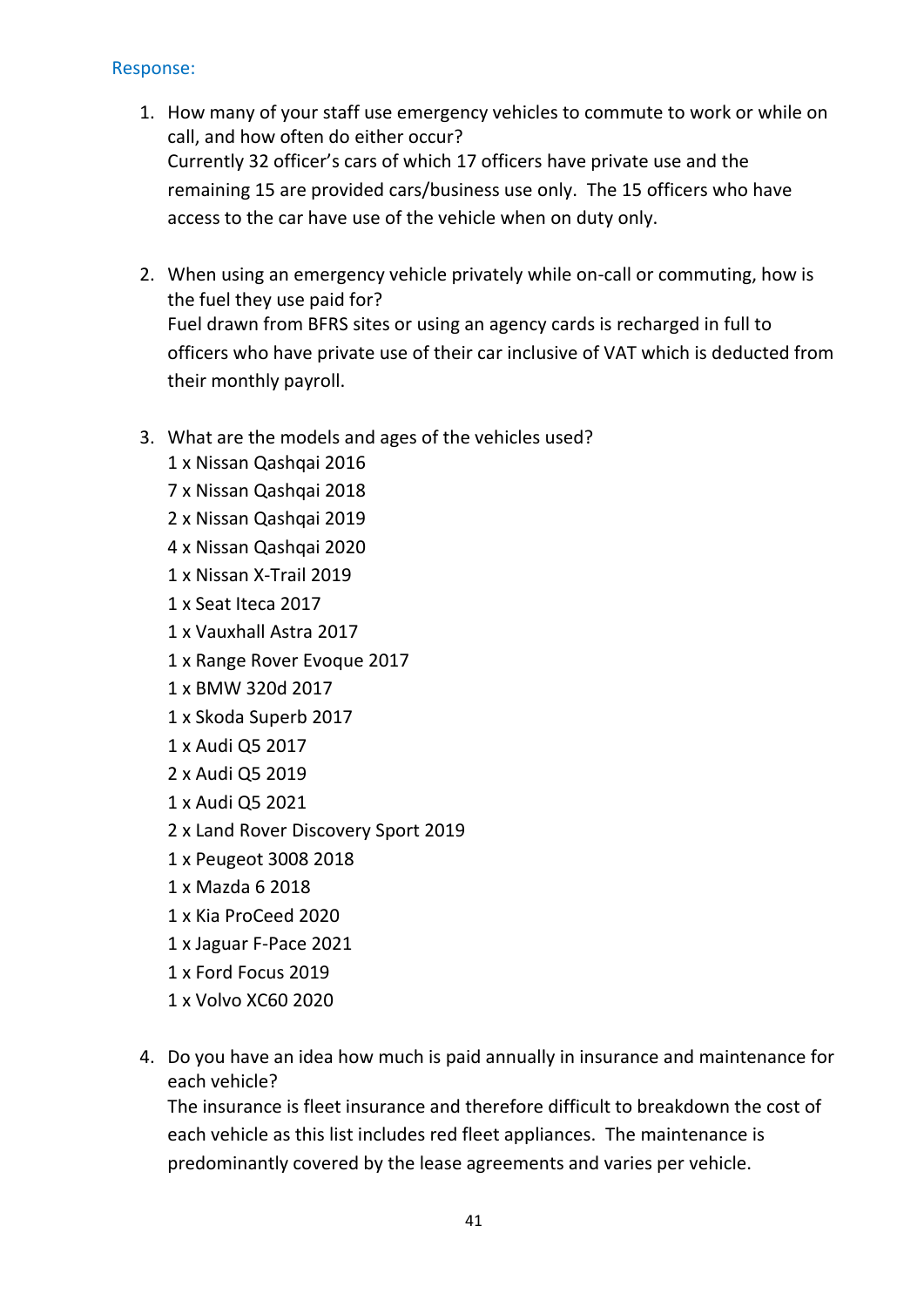Response:

1. How many of your staff use emergency vehicles to commute to work or while on call, and how often do either occur?
   Currently 32 officer's cars of which 17 officers have private use and the remaining 15 are provided cars/business use only. The 15 officers who have access to the car have use of the vehicle when on duty only.

2. When using an emergency vehicle privately while on-call or commuting, how is the fuel they use paid for?
   Fuel drawn from BFRS sites or using an agency cards is recharged in full to officers who have private use of their car inclusive of VAT which is deducted from their monthly payroll.

3. What are the models and ages of the vehicles used?
   1 x Nissan Qashqai 2016
   7 x Nissan Qashqai 2018
   2 x Nissan Qashqai 2019
   4 x Nissan Qashqai 2020
   1 x Nissan X-Trail 2019
   1 x Seat Iteca 2017
   1 x Vauxhall Astra 2017
   1 x Range Rover Evoque 2017
   1 x BMW 320d 2017
   1 x Skoda Superb 2017
   1 x Audi Q5 2017
   2 x Audi Q5 2019
   1 x Audi Q5 2021
   2 x Land Rover Discovery Sport 2019
   1 x Peugeot 3008 2018
   1 x Mazda 6 2018
   1 x Kia ProCeed 2020
   1 x Jaguar F-Pace 2021
   1 x Ford Focus 2019
   1 x Volvo XC60 2020

4. Do you have an idea how much is paid annually in insurance and maintenance for each vehicle?
   The insurance is fleet insurance and therefore difficult to breakdown the cost of each vehicle as this list includes red fleet appliances. The maintenance is predominantly covered by the lease agreements and varies per vehicle.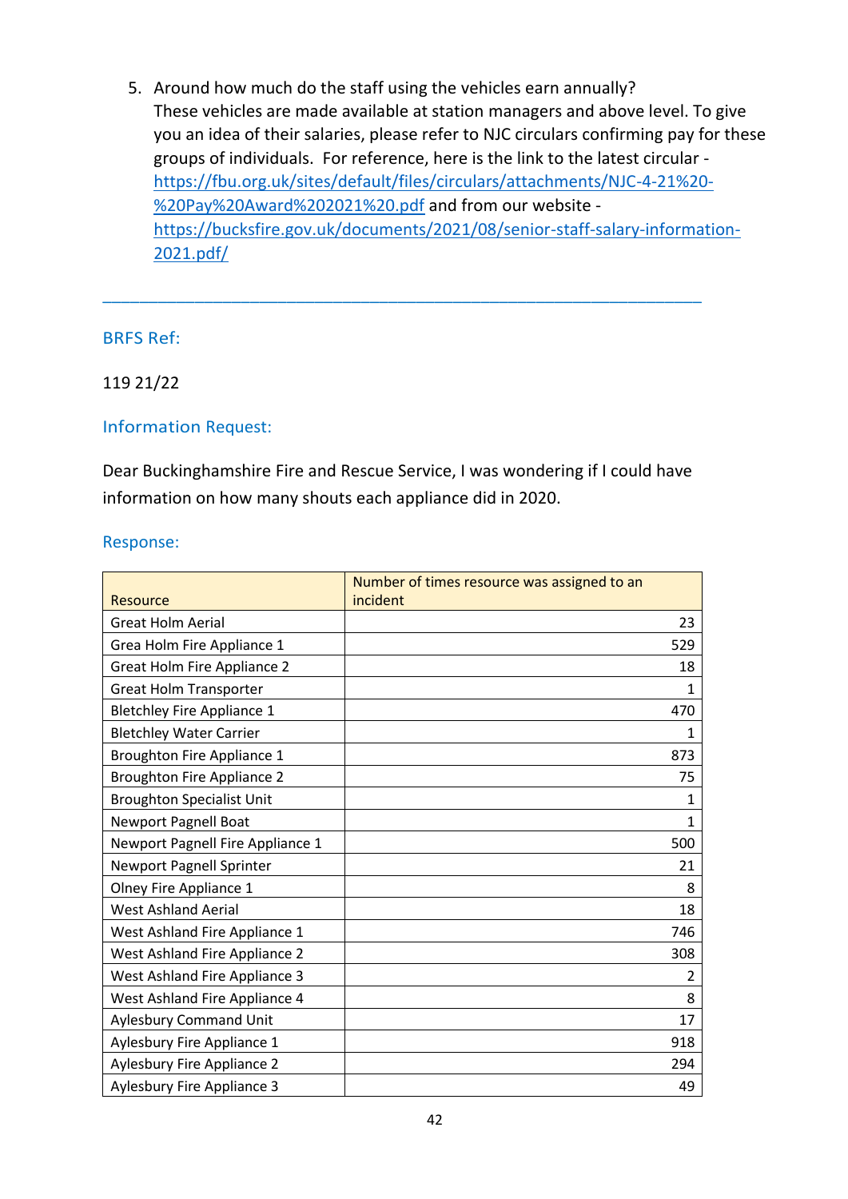5. Around how much do the staff using the vehicles earn annually?
   These vehicles are made available at station managers and above level. To give you an idea of their salaries, please refer to NJC circulars confirming pay for these groups of individuals. For reference, here is the link to the latest circular - [https://fbu.org.uk/sites/default/files/circulars/attachments/NJC-4-21%20-%20Pay%20Award%202021%20.pdf](https://fbu.org.uk/sites/default/files/circulars/attachments/NJC-4-21%20-%20Pay%20Award%202021%20.pdf) and from our website - [https://bucksfire.gov.uk/documents/2021/08/senior-staff-salary-information-2021.pdf/](https://bucksfire.gov.uk/documents/2021/08/senior-staff-salary-information-2021.pdf/)

---

### BRFS Ref:

119 21/22

### Information Request:

Dear Buckinghamshire Fire and Rescue Service, I was wondering if I could have information on how many shouts each appliance did in 2020.

### Response:

| Resource | Number of times resource was assigned to an incident |
|---|---:|
| Great Holm Aerial | 23 |
| Grea Holm Fire Appliance 1 | 529 |
| Great Holm Fire Appliance 2 | 18 |
| Great Holm Transporter | 1 |
| Bletchley Fire Appliance 1 | 470 |
| Bletchley Water Carrier | 1 |
| Broughton Fire Appliance 1 | 873 |
| Broughton Fire Appliance 2 | 75 |
| Broughton Specialist Unit | 1 |
| Newport Pagnell Boat | 1 |
| Newport Pagnell Fire Appliance 1 | 500 |
| Newport Pagnell Sprinter | 21 |
| Olney Fire Appliance 1 | 8 |
| West Ashland Aerial | 18 |
| West Ashland Fire Appliance 1 | 746 |
| West Ashland Fire Appliance 2 | 308 |
| West Ashland Fire Appliance 3 | 2 |
| West Ashland Fire Appliance 4 | 8 |
| Aylesbury Command Unit | 17 |
| Aylesbury Fire Appliance 1 | 918 |
| Aylesbury Fire Appliance 2 | 294 |
| Aylesbury Fire Appliance 3 | 49 |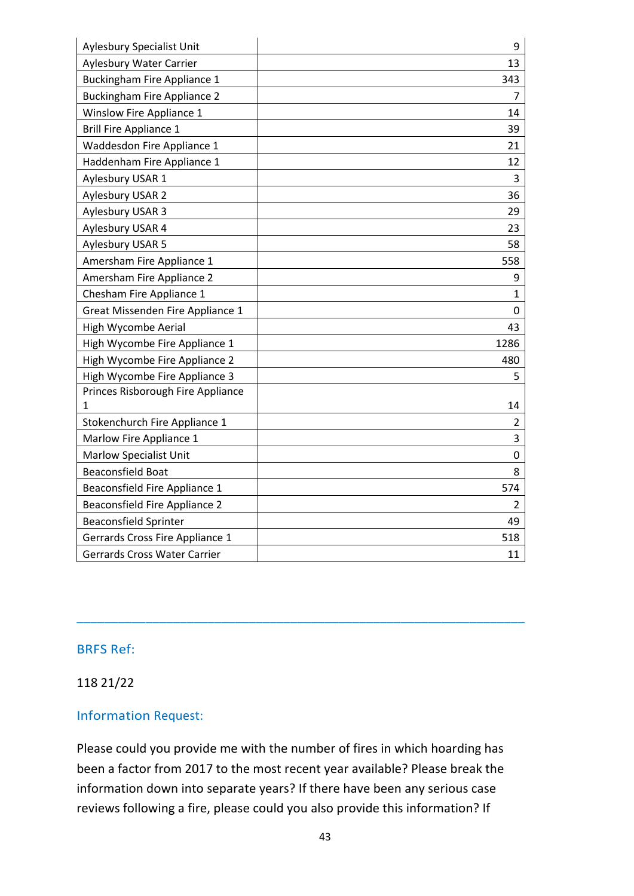| | |
|---|---|
| Aylesbury Specialist Unit | 9 |
| Aylesbury Water Carrier | 13 |
| Buckingham Fire Appliance 1 | 343 |
| Buckingham Fire Appliance 2 | 7 |
| Winslow Fire Appliance 1 | 14 |
| Brill Fire Appliance 1 | 39 |
| Waddesdon Fire Appliance 1 | 21 |
| Haddenham Fire Appliance 1 | 12 |
| Aylesbury USAR 1 | 3 |
| Aylesbury USAR 2 | 36 |
| Aylesbury USAR 3 | 29 |
| Aylesbury USAR 4 | 23 |
| Aylesbury USAR 5 | 58 |
| Amersham Fire Appliance 1 | 558 |
| Amersham Fire Appliance 2 | 9 |
| Chesham Fire Appliance 1 | 1 |
| Great Missenden Fire Appliance 1 | 0 |
| High Wycombe Aerial | 43 |
| High Wycombe Fire Appliance 1 | 1286 |
| High Wycombe Fire Appliance 2 | 480 |
| High Wycombe Fire Appliance 3 | 5 |
| Princes Risborough Fire Appliance 1 | 14 |
| Stokenchurch Fire Appliance 1 | 2 |
| Marlow Fire Appliance 1 | 3 |
| Marlow Specialist Unit | 0 |
| Beaconsfield Boat | 8 |
| Beaconsfield Fire Appliance 1 | 574 |
| Beaconsfield Fire Appliance 2 | 2 |
| Beaconsfield Sprinter | 49 |
| Gerrards Cross Fire Appliance 1 | 518 |
| Gerrards Cross Water Carrier | 11 |

---

## BRFS Ref:

118 21/22

## Information Request:

Please could you provide me with the number of fires in which hoarding has been a factor from 2017 to the most recent year available? Please break the information down into separate years? If there have been any serious case reviews following a fire, please could you also provide this information? If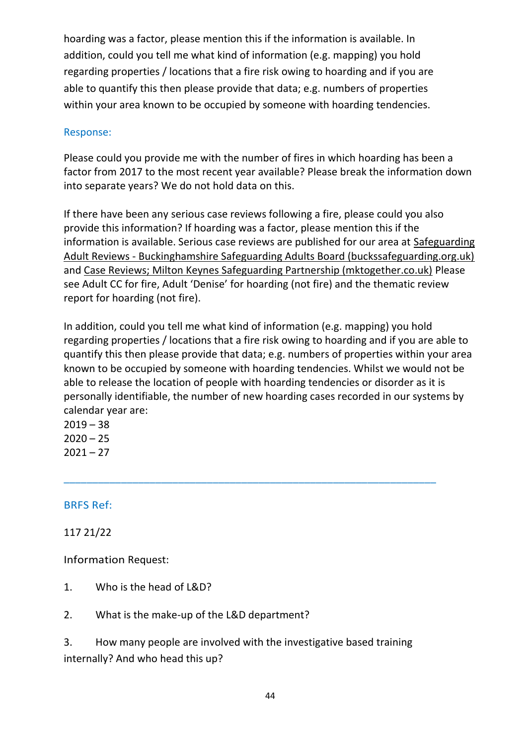hoarding was a factor, please mention this if the information is available. In addition, could you tell me what kind of information (e.g. mapping) you hold regarding properties / locations that a fire risk owing to hoarding and if you are able to quantify this then please provide that data; e.g. numbers of properties within your area known to be occupied by someone with hoarding tendencies.

### Response:

Please could you provide me with the number of fires in which hoarding has been a factor from 2017 to the most recent year available? Please break the information down into separate years? We do not hold data on this.

If there have been any serious case reviews following a fire, please could you also provide this information? If hoarding was a factor, please mention this if the information is available. Serious case reviews are published for our area at Safeguarding Adult Reviews - Buckinghamshire Safeguarding Adults Board (buckssafeguarding.org.uk) and Case Reviews; Milton Keynes Safeguarding Partnership (mktogether.co.uk) Please see Adult CC for fire, Adult 'Denise' for hoarding (not fire) and the thematic review report for hoarding (not fire).

In addition, could you tell me what kind of information (e.g. mapping) you hold regarding properties / locations that a fire risk owing to hoarding and if you are able to quantify this then please provide that data; e.g. numbers of properties within your area known to be occupied by someone with hoarding tendencies. Whilst we would not be able to release the location of people with hoarding tendencies or disorder as it is personally identifiable, the number of new hoarding cases recorded in our systems by calendar year are:
2019 – 38
2020 – 25
2021 – 27

---

### BRFS Ref:

117 21/22

Information Request:

1. Who is the head of L&D?

2. What is the make-up of the L&D department?

3. How many people are involved with the investigative based training internally? And who head this up?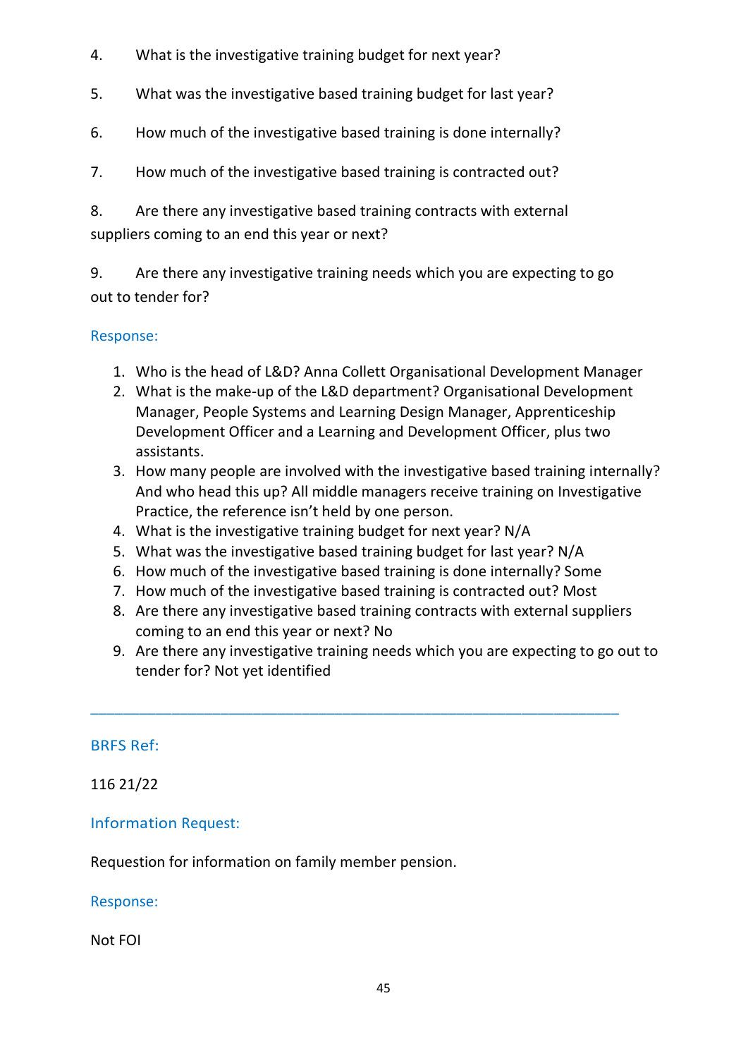4. What is the investigative training budget for next year?

5. What was the investigative based training budget for last year?

6. How much of the investigative based training is done internally?

7. How much of the investigative based training is contracted out?

8. Are there any investigative based training contracts with external suppliers coming to an end this year or next?

9. Are there any investigative training needs which you are expecting to go out to tender for?

Response:

1. Who is the head of L&D? Anna Collett Organisational Development Manager
2. What is the make-up of the L&D department? Organisational Development Manager, People Systems and Learning Design Manager, Apprenticeship Development Officer and a Learning and Development Officer, plus two assistants.
3. How many people are involved with the investigative based training internally? And who head this up? All middle managers receive training on Investigative Practice, the reference isn't held by one person.
4. What is the investigative training budget for next year? N/A
5. What was the investigative based training budget for last year? N/A
6. How much of the investigative based training is done internally? Some
7. How much of the investigative based training is contracted out? Most
8. Are there any investigative based training contracts with external suppliers coming to an end this year or next? No
9. Are there any investigative training needs which you are expecting to go out to tender for? Not yet identified

---

BRFS Ref:

116 21/22

Information Request:

Requestion for information on family member pension.

Response:

Not FOI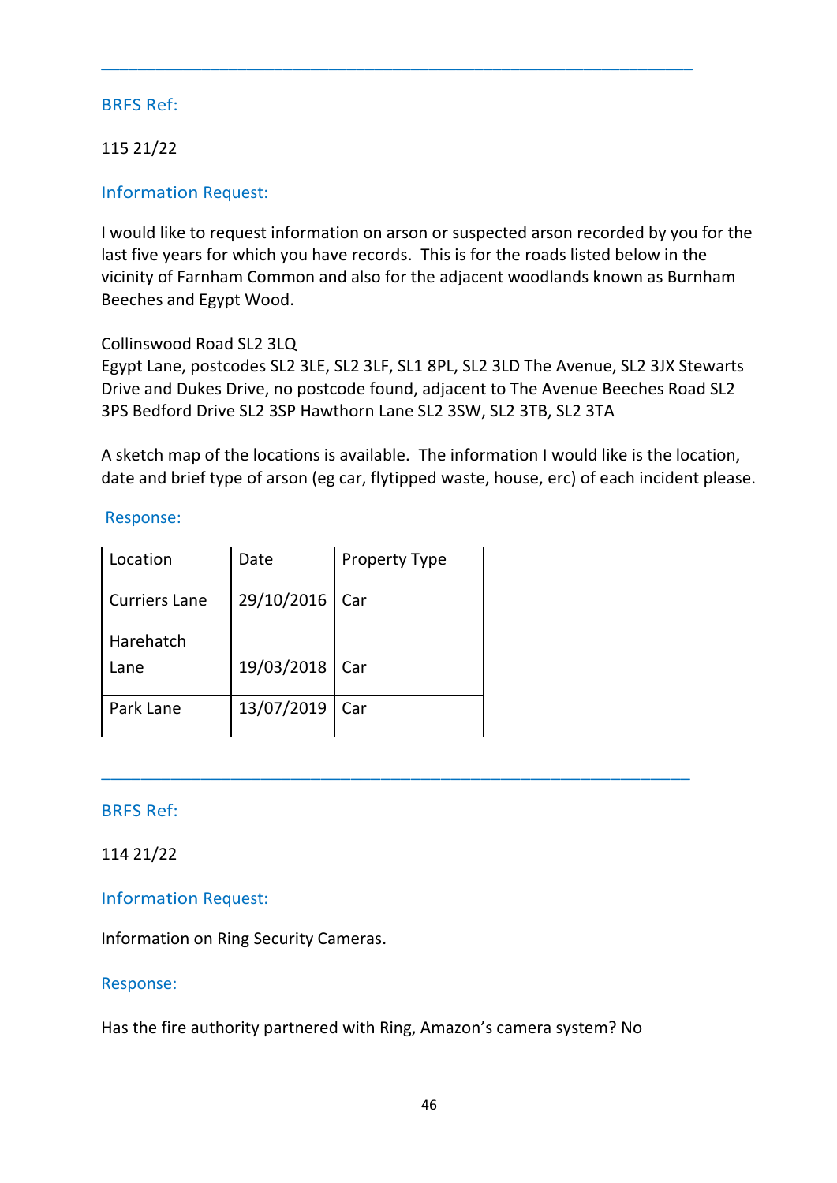---

BRFS Ref:

115 21/22

Information Request:

I would like to request information on arson or suspected arson recorded by you for the last five years for which you have records. This is for the roads listed below in the vicinity of Farnham Common and also for the adjacent woodlands known as Burnham Beeches and Egypt Wood.

Collinswood Road SL2 3LQ
Egypt Lane, postcodes SL2 3LE, SL2 3LF, SL1 8PL, SL2 3LD The Avenue, SL2 3JX Stewarts Drive and Dukes Drive, no postcode found, adjacent to The Avenue Beeches Road SL2 3PS Bedford Drive SL2 3SP Hawthorn Lane SL2 3SW, SL2 3TB, SL2 3TA

A sketch map of the locations is available. The information I would like is the location, date and brief type of arson (eg car, flytipped waste, house, erc) of each incident please.

Response:

| Location | Date | Property Type |
|---|---|---|
| Curriers Lane | 29/10/2016 | Car |
| Harehatch Lane | 19/03/2018 | Car |
| Park Lane | 13/07/2019 | Car |

---

BRFS Ref:

114 21/22

Information Request:

Information on Ring Security Cameras.

Response:

Has the fire authority partnered with Ring, Amazon's camera system? No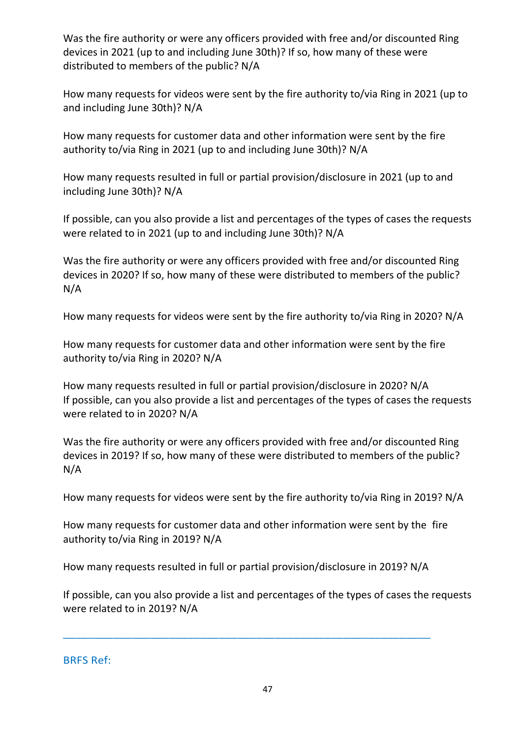Was the fire authority or were any officers provided with free and/or discounted Ring devices in 2021 (up to and including June 30th)? If so, how many of these were distributed to members of the public? N/A

How many requests for videos were sent by the fire authority to/via Ring in 2021 (up to and including June 30th)? N/A

How many requests for customer data and other information were sent by the fire authority to/via Ring in 2021 (up to and including June 30th)? N/A

How many requests resulted in full or partial provision/disclosure in 2021 (up to and including June 30th)? N/A

If possible, can you also provide a list and percentages of the types of cases the requests were related to in 2021 (up to and including June 30th)? N/A

Was the fire authority or were any officers provided with free and/or discounted Ring devices in 2020? If so, how many of these were distributed to members of the public? N/A

How many requests for videos were sent by the fire authority to/via Ring in 2020? N/A

How many requests for customer data and other information were sent by the fire authority to/via Ring in 2020? N/A

How many requests resulted in full or partial provision/disclosure in 2020? N/A
If possible, can you also provide a list and percentages of the types of cases the requests were related to in 2020? N/A

Was the fire authority or were any officers provided with free and/or discounted Ring devices in 2019? If so, how many of these were distributed to members of the public? N/A

How many requests for videos were sent by the fire authority to/via Ring in 2019? N/A

How many requests for customer data and other information were sent by the fire authority to/via Ring in 2019? N/A

How many requests resulted in full or partial provision/disclosure in 2019? N/A

If possible, can you also provide a list and percentages of the types of cases the requests were related to in 2019? N/A

---

BRFS Ref: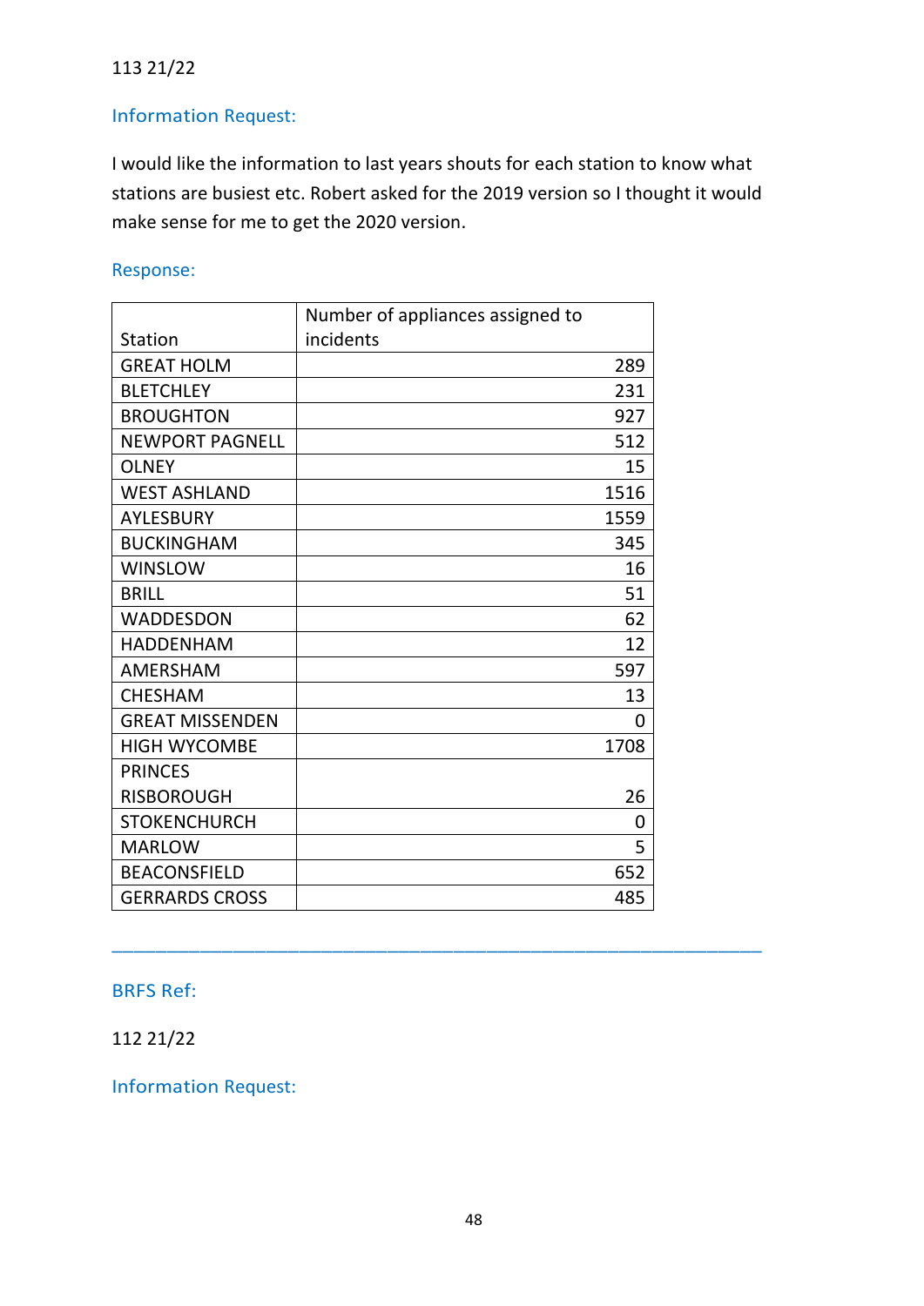113 21/22

## Information Request:

I would like the information to last years shouts for each station to know what stations are busiest etc. Robert asked for the 2019 version so I thought it would make sense for me to get the 2020 version.

## Response:

| Station | Number of appliances assigned to incidents |
|---|---|
| GREAT HOLM | 289 |
| BLETCHLEY | 231 |
| BROUGHTON | 927 |
| NEWPORT PAGNELL | 512 |
| OLNEY | 15 |
| WEST ASHLAND | 1516 |
| AYLESBURY | 1559 |
| BUCKINGHAM | 345 |
| WINSLOW | 16 |
| BRILL | 51 |
| WADDESDON | 62 |
| HADDENHAM | 12 |
| AMERSHAM | 597 |
| CHESHAM | 13 |
| GREAT MISSENDEN | 0 |
| HIGH WYCOMBE | 1708 |
| PRINCES RISBOROUGH | 26 |
| STOKENCHURCH | 0 |
| MARLOW | 5 |
| BEACONSFIELD | 652 |
| GERRARDS CROSS | 485 |

---

## BRFS Ref:

112 21/22

## Information Request: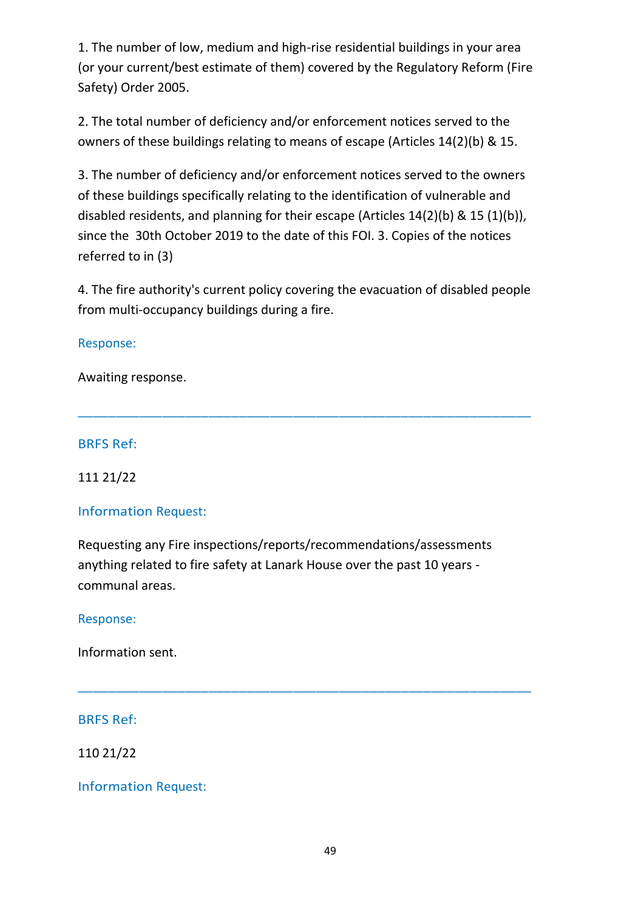1. The number of low, medium and high-rise residential buildings in your area (or your current/best estimate of them) covered by the Regulatory Reform (Fire Safety) Order 2005.

2. The total number of deficiency and/or enforcement notices served to the owners of these buildings relating to means of escape (Articles 14(2)(b) & 15.

3. The number of deficiency and/or enforcement notices served to the owners of these buildings specifically relating to the identification of vulnerable and disabled residents, and planning for their escape (Articles 14(2)(b) & 15 (1)(b)), since the 30th October 2019 to the date of this FOI. 3. Copies of the notices referred to in (3)

4. The fire authority's current policy covering the evacuation of disabled people from multi-occupancy buildings during a fire.

Response:

Awaiting response.

---

BRFS Ref:

111 21/22

Information Request:

Requesting any Fire inspections/reports/recommendations/assessments anything related to fire safety at Lanark House over the past 10 years - communal areas.

Response:

Information sent.

---

BRFS Ref:

110 21/22

Information Request: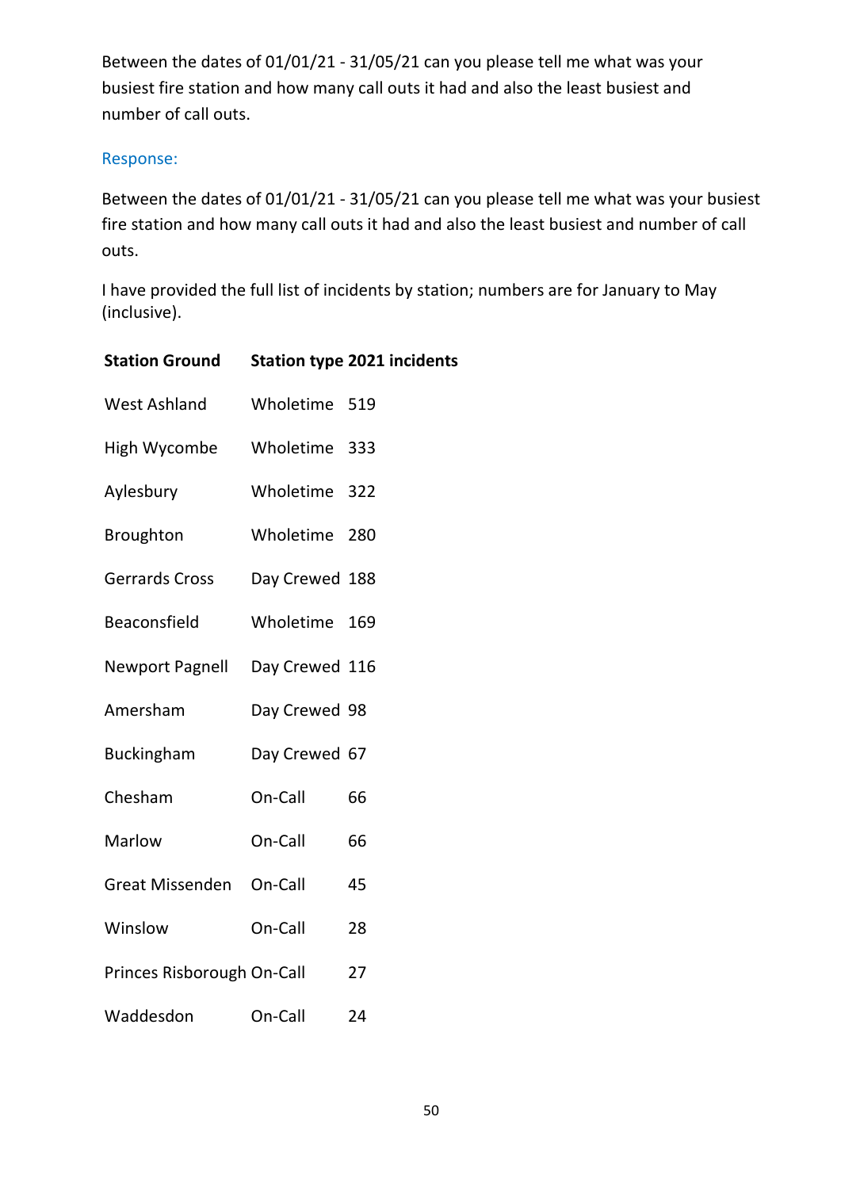Between the dates of 01/01/21 - 31/05/21 can you please tell me what was your busiest fire station and how many call outs it had and also the least busiest and number of call outs.

Response:

Between the dates of 01/01/21 - 31/05/21 can you please tell me what was your busiest fire station and how many call outs it had and also the least busiest and number of call outs.

I have provided the full list of incidents by station; numbers are for January to May (inclusive).

| Station Ground | Station type | 2021 incidents |
| --- | --- | --- |
| West Ashland | Wholetime | 519 |
| High Wycombe | Wholetime | 333 |
| Aylesbury | Wholetime | 322 |
| Broughton | Wholetime | 280 |
| Gerrards Cross | Day Crewed | 188 |
| Beaconsfield | Wholetime | 169 |
| Newport Pagnell | Day Crewed | 116 |
| Amersham | Day Crewed | 98 |
| Buckingham | Day Crewed | 67 |
| Chesham | On-Call | 66 |
| Marlow | On-Call | 66 |
| Great Missenden | On-Call | 45 |
| Winslow | On-Call | 28 |
| Princes Risborough | On-Call | 27 |
| Waddesdon | On-Call | 24 |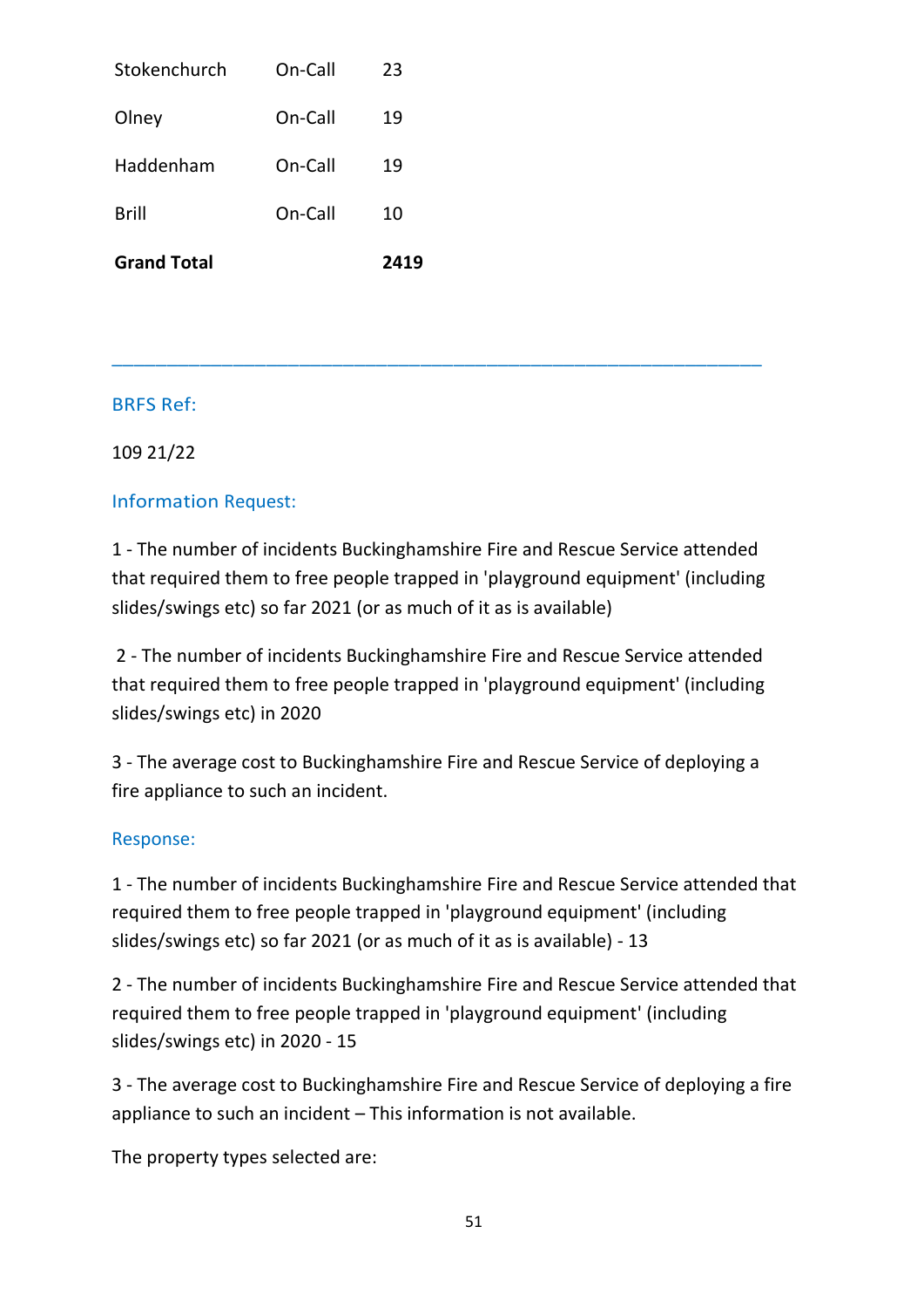| Stokenchurch | On-Call | 23 |
|---|---|---|
| Olney | On-Call | 19 |
| Haddenham | On-Call | 19 |
| Brill | On-Call | 10 |
| **Grand Total** | | **2419** |

---

### BRFS Ref:

109 21/22

### Information Request:

1 - The number of incidents Buckinghamshire Fire and Rescue Service attended that required them to free people trapped in 'playground equipment' (including slides/swings etc) so far 2021 (or as much of it as is available)

2 - The number of incidents Buckinghamshire Fire and Rescue Service attended that required them to free people trapped in 'playground equipment' (including slides/swings etc) in 2020

3 - The average cost to Buckinghamshire Fire and Rescue Service of deploying a fire appliance to such an incident.

### Response:

1 - The number of incidents Buckinghamshire Fire and Rescue Service attended that required them to free people trapped in 'playground equipment' (including slides/swings etc) so far 2021 (or as much of it as is available) - 13

2 - The number of incidents Buckinghamshire Fire and Rescue Service attended that required them to free people trapped in 'playground equipment' (including slides/swings etc) in 2020 - 15

3 - The average cost to Buckinghamshire Fire and Rescue Service of deploying a fire appliance to such an incident – This information is not available.

The property types selected are: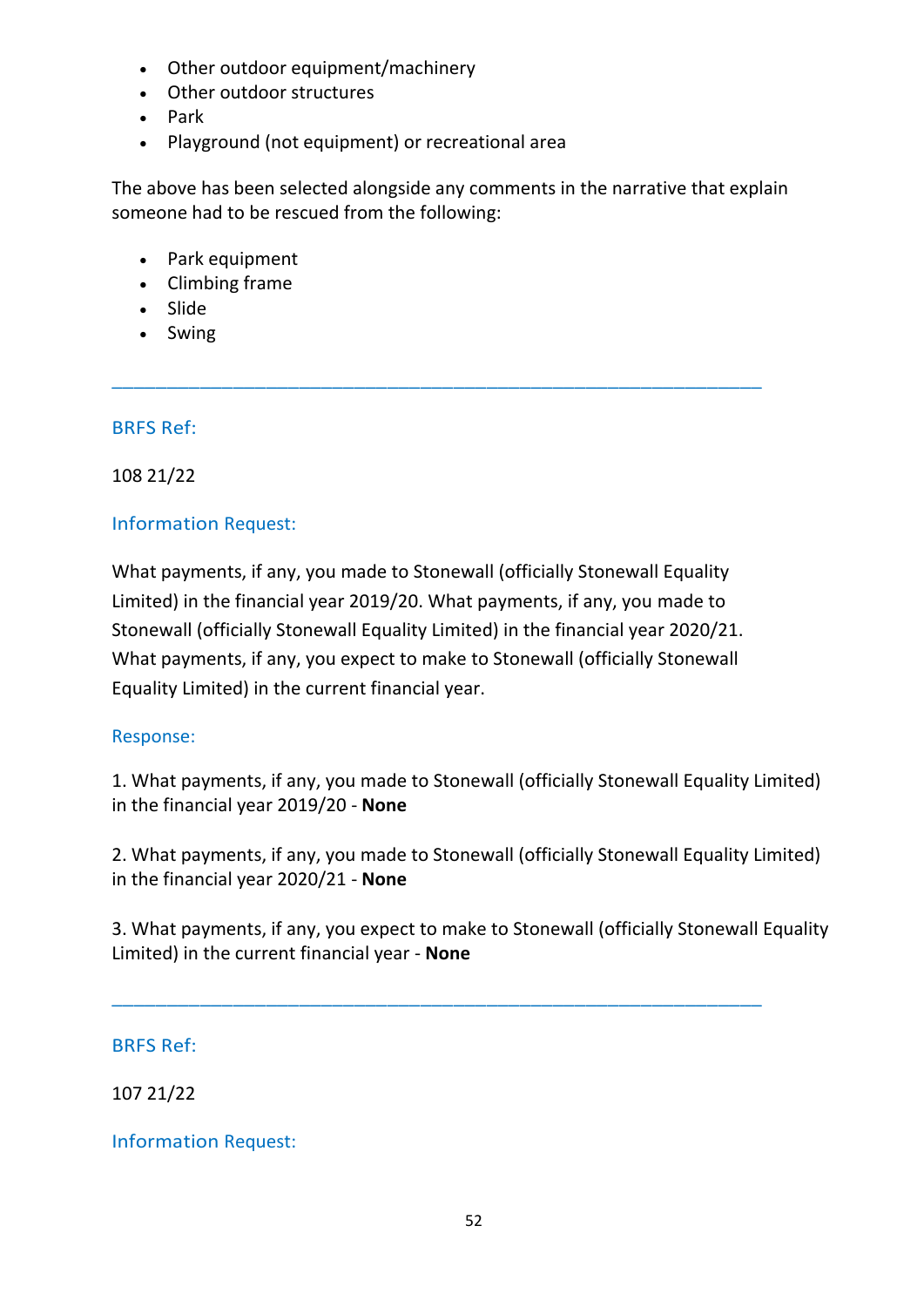- Other outdoor equipment/machinery
- Other outdoor structures
- Park
- Playground (not equipment) or recreational area

The above has been selected alongside any comments in the narrative that explain someone had to be rescued from the following:

- Park equipment
- Climbing frame
- Slide
- Swing

---

### BRFS Ref:

108 21/22

### Information Request:

What payments, if any, you made to Stonewall (officially Stonewall Equality Limited) in the financial year 2019/20. What payments, if any, you made to Stonewall (officially Stonewall Equality Limited) in the financial year 2020/21. What payments, if any, you expect to make to Stonewall (officially Stonewall Equality Limited) in the current financial year.

### Response:

1. What payments, if any, you made to Stonewall (officially Stonewall Equality Limited) in the financial year 2019/20 - **None**

2. What payments, if any, you made to Stonewall (officially Stonewall Equality Limited) in the financial year 2020/21 - **None**

3. What payments, if any, you expect to make to Stonewall (officially Stonewall Equality Limited) in the current financial year - **None**

---

### BRFS Ref:

107 21/22

### Information Request: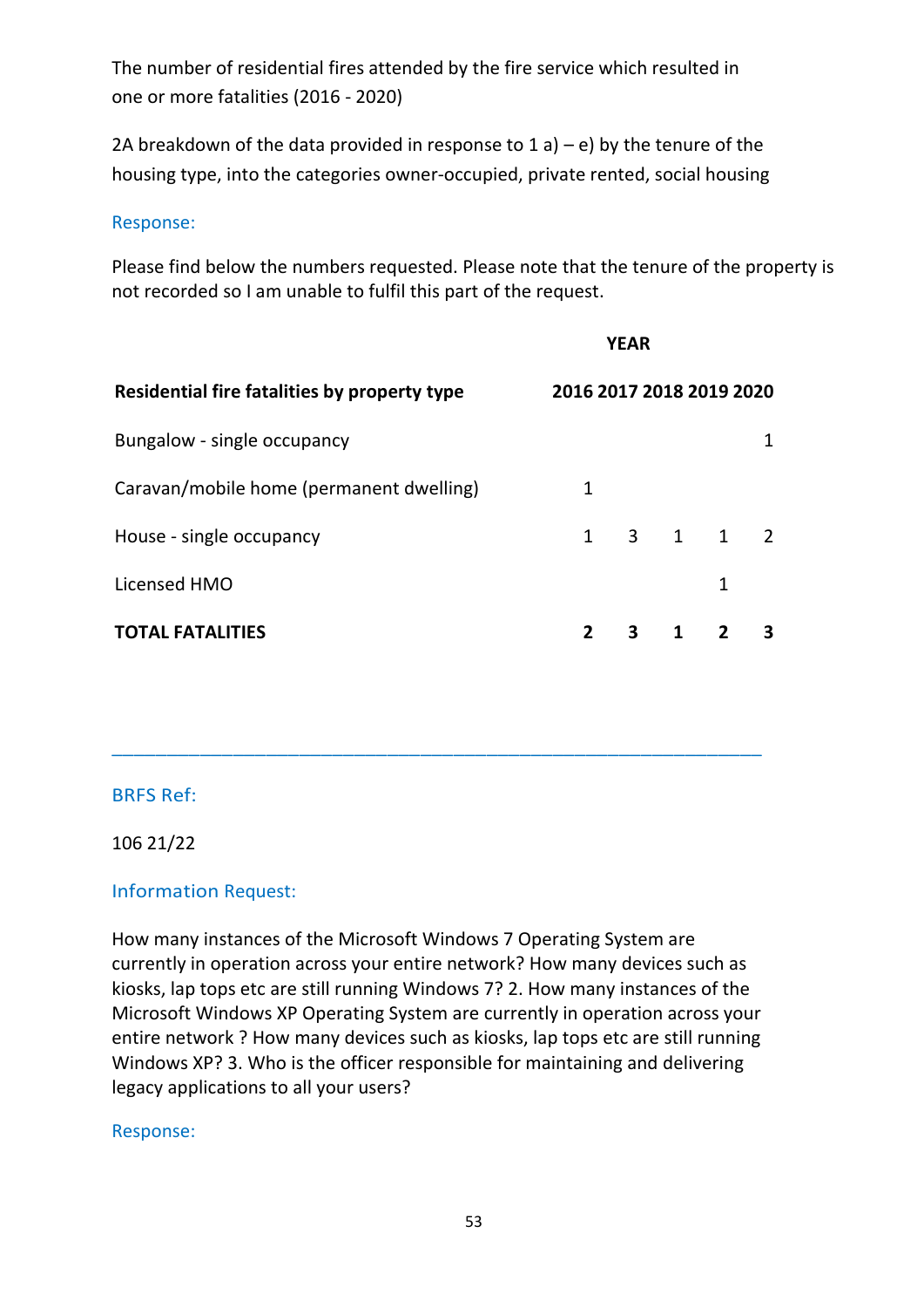The number of residential fires attended by the fire service which resulted in one or more fatalities (2016 - 2020)

2A breakdown of the data provided in response to 1 a) – e) by the tenure of the housing type, into the categories owner-occupied, private rented, social housing

Response:

Please find below the numbers requested. Please note that the tenure of the property is not recorded so I am unable to fulfil this part of the request.

| | YEAR | | | | |
|---|---|---|---|---|---|
| **Residential fire fatalities by property type** | **2016** | **2017** | **2018** | **2019** | **2020** |
| Bungalow - single occupancy | | | | | 1 |
| Caravan/mobile home (permanent dwelling) | 1 | | | | |
| House - single occupancy | 1 | 3 | 1 | 1 | 2 |
| Licensed HMO | | | | 1 | |
| **TOTAL FATALITIES** | **2** | **3** | **1** | **2** | **3** |

---

BRFS Ref:

106 21/22

Information Request:

How many instances of the Microsoft Windows 7 Operating System are currently in operation across your entire network? How many devices such as kiosks, lap tops etc are still running Windows 7? 2. How many instances of the Microsoft Windows XP Operating System are currently in operation across your entire network ? How many devices such as kiosks, lap tops etc are still running Windows XP? 3. Who is the officer responsible for maintaining and delivering legacy applications to all your users?

Response: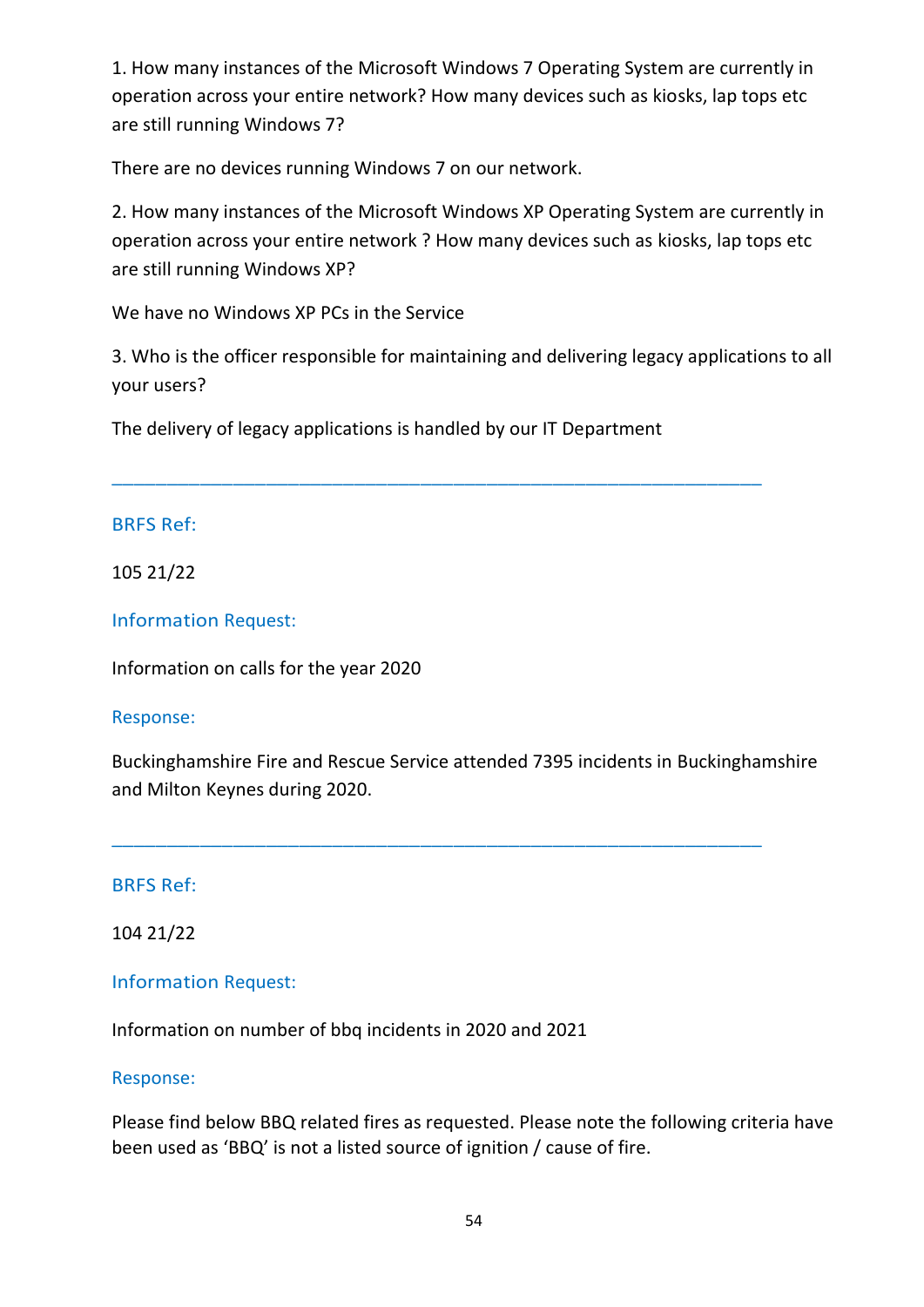1. How many instances of the Microsoft Windows 7 Operating System are currently in operation across your entire network? How many devices such as kiosks, lap tops etc are still running Windows 7?

There are no devices running Windows 7 on our network.

2. How many instances of the Microsoft Windows XP Operating System are currently in operation across your entire network ? How many devices such as kiosks, lap tops etc are still running Windows XP?

We have no Windows XP PCs in the Service

3. Who is the officer responsible for maintaining and delivering legacy applications to all your users?

The delivery of legacy applications is handled by our IT Department

---

### BRFS Ref:

105 21/22

### Information Request:

Information on calls for the year 2020

### Response:

Buckinghamshire Fire and Rescue Service attended 7395 incidents in Buckinghamshire and Milton Keynes during 2020.

---

### BRFS Ref:

104 21/22

### Information Request:

Information on number of bbq incidents in 2020 and 2021

### Response:

Please find below BBQ related fires as requested. Please note the following criteria have been used as 'BBQ' is not a listed source of ignition / cause of fire.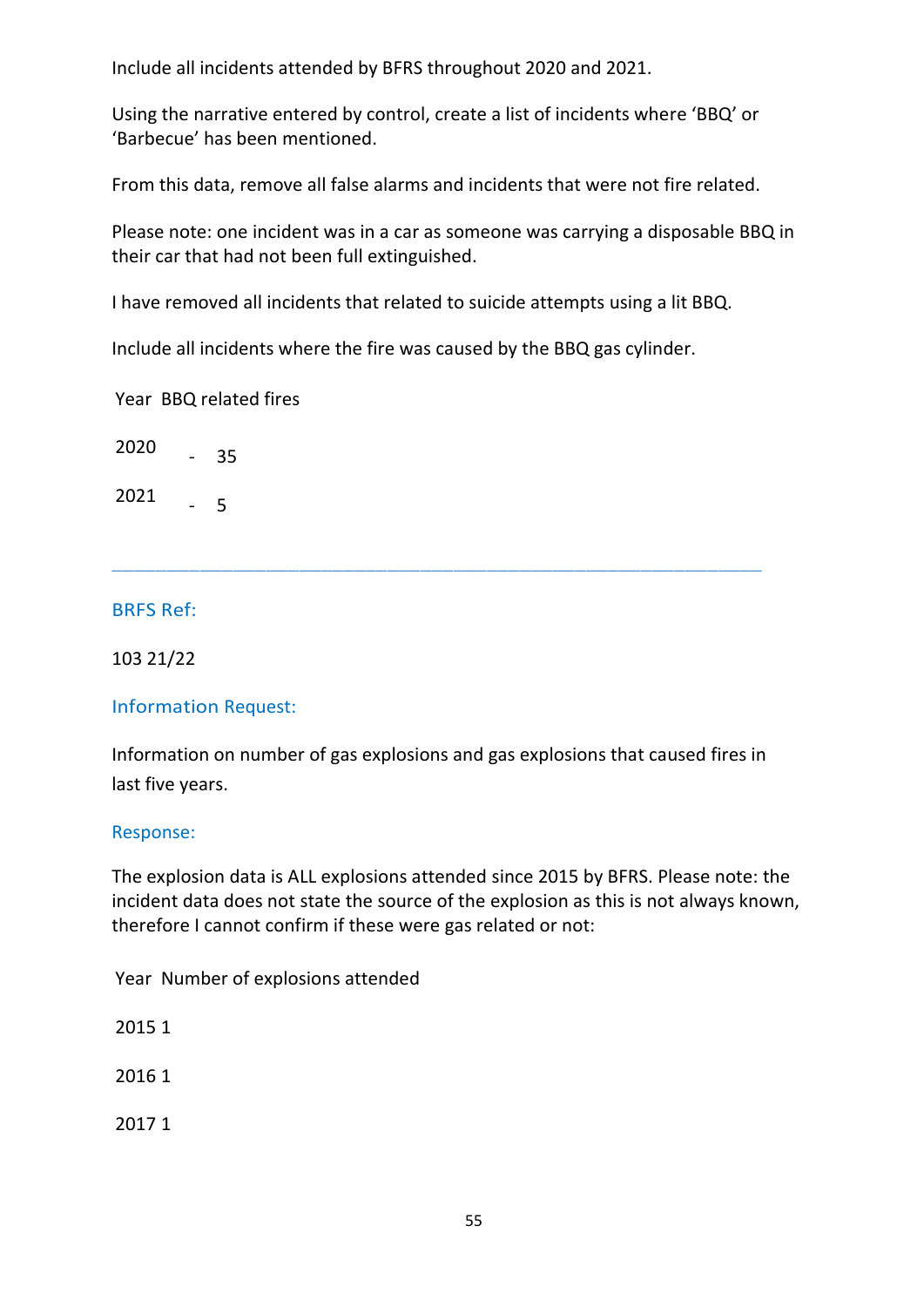Include all incidents attended by BFRS throughout 2020 and 2021.

Using the narrative entered by control, create a list of incidents where 'BBQ' or 'Barbecue' has been mentioned.

From this data, remove all false alarms and incidents that were not fire related.

Please note: one incident was in a car as someone was carrying a disposable BBQ in their car that had not been full extinguished.

I have removed all incidents that related to suicide attempts using a lit BBQ.

Include all incidents where the fire was caused by the BBQ gas cylinder.

| Year | BBQ related fires |
|---|---|
| 2020 | - 35 |
| 2021 | - 5 |

---

### BRFS Ref:

103 21/22

### Information Request:

Information on number of gas explosions and gas explosions that caused fires in last five years.

### Response:

The explosion data is ALL explosions attended since 2015 by BFRS. Please note: the incident data does not state the source of the explosion as this is not always known, therefore I cannot confirm if these were gas related or not:

| Year | Number of explosions attended |
|---|---|
| 2015 | 1 |
| 2016 | 1 |
| 2017 | 1 |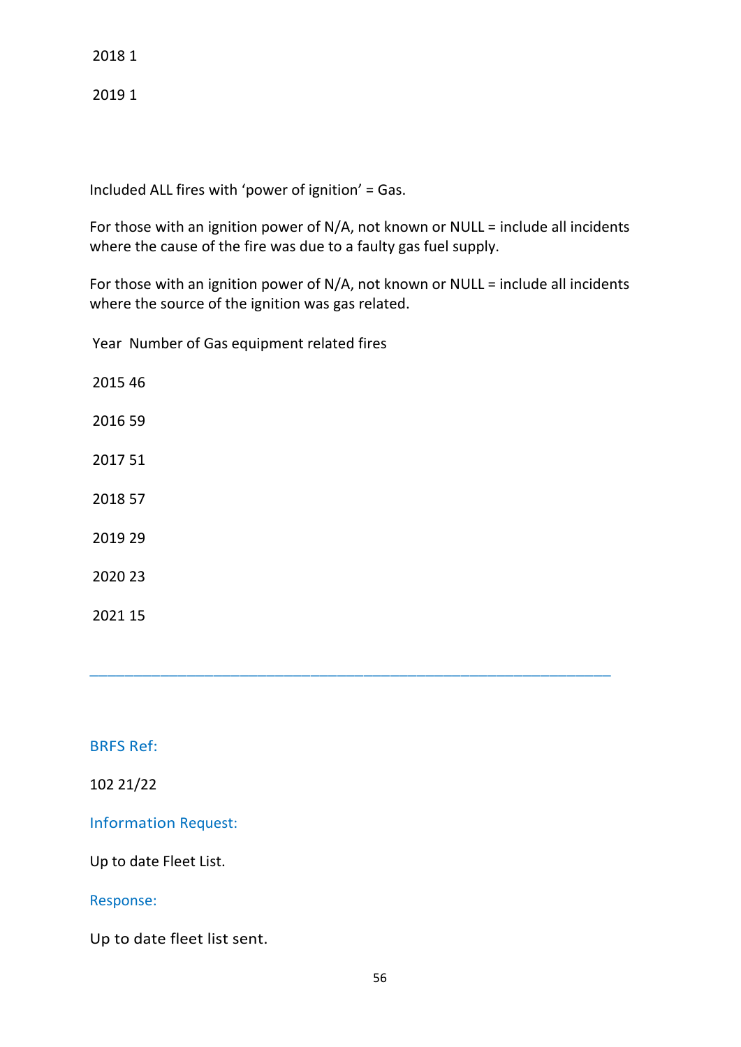2018 1

2019 1

Included ALL fires with 'power of ignition' = Gas.

For those with an ignition power of N/A, not known or NULL = include all incidents where the cause of the fire was due to a faulty gas fuel supply.

For those with an ignition power of N/A, not known or NULL = include all incidents where the source of the ignition was gas related.

| Year | Number of Gas equipment related fires |
|---|---|
| 2015 | 46 |
| 2016 | 59 |
| 2017 | 51 |
| 2018 | 57 |
| 2019 | 29 |
| 2020 | 23 |
| 2021 | 15 |

---

BRFS Ref:

102 21/22

Information Request:

Up to date Fleet List.

Response:

Up to date fleet list sent.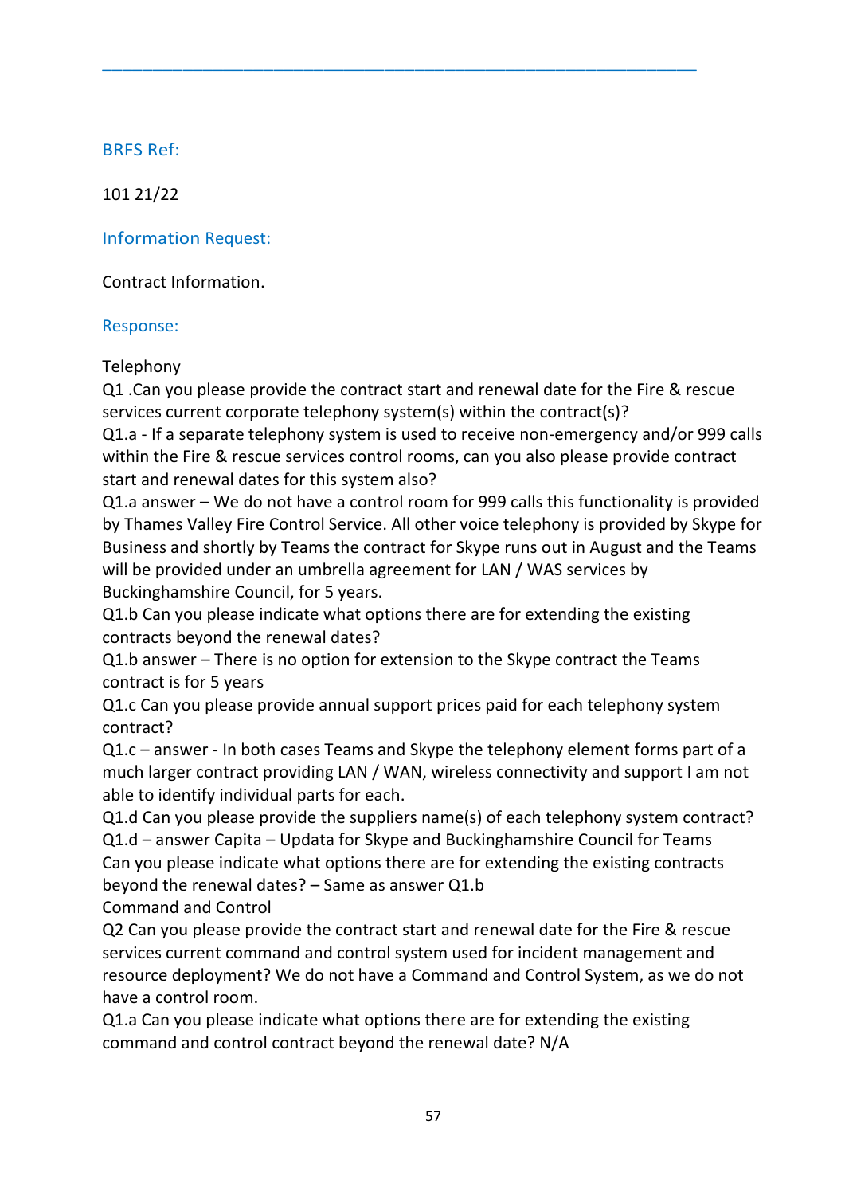---

## BRFS Ref:

101 21/22

## Information Request:

Contract Information.

## Response:

Telephony

Q1 .Can you please provide the contract start and renewal date for the Fire & rescue services current corporate telephony system(s) within the contract(s)?

Q1.a - If a separate telephony system is used to receive non-emergency and/or 999 calls within the Fire & rescue services control rooms, can you also please provide contract start and renewal dates for this system also?

Q1.a answer – We do not have a control room for 999 calls this functionality is provided by Thames Valley Fire Control Service. All other voice telephony is provided by Skype for Business and shortly by Teams the contract for Skype runs out in August and the Teams will be provided under an umbrella agreement for LAN / WAS services by Buckinghamshire Council, for 5 years.

Q1.b Can you please indicate what options there are for extending the existing contracts beyond the renewal dates?

Q1.b answer – There is no option for extension to the Skype contract the Teams contract is for 5 years

Q1.c Can you please provide annual support prices paid for each telephony system contract?

Q1.c – answer - In both cases Teams and Skype the telephony element forms part of a much larger contract providing LAN / WAN, wireless connectivity and support I am not able to identify individual parts for each.

Q1.d Can you please provide the suppliers name(s) of each telephony system contract?

Q1.d – answer Capita – Updata for Skype and Buckinghamshire Council for Teams

Can you please indicate what options there are for extending the existing contracts beyond the renewal dates? – Same as answer Q1.b

Command and Control

Q2 Can you please provide the contract start and renewal date for the Fire & rescue services current command and control system used for incident management and resource deployment? We do not have a Command and Control System, as we do not have a control room.

Q1.a Can you please indicate what options there are for extending the existing command and control contract beyond the renewal date? N/A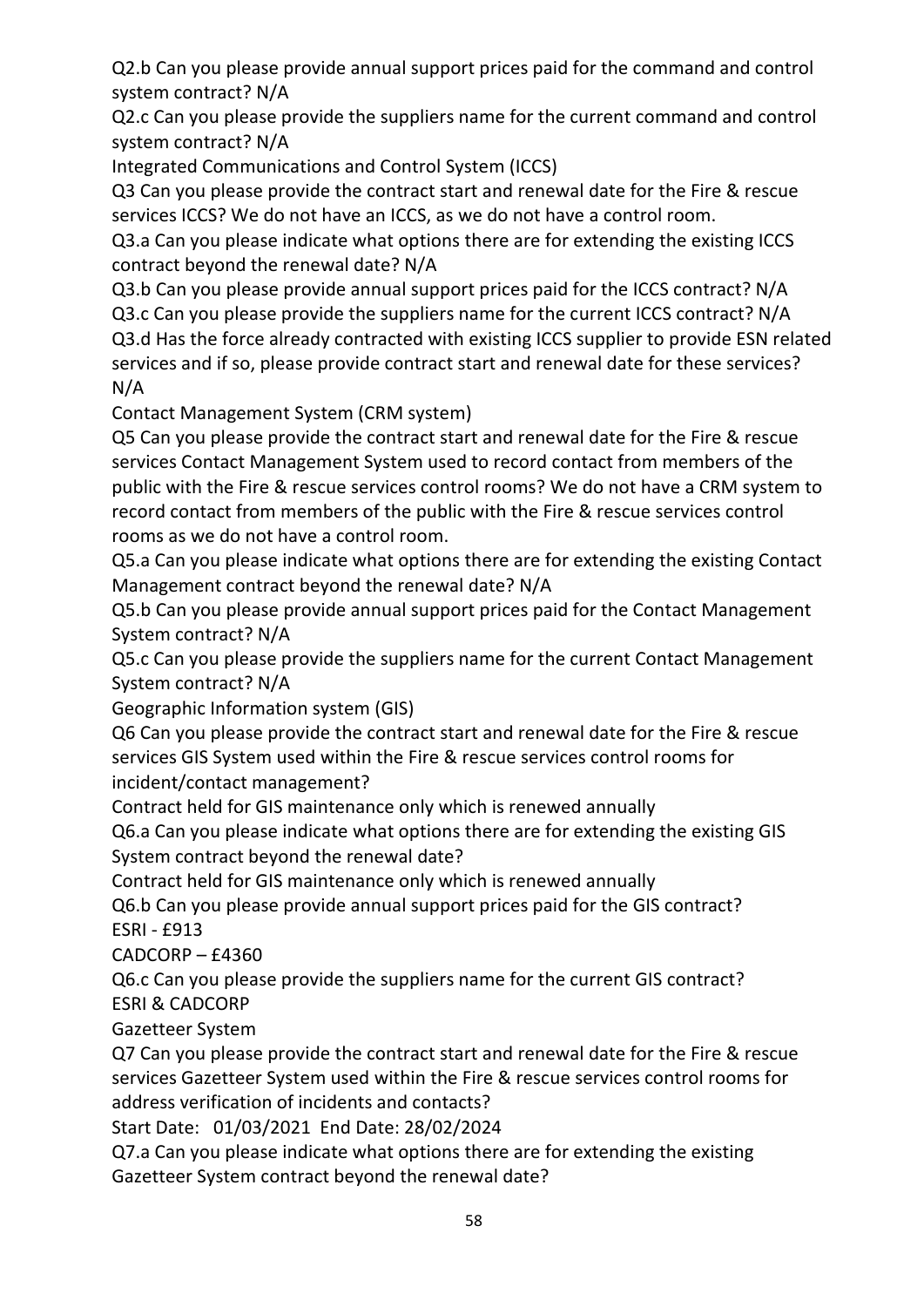Q2.b Can you please provide annual support prices paid for the command and control system contract? N/A

Q2.c Can you please provide the suppliers name for the current command and control system contract? N/A

Integrated Communications and Control System (ICCS)

Q3 Can you please provide the contract start and renewal date for the Fire & rescue services ICCS? We do not have an ICCS, as we do not have a control room.

Q3.a Can you please indicate what options there are for extending the existing ICCS contract beyond the renewal date? N/A

Q3.b Can you please provide annual support prices paid for the ICCS contract? N/A

Q3.c Can you please provide the suppliers name for the current ICCS contract? N/A

Q3.d Has the force already contracted with existing ICCS supplier to provide ESN related services and if so, please provide contract start and renewal date for these services? N/A

Contact Management System (CRM system)

Q5 Can you please provide the contract start and renewal date for the Fire & rescue services Contact Management System used to record contact from members of the public with the Fire & rescue services control rooms? We do not have a CRM system to record contact from members of the public with the Fire & rescue services control rooms as we do not have a control room.

Q5.a Can you please indicate what options there are for extending the existing Contact Management contract beyond the renewal date? N/A

Q5.b Can you please provide annual support prices paid for the Contact Management System contract? N/A

Q5.c Can you please provide the suppliers name for the current Contact Management System contract? N/A

Geographic Information system (GIS)

Q6 Can you please provide the contract start and renewal date for the Fire & rescue services GIS System used within the Fire & rescue services control rooms for incident/contact management?

Contract held for GIS maintenance only which is renewed annually

Q6.a Can you please indicate what options there are for extending the existing GIS System contract beyond the renewal date?

Contract held for GIS maintenance only which is renewed annually

Q6.b Can you please provide annual support prices paid for the GIS contract?

ESRI - £913

CADCORP – £4360

Q6.c Can you please provide the suppliers name for the current GIS contract?

ESRI & CADCORP

Gazetteer System

Q7 Can you please provide the contract start and renewal date for the Fire & rescue services Gazetteer System used within the Fire & rescue services control rooms for address verification of incidents and contacts?

Start Date: 01/03/2021 End Date: 28/02/2024

Q7.a Can you please indicate what options there are for extending the existing Gazetteer System contract beyond the renewal date?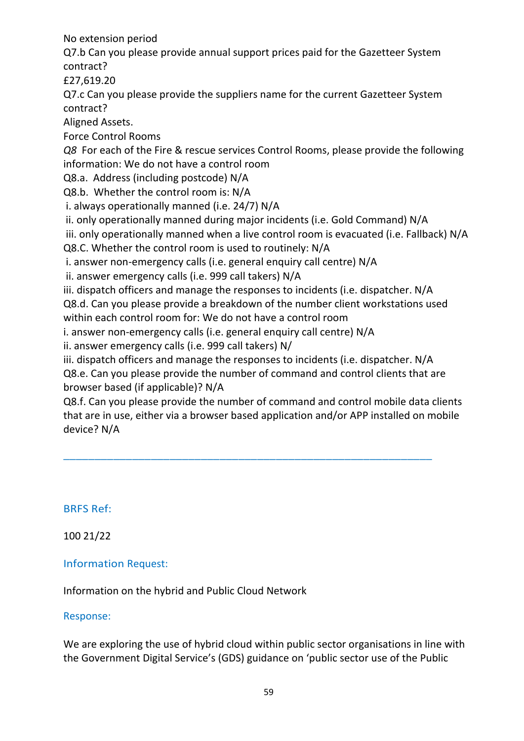No extension period

Q7.b Can you please provide annual support prices paid for the Gazetteer System contract?

£27,619.20

Q7.c Can you please provide the suppliers name for the current Gazetteer System contract?

Aligned Assets.

Force Control Rooms

*Q8* For each of the Fire & rescue services Control Rooms, please provide the following information: We do not have a control room

Q8.a. Address (including postcode) N/A

Q8.b. Whether the control room is: N/A

i. always operationally manned (i.e. 24/7) N/A

ii. only operationally manned during major incidents (i.e. Gold Command) N/A

iii. only operationally manned when a live control room is evacuated (i.e. Fallback) N/A

Q8.C. Whether the control room is used to routinely: N/A

i. answer non-emergency calls (i.e. general enquiry call centre) N/A

ii. answer emergency calls (i.e. 999 call takers) N/A

iii. dispatch officers and manage the responses to incidents (i.e. dispatcher. N/A

Q8.d. Can you please provide a breakdown of the number client workstations used within each control room for: We do not have a control room

i. answer non-emergency calls (i.e. general enquiry call centre) N/A

ii. answer emergency calls (i.e. 999 call takers) N/

iii. dispatch officers and manage the responses to incidents (i.e. dispatcher. N/A

Q8.e. Can you please provide the number of command and control clients that are browser based (if applicable)? N/A

Q8.f. Can you please provide the number of command and control mobile data clients that are in use, either via a browser based application and/or APP installed on mobile device? N/A

---

## BRFS Ref:

100 21/22

## Information Request:

Information on the hybrid and Public Cloud Network

## Response:

We are exploring the use of hybrid cloud within public sector organisations in line with the Government Digital Service's (GDS) guidance on 'public sector use of the Public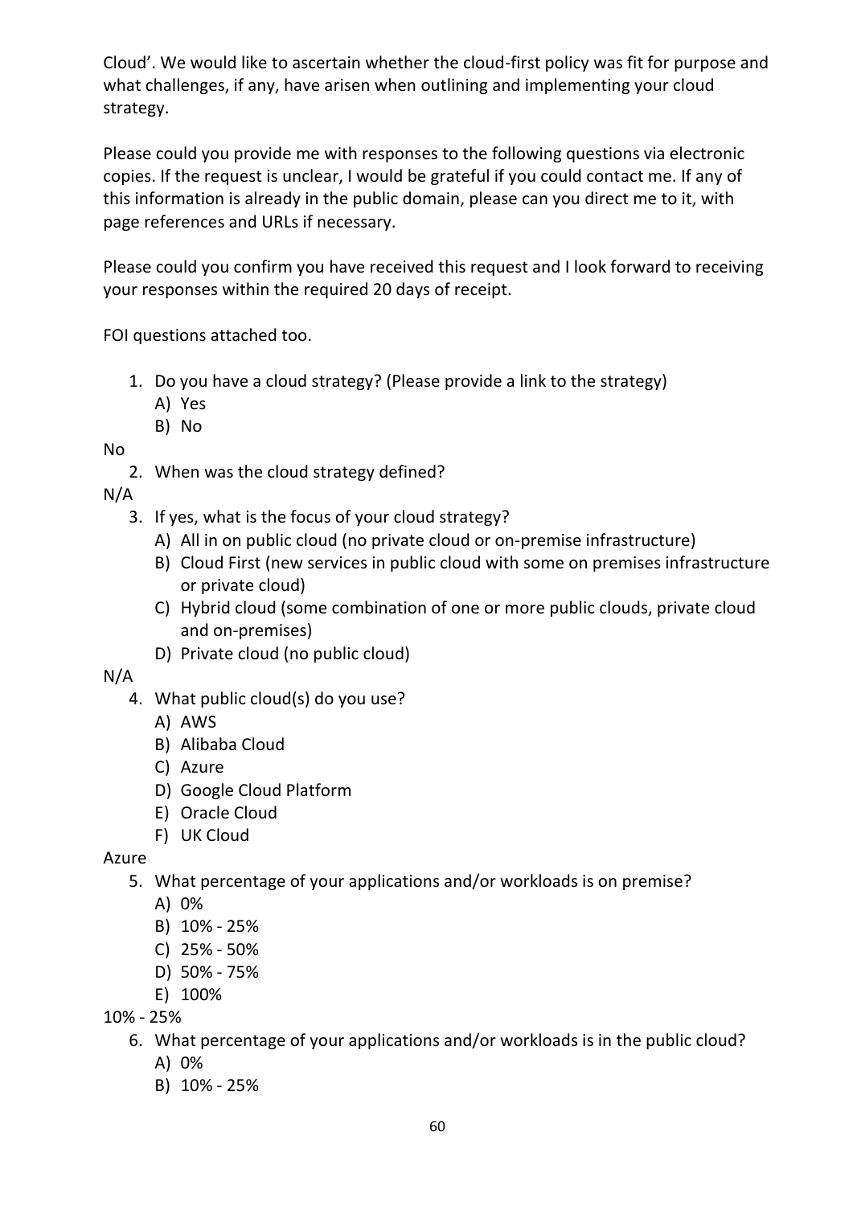Cloud'. We would like to ascertain whether the cloud-first policy was fit for purpose and what challenges, if any, have arisen when outlining and implementing your cloud strategy.

Please could you provide me with responses to the following questions via electronic copies. If the request is unclear, I would be grateful if you could contact me. If any of this information is already in the public domain, please can you direct me to it, with page references and URLs if necessary.

Please could you confirm you have received this request and I look forward to receiving your responses within the required 20 days of receipt.

FOI questions attached too.

1. Do you have a cloud strategy? (Please provide a link to the strategy)
   A) Yes
   B) No

No

2. When was the cloud strategy defined?

N/A

3. If yes, what is the focus of your cloud strategy?
   A) All in on public cloud (no private cloud or on-premise infrastructure)
   B) Cloud First (new services in public cloud with some on premises infrastructure or private cloud)
   C) Hybrid cloud (some combination of one or more public clouds, private cloud and on-premises)
   D) Private cloud (no public cloud)

N/A

4. What public cloud(s) do you use?
   A) AWS
   B) Alibaba Cloud
   C) Azure
   D) Google Cloud Platform
   E) Oracle Cloud
   F) UK Cloud

Azure

5. What percentage of your applications and/or workloads is on premise?
   A) 0%
   B) 10% - 25%
   C) 25% - 50%
   D) 50% - 75%
   E) 100%

10% - 25%

6. What percentage of your applications and/or workloads is in the public cloud?
   A) 0%
   B) 10% - 25%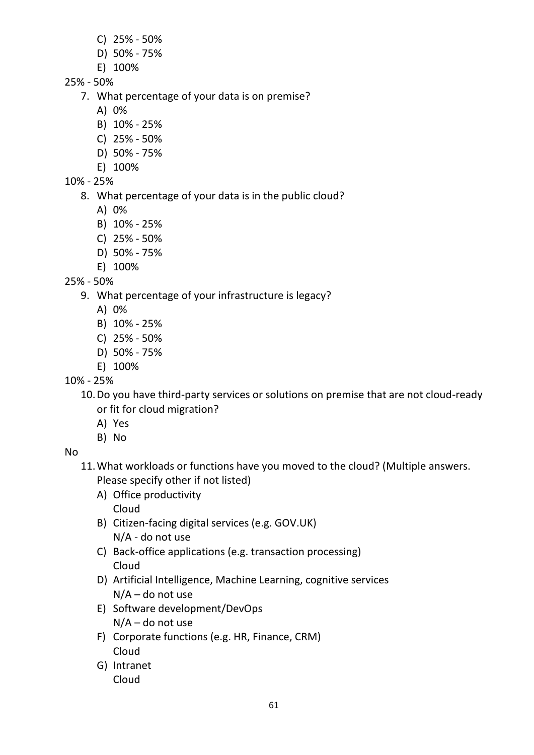C) 25% - 50%
D) 50% - 75%
E) 100%

25% - 50%

7. What percentage of your data is on premise?
   A) 0%
   B) 10% - 25%
   C) 25% - 50%
   D) 50% - 75%
   E) 100%

10% - 25%

8. What percentage of your data is in the public cloud?
   A) 0%
   B) 10% - 25%
   C) 25% - 50%
   D) 50% - 75%
   E) 100%

25% - 50%

9. What percentage of your infrastructure is legacy?
   A) 0%
   B) 10% - 25%
   C) 25% - 50%
   D) 50% - 75%
   E) 100%

10% - 25%

10. Do you have third-party services or solutions on premise that are not cloud-ready or fit for cloud migration?
    A) Yes
    B) No

No

11. What workloads or functions have you moved to the cloud? (Multiple answers. Please specify other if not listed)
    A) Office productivity
       Cloud
    B) Citizen-facing digital services (e.g. GOV.UK)
       N/A - do not use
    C) Back-office applications (e.g. transaction processing)
       Cloud
    D) Artificial Intelligence, Machine Learning, cognitive services
       N/A – do not use
    E) Software development/DevOps
       N/A – do not use
    F) Corporate functions (e.g. HR, Finance, CRM)
       Cloud
    G) Intranet
       Cloud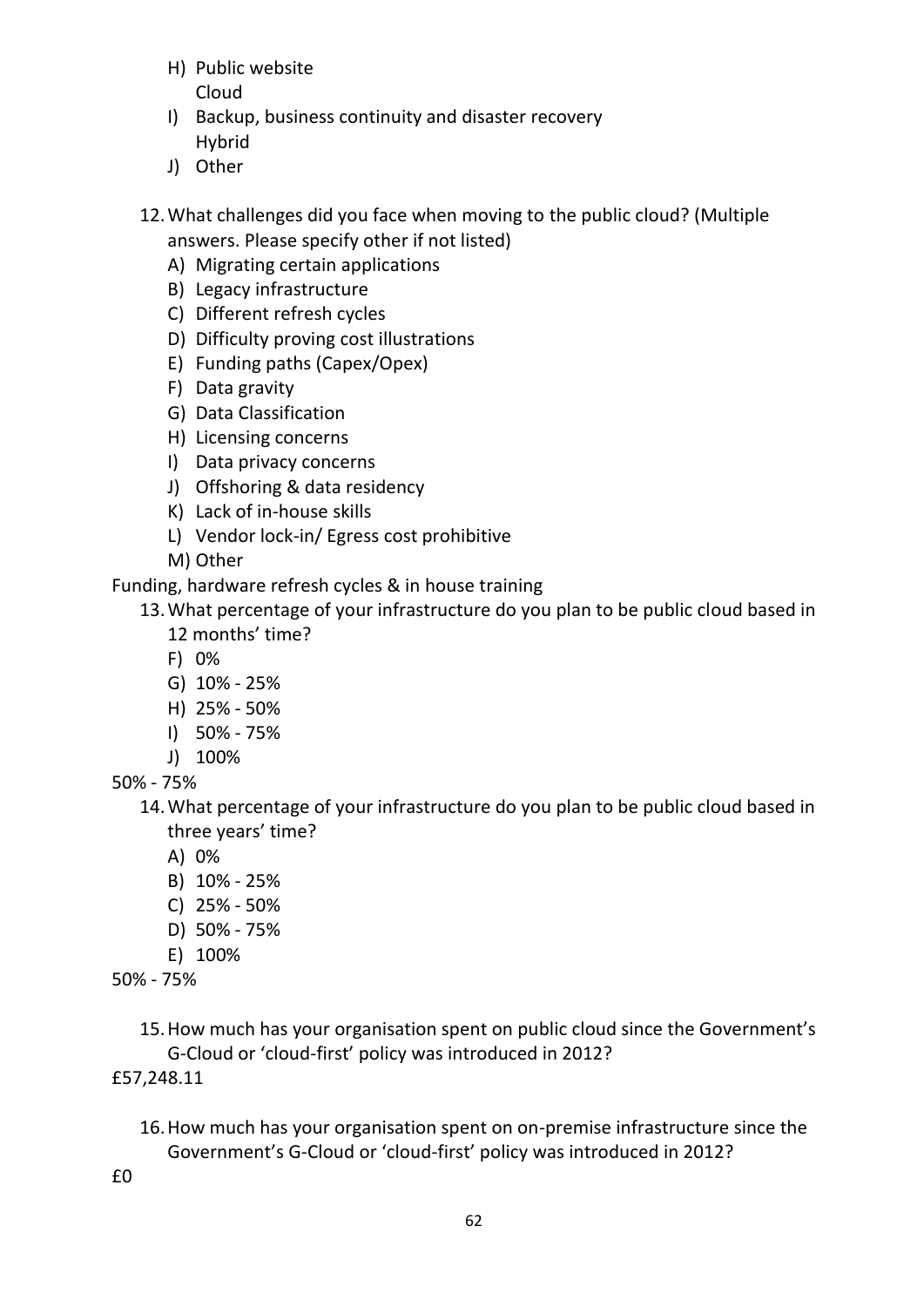H) Public website
   Cloud
I) Backup, business continuity and disaster recovery
   Hybrid
J) Other

12. What challenges did you face when moving to the public cloud? (Multiple answers. Please specify other if not listed)
    A) Migrating certain applications
    B) Legacy infrastructure
    C) Different refresh cycles
    D) Difficulty proving cost illustrations
    E) Funding paths (Capex/Opex)
    F) Data gravity
    G) Data Classification
    H) Licensing concerns
    I) Data privacy concerns
    J) Offshoring & data residency
    K) Lack of in-house skills
    L) Vendor lock-in/ Egress cost prohibitive
    M) Other

Funding, hardware refresh cycles & in house training

13. What percentage of your infrastructure do you plan to be public cloud based in 12 months' time?
    F) 0%
    G) 10% - 25%
    H) 25% - 50%
    I) 50% - 75%
    J) 100%

50% - 75%

14. What percentage of your infrastructure do you plan to be public cloud based in three years' time?
    A) 0%
    B) 10% - 25%
    C) 25% - 50%
    D) 50% - 75%
    E) 100%

50% - 75%

15. How much has your organisation spent on public cloud since the Government's G-Cloud or 'cloud-first' policy was introduced in 2012?

£57,248.11

16. How much has your organisation spent on on-premise infrastructure since the Government's G-Cloud or 'cloud-first' policy was introduced in 2012?

£0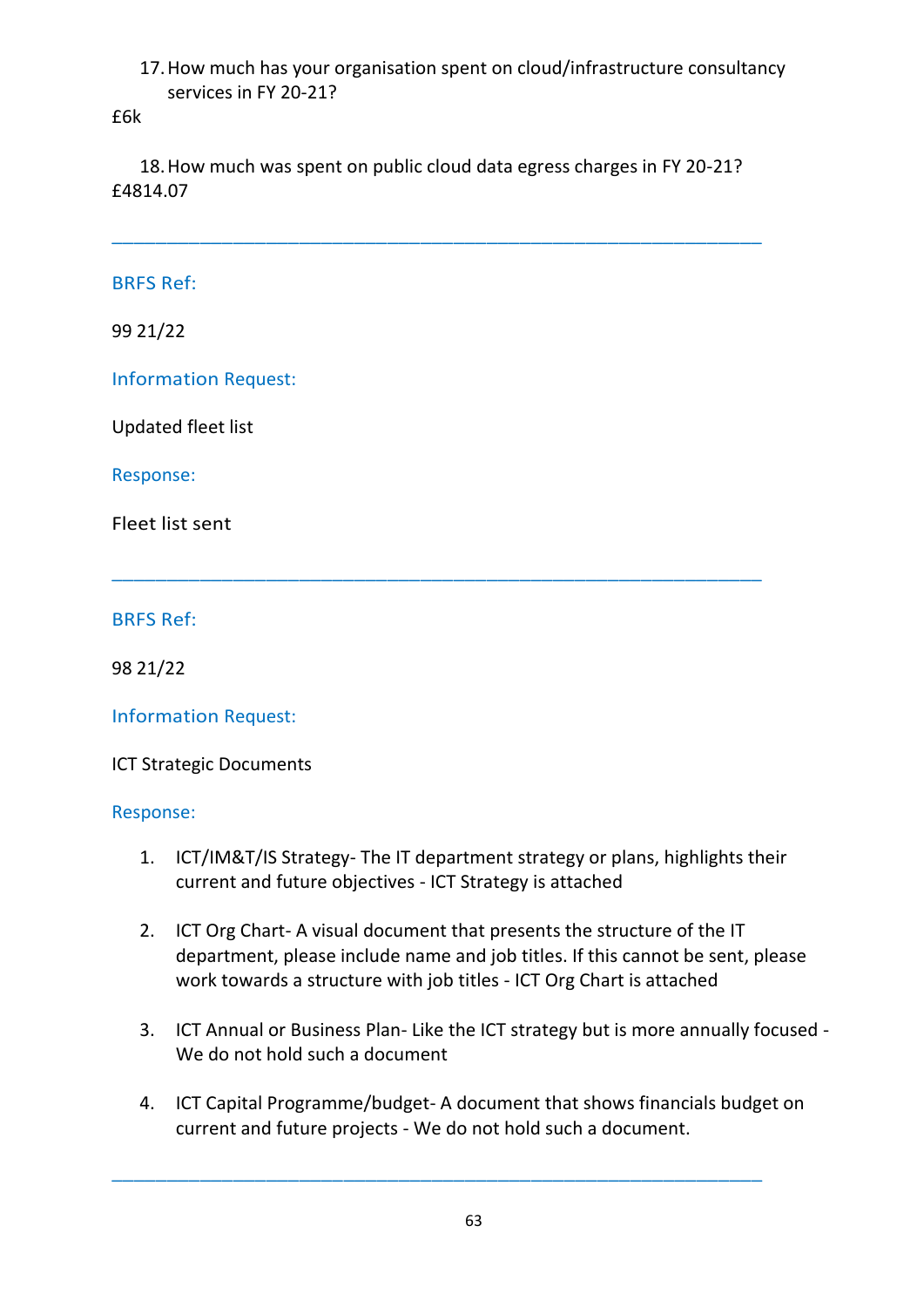17. How much has your organisation spent on cloud/infrastructure consultancy services in FY 20-21?

£6k

18. How much was spent on public cloud data egress charges in FY 20-21?

£4814.07

---

BRFS Ref:

99 21/22

Information Request:

Updated fleet list

Response:

Fleet list sent

---

BRFS Ref:

98 21/22

Information Request:

ICT Strategic Documents

Response:

1. ICT/IM&T/IS Strategy- The IT department strategy or plans, highlights their current and future objectives - ICT Strategy is attached

2. ICT Org Chart- A visual document that presents the structure of the IT department, please include name and job titles. If this cannot be sent, please work towards a structure with job titles - ICT Org Chart is attached

3. ICT Annual or Business Plan- Like the ICT strategy but is more annually focused - We do not hold such a document

4. ICT Capital Programme/budget- A document that shows financials budget on current and future projects - We do not hold such a document.

---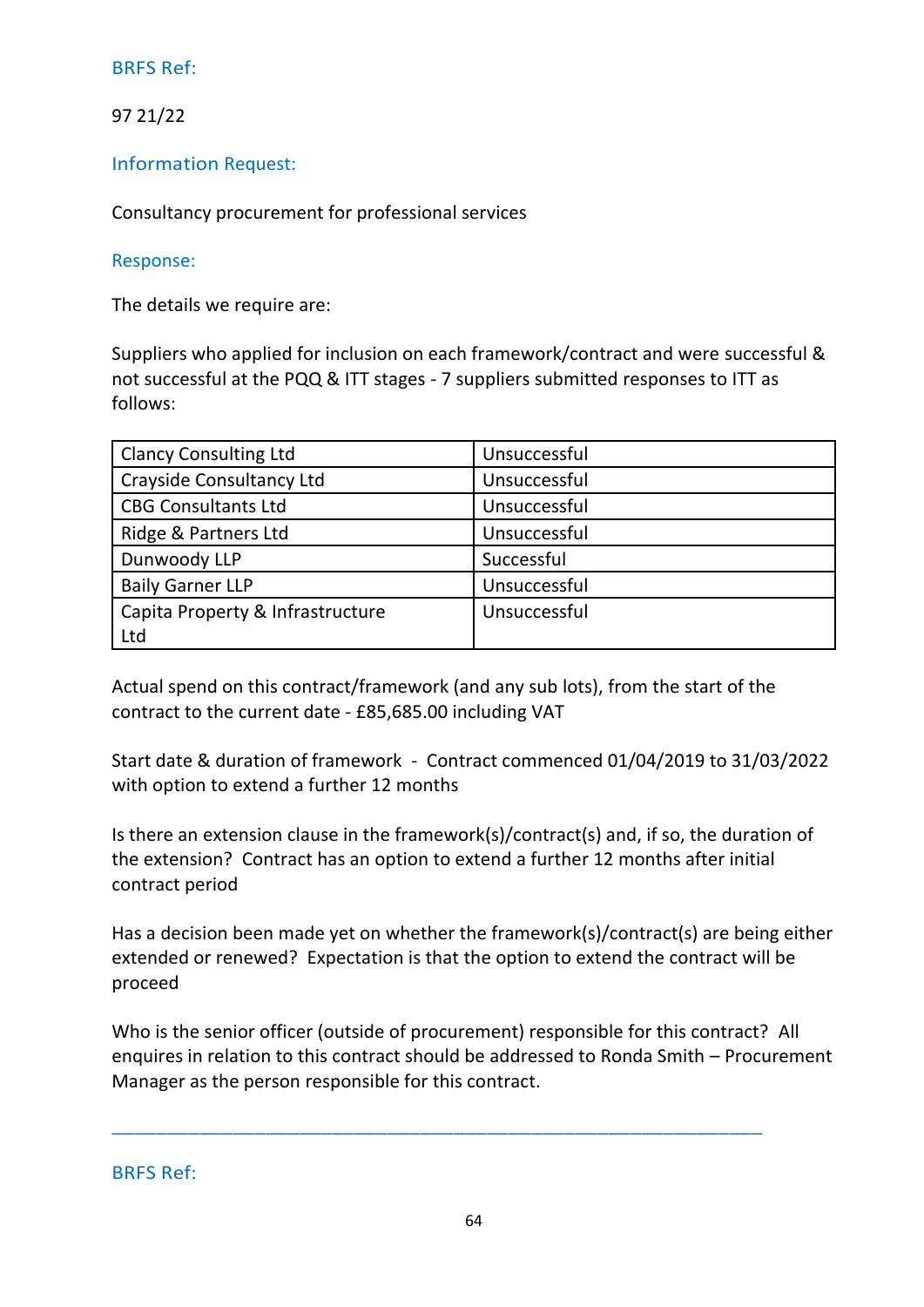BRFS Ref:

97 21/22

Information Request:

Consultancy procurement for professional services

Response:

The details we require are:

Suppliers who applied for inclusion on each framework/contract and were successful & not successful at the PQQ & ITT stages - 7 suppliers submitted responses to ITT as follows:

| | |
|---|---|
| Clancy Consulting Ltd | Unsuccessful |
| Crayside Consultancy Ltd | Unsuccessful |
| CBG Consultants Ltd | Unsuccessful |
| Ridge & Partners Ltd | Unsuccessful |
| Dunwoody LLP | Successful |
| Baily Garner LLP | Unsuccessful |
| Capita Property & Infrastructure Ltd | Unsuccessful |

Actual spend on this contract/framework (and any sub lots), from the start of the contract to the current date - £85,685.00 including VAT

Start date & duration of framework - Contract commenced 01/04/2019 to 31/03/2022 with option to extend a further 12 months

Is there an extension clause in the framework(s)/contract(s) and, if so, the duration of the extension? Contract has an option to extend a further 12 months after initial contract period

Has a decision been made yet on whether the framework(s)/contract(s) are being either extended or renewed? Expectation is that the option to extend the contract will be proceed

Who is the senior officer (outside of procurement) responsible for this contract? All enquires in relation to this contract should be addressed to Ronda Smith – Procurement Manager as the person responsible for this contract.

---

BRFS Ref: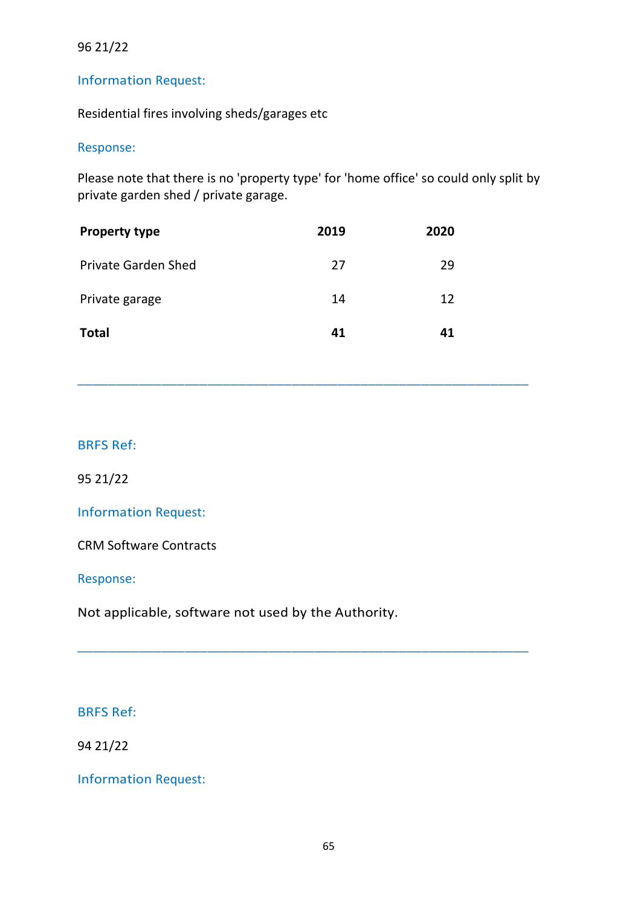96 21/22

Information Request:

Residential fires involving sheds/garages etc

Response:

Please note that there is no 'property type' for 'home office' so could only split by private garden shed / private garage.

| Property type | 2019 | 2020 |
|---|---|---|
| Private Garden Shed | 27 | 29 |
| Private garage | 14 | 12 |
| **Total** | **41** | **41** |

---

BRFS Ref:

95 21/22

Information Request:

CRM Software Contracts

Response:

Not applicable, software not used by the Authority.

---

BRFS Ref:

94 21/22

Information Request: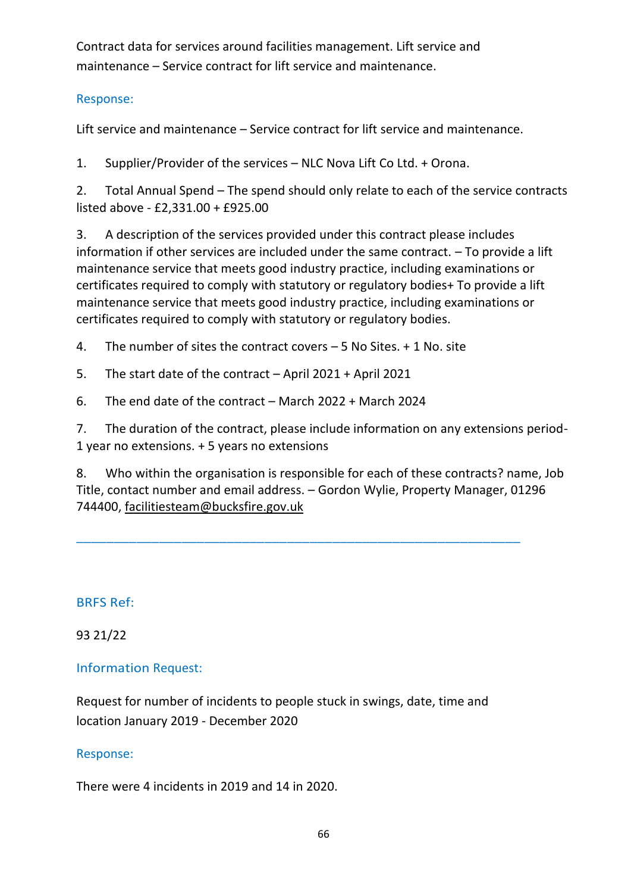Contract data for services around facilities management. Lift service and maintenance – Service contract for lift service and maintenance.

### Response:

Lift service and maintenance – Service contract for lift service and maintenance.

1. Supplier/Provider of the services – NLC Nova Lift Co Ltd. + Orona.

2. Total Annual Spend – The spend should only relate to each of the service contracts listed above - £2,331.00 + £925.00

3. A description of the services provided under this contract please includes information if other services are included under the same contract. – To provide a lift maintenance service that meets good industry practice, including examinations or certificates required to comply with statutory or regulatory bodies+ To provide a lift maintenance service that meets good industry practice, including examinations or certificates required to comply with statutory or regulatory bodies.

4. The number of sites the contract covers – 5 No Sites. + 1 No. site

5. The start date of the contract – April 2021 + April 2021

6. The end date of the contract – March 2022 + March 2024

7. The duration of the contract, please include information on any extensions period- 1 year no extensions. + 5 years no extensions

8. Who within the organisation is responsible for each of these contracts? name, Job Title, contact number and email address. – Gordon Wylie, Property Manager, 01296 744400, facilitiesteam@bucksfire.gov.uk

---

### BRFS Ref:

93 21/22

### Information Request:

Request for number of incidents to people stuck in swings, date, time and location January 2019 - December 2020

### Response:

There were 4 incidents in 2019 and 14 in 2020.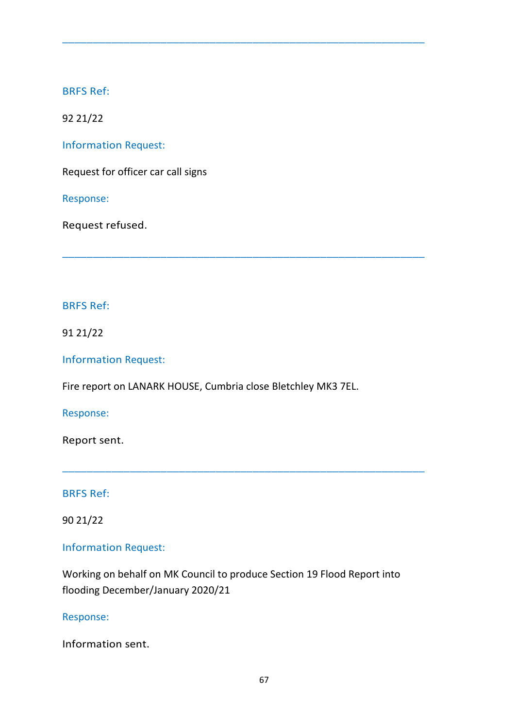---

BRFS Ref:

92 21/22

Information Request:

Request for officer car call signs

Response:

Request refused.

---

BRFS Ref:

91 21/22

Information Request:

Fire report on LANARK HOUSE, Cumbria close Bletchley MK3 7EL.

Response:

Report sent.

---

BRFS Ref:

90 21/22

Information Request:

Working on behalf on MK Council to produce Section 19 Flood Report into flooding December/January 2020/21

Response:

Information sent.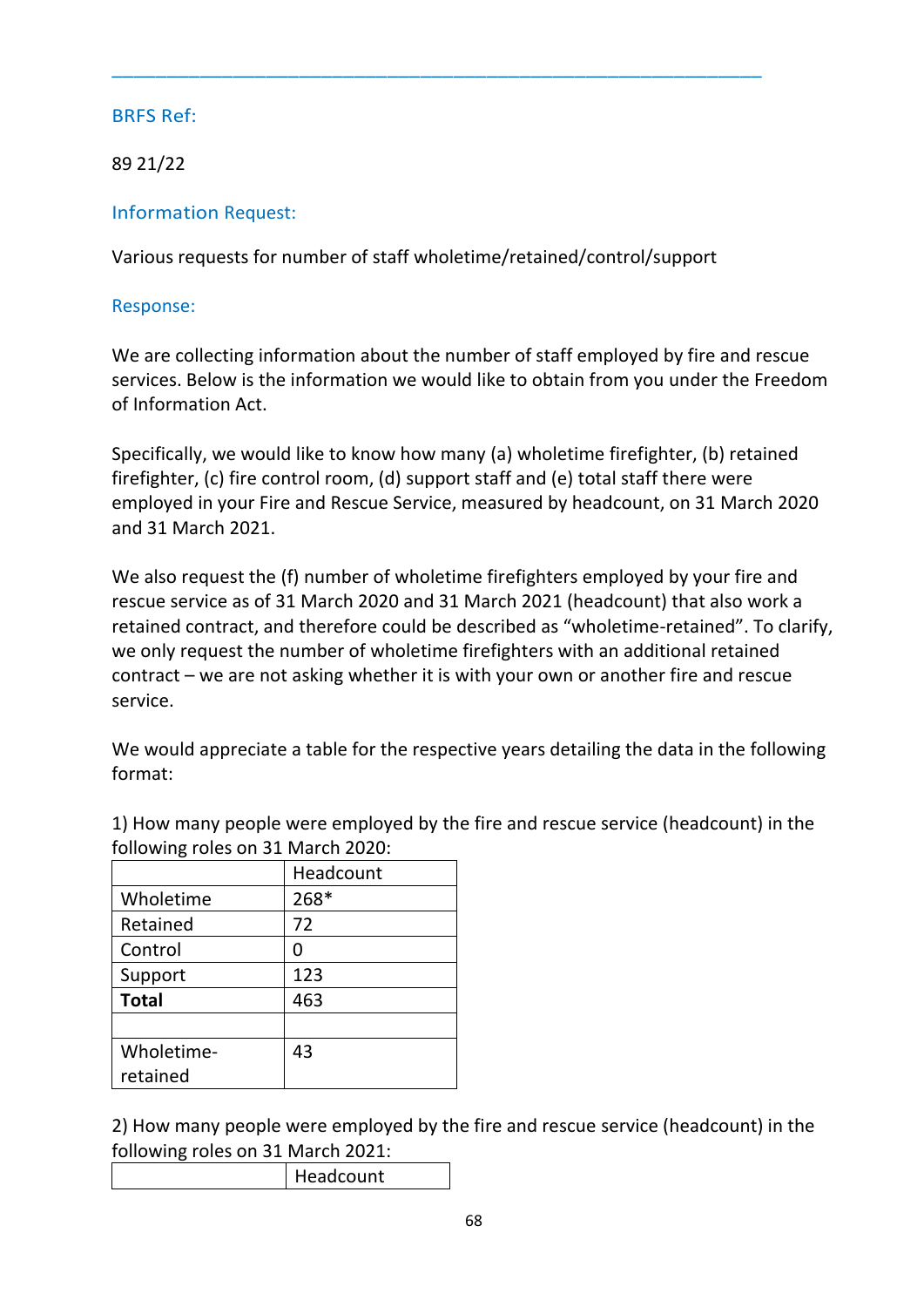---

BRFS Ref:

89 21/22

Information Request:

Various requests for number of staff wholetime/retained/control/support

Response:

We are collecting information about the number of staff employed by fire and rescue services. Below is the information we would like to obtain from you under the Freedom of Information Act.

Specifically, we would like to know how many (a) wholetime firefighter, (b) retained firefighter, (c) fire control room, (d) support staff and (e) total staff there were employed in your Fire and Rescue Service, measured by headcount, on 31 March 2020 and 31 March 2021.

We also request the (f) number of wholetime firefighters employed by your fire and rescue service as of 31 March 2020 and 31 March 2021 (headcount) that also work a retained contract, and therefore could be described as "wholetime-retained". To clarify, we only request the number of wholetime firefighters with an additional retained contract – we are not asking whether it is with your own or another fire and rescue service.

We would appreciate a table for the respective years detailing the data in the following format:

1) How many people were employed by the fire and rescue service (headcount) in the following roles on 31 March 2020:

| | Headcount |
|---|---|
| Wholetime | 268* |
| Retained | 72 |
| Control | 0 |
| Support | 123 |
| **Total** | 463 |
| | |
| Wholetime-retained | 43 |

2) How many people were employed by the fire and rescue service (headcount) in the following roles on 31 March 2021:

| | Headcount |
|---|---|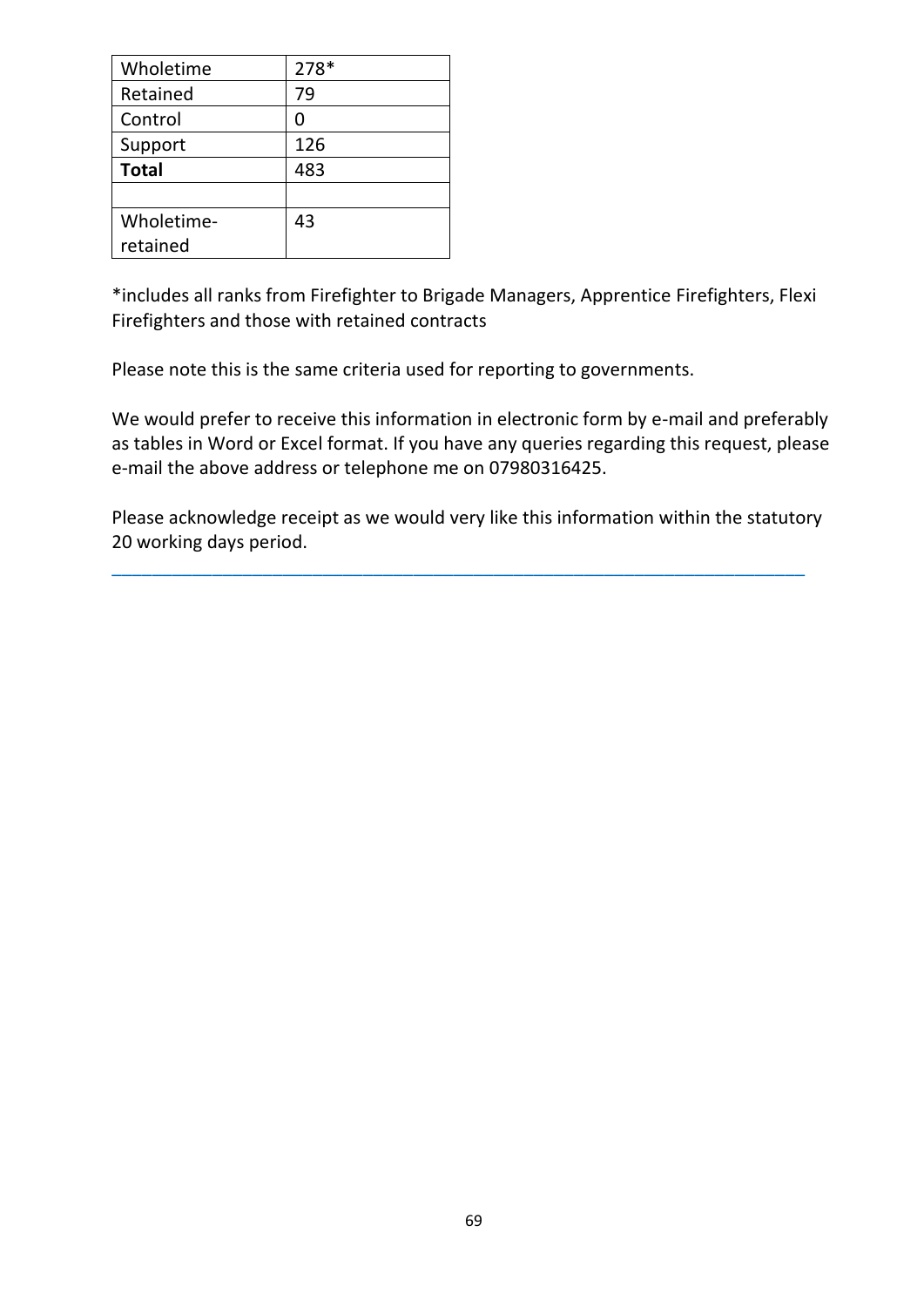| | |
|---|---|
| Wholetime | 278* |
| Retained | 79 |
| Control | 0 |
| Support | 126 |
| **Total** | 483 |
| | |
| Wholetime-retained | 43 |

*includes all ranks from Firefighter to Brigade Managers, Apprentice Firefighters, Flexi Firefighters and those with retained contracts

Please note this is the same criteria used for reporting to governments.

We would prefer to receive this information in electronic form by e-mail and preferably as tables in Word or Excel format. If you have any queries regarding this request, please e-mail the above address or telephone me on 07980316425.

Please acknowledge receipt as we would very like this information within the statutory 20 working days period.

---